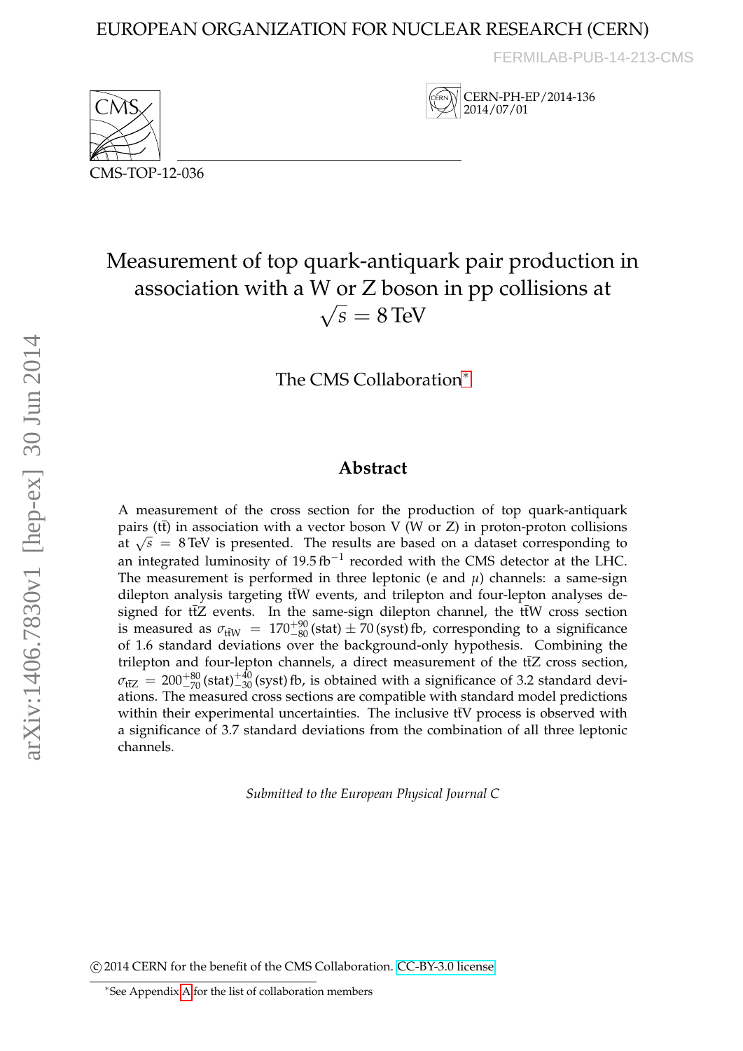EUROPEAN ORGANIZATION FOR NUCLEAR RESEARCH (CERN)

FERMILAB-PUB-14-213-CMS

CERN-PH-EP/2014-136
2014/07/01

CMS-TOP-12-036

# Measurement of top quark-antiquark pair production in association with a W or Z boson in pp collisions at $\sqrt{s} = 8\,\text{TeV}$

The CMS Collaboration*

## Abstract

A measurement of the cross section for the production of top quark-antiquark pairs ($\mathrm{t\bar{t}}$) in association with a vector boson V (W or Z) in proton-proton collisions at $\sqrt{s} = 8\,\text{TeV}$ is presented. The results are based on a dataset corresponding to an integrated luminosity of $19.5\,\text{fb}^{-1}$ recorded with the CMS detector at the LHC. The measurement is performed in three leptonic (e and $\mu$) channels: a same-sign dilepton analysis targeting $\mathrm{t\bar{t}W}$ events, and trilepton and four-lepton analyses designed for $\mathrm{t\bar{t}Z}$ events. In the same-sign dilepton channel, the $\mathrm{t\bar{t}W}$ cross section is measured as $\sigma_{\mathrm{t\bar{t}W}} = 170^{+90}_{-80}\,\text{(stat)} \pm 70\,\text{(syst)}\,\text{fb}$, corresponding to a significance of 1.6 standard deviations over the background-only hypothesis. Combining the trilepton and four-lepton channels, a direct measurement of the $\mathrm{t\bar{t}Z}$ cross section, $\sigma_{\mathrm{t\bar{t}Z}} = 200^{+80}_{-70}\,\text{(stat)}^{+40}_{-30}\,\text{(syst)}\,\text{fb}$, is obtained with a significance of 3.2 standard deviations. The measured cross sections are compatible with standard model predictions within their experimental uncertainties. The inclusive $\mathrm{t\bar{t}V}$ process is observed with a significance of 3.7 standard deviations from the combination of all three leptonic channels.

*Submitted to the European Physical Journal C*

© 2014 CERN for the benefit of the CMS Collaboration. CC-BY-3.0 license

*See Appendix A for the list of collaboration members

arXiv:1406.7830v1 [hep-ex] 30 Jun 2014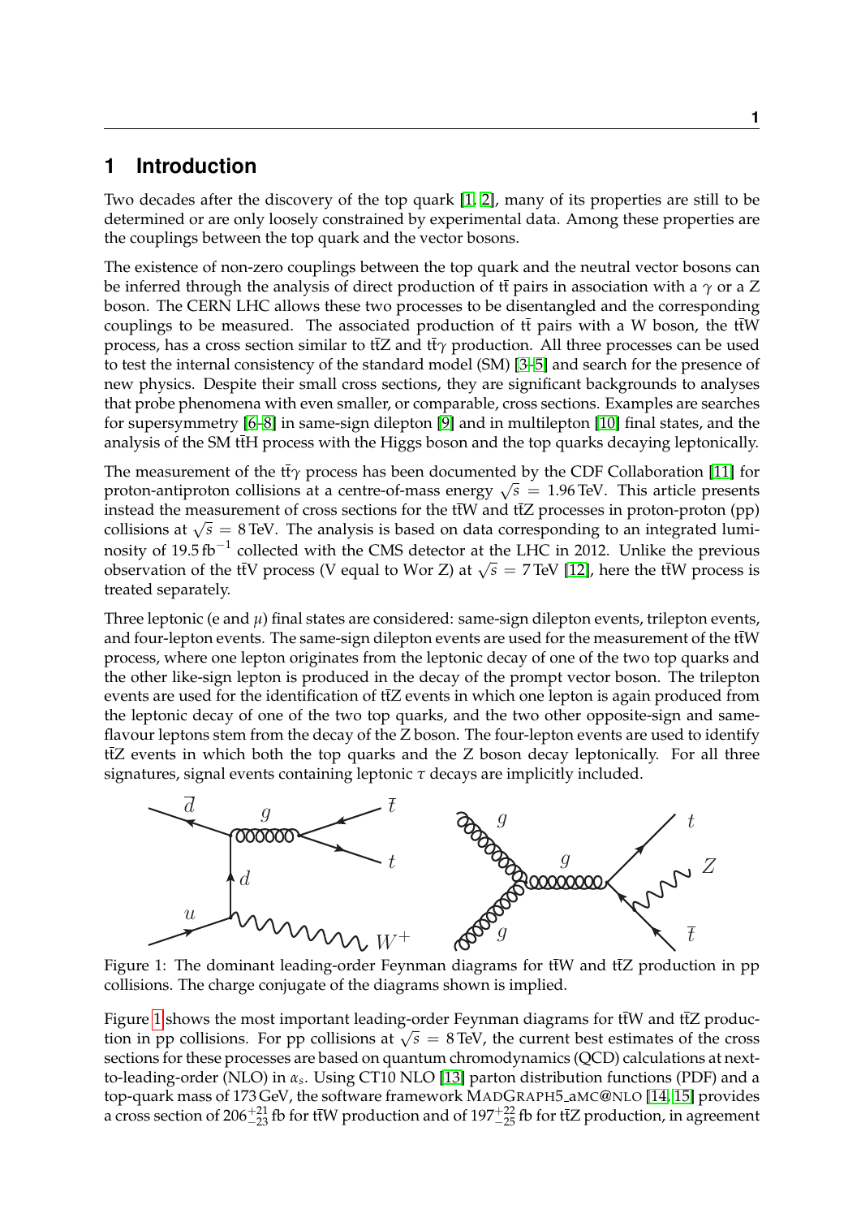# 1 Introduction

Two decades after the discovery of the top quark [1, 2], many of its properties are still to be determined or are only loosely constrained by experimental data. Among these properties are the couplings between the top quark and the vector bosons.

The existence of non-zero couplings between the top quark and the neutral vector bosons can be inferred through the analysis of direct production of $t\bar{t}$ pairs in association with a $\gamma$ or a Z boson. The CERN LHC allows these two processes to be disentangled and the corresponding couplings to be measured. The associated production of $t\bar{t}$ pairs with a W boson, the $t\bar{t}W$ process, has a cross section similar to $t\bar{t}Z$ and $t\bar{t}\gamma$ production. All three processes can be used to test the internal consistency of the standard model (SM) [3–5] and search for the presence of new physics. Despite their small cross sections, they are significant backgrounds to analyses that probe phenomena with even smaller, or comparable, cross sections. Examples are searches for supersymmetry [6–8] in same-sign dilepton [9] and in multilepton [10] final states, and the analysis of the SM $t\bar{t}H$ process with the Higgs boson and the top quarks decaying leptonically.

The measurement of the $t\bar{t}\gamma$ process has been documented by the CDF Collaboration [11] for proton-antiproton collisions at a centre-of-mass energy $\sqrt{s} = 1.96$ TeV. This article presents instead the measurement of cross sections for the $t\bar{t}W$ and $t\bar{t}Z$ processes in proton-proton (pp) collisions at $\sqrt{s} = 8$ TeV. The analysis is based on data corresponding to an integrated luminosity of 19.5 $\mathrm{fb}^{-1}$ collected with the CMS detector at the LHC in 2012. Unlike the previous observation of the $t\bar{t}V$ process (V equal to Wor Z) at $\sqrt{s} = 7$ TeV [12], here the $t\bar{t}W$ process is treated separately.

Three leptonic (e and $\mu$) final states are considered: same-sign dilepton events, trilepton events, and four-lepton events. The same-sign dilepton events are used for the measurement of the $t\bar{t}W$ process, where one lepton originates from the leptonic decay of one of the two top quarks and the other like-sign lepton is produced in the decay of the prompt vector boson. The trilepton events are used for the identification of $t\bar{t}Z$ events in which one lepton is again produced from the leptonic decay of one of the two top quarks, and the two other opposite-sign and same-flavour leptons stem from the decay of the Z boson. The four-lepton events are used to identify $t\bar{t}Z$ events in which both the top quarks and the Z boson decay leptonically. For all three signatures, signal events containing leptonic $\tau$ decays are implicitly included.

Figure 1: The dominant leading-order Feynman diagrams for $t\bar{t}W$ and $t\bar{t}Z$ production in pp collisions. The charge conjugate of the diagrams shown is implied.

Figure 1 shows the most important leading-order Feynman diagrams for $t\bar{t}W$ and $t\bar{t}Z$ production in pp collisions. For pp collisions at $\sqrt{s} = 8$ TeV, the current best estimates of the cross sections for these processes are based on quantum chromodynamics (QCD) calculations at next-to-leading-order (NLO) in $\alpha_s$. Using CT10 NLO [13] parton distribution functions (PDF) and a top-quark mass of 173 GeV, the software framework MADGRAPH5_aMC@NLO [14, 15] provides a cross section of $206^{+21}_{-23}$ fb for $t\bar{t}W$ production and of $197^{+22}_{-25}$ fb for $t\bar{t}Z$ production, in agreement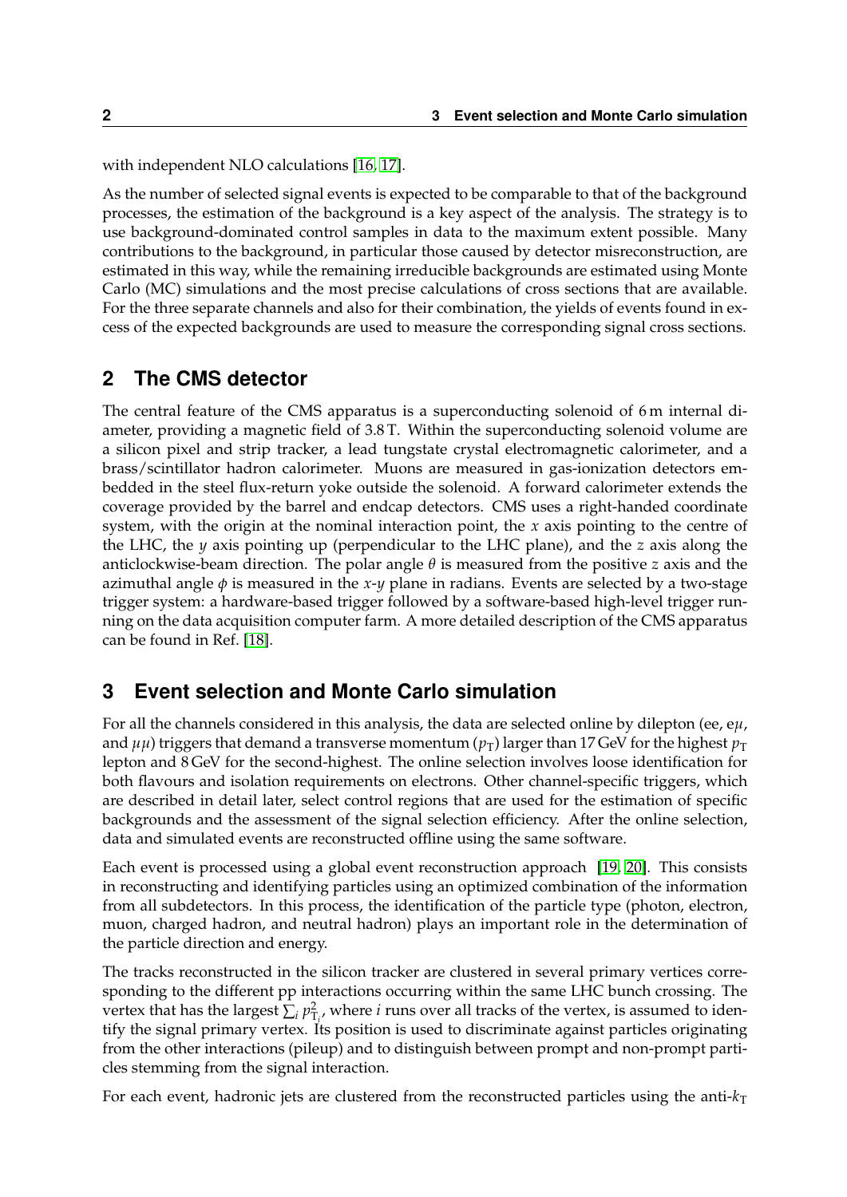with independent NLO calculations [16, 17].

As the number of selected signal events is expected to be comparable to that of the background processes, the estimation of the background is a key aspect of the analysis. The strategy is to use background-dominated control samples in data to the maximum extent possible. Many contributions to the background, in particular those caused by detector misreconstruction, are estimated in this way, while the remaining irreducible backgrounds are estimated using Monte Carlo (MC) simulations and the most precise calculations of cross sections that are available. For the three separate channels and also for their combination, the yields of events found in excess of the expected backgrounds are used to measure the corresponding signal cross sections.

## 2 The CMS detector

The central feature of the CMS apparatus is a superconducting solenoid of 6 m internal diameter, providing a magnetic field of 3.8 T. Within the superconducting solenoid volume are a silicon pixel and strip tracker, a lead tungstate crystal electromagnetic calorimeter, and a brass/scintillator hadron calorimeter. Muons are measured in gas-ionization detectors embedded in the steel flux-return yoke outside the solenoid. A forward calorimeter extends the coverage provided by the barrel and endcap detectors. CMS uses a right-handed coordinate system, with the origin at the nominal interaction point, the $x$ axis pointing to the centre of the LHC, the $y$ axis pointing up (perpendicular to the LHC plane), and the $z$ axis along the anticlockwise-beam direction. The polar angle $\theta$ is measured from the positive $z$ axis and the azimuthal angle $\phi$ is measured in the $x$-$y$ plane in radians. Events are selected by a two-stage trigger system: a hardware-based trigger followed by a software-based high-level trigger running on the data acquisition computer farm. A more detailed description of the CMS apparatus can be found in Ref. [18].

## 3 Event selection and Monte Carlo simulation

For all the channels considered in this analysis, the data are selected online by dilepton (ee, e$\mu$, and $\mu\mu$) triggers that demand a transverse momentum ($p_{\mathrm{T}}$) larger than 17 GeV for the highest $p_{\mathrm{T}}$ lepton and 8 GeV for the second-highest. The online selection involves loose identification for both flavours and isolation requirements on electrons. Other channel-specific triggers, which are described in detail later, select control regions that are used for the estimation of specific backgrounds and the assessment of the signal selection efficiency. After the online selection, data and simulated events are reconstructed offline using the same software.

Each event is processed using a global event reconstruction approach [19, 20]. This consists in reconstructing and identifying particles using an optimized combination of the information from all subdetectors. In this process, the identification of the particle type (photon, electron, muon, charged hadron, and neutral hadron) plays an important role in the determination of the particle direction and energy.

The tracks reconstructed in the silicon tracker are clustered in several primary vertices corresponding to the different pp interactions occurring within the same LHC bunch crossing. The vertex that has the largest $\sum_i p_{\mathrm{T}_i}^2$, where $i$ runs over all tracks of the vertex, is assumed to identify the signal primary vertex. Its position is used to discriminate against particles originating from the other interactions (pileup) and to distinguish between prompt and non-prompt particles stemming from the signal interaction.

For each event, hadronic jets are clustered from the reconstructed particles using the anti-$k_{\mathrm{T}}$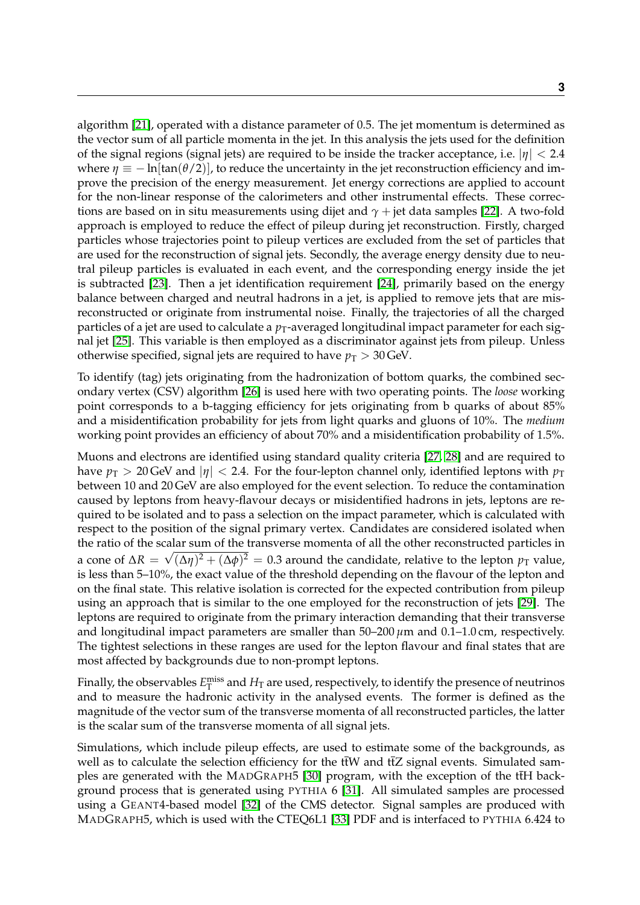algorithm [21], operated with a distance parameter of 0.5. The jet momentum is determined as the vector sum of all particle momenta in the jet. In this analysis the jets used for the definition of the signal regions (signal jets) are required to be inside the tracker acceptance, i.e. $|\eta| < 2.4$ where $\eta \equiv -\ln[\tan(\theta/2)]$, to reduce the uncertainty in the jet reconstruction efficiency and improve the precision of the energy measurement. Jet energy corrections are applied to account for the non-linear response of the calorimeters and other instrumental effects. These corrections are based on in situ measurements using dijet and $\gamma$ + jet data samples [22]. A two-fold approach is employed to reduce the effect of pileup during jet reconstruction. Firstly, charged particles whose trajectories point to pileup vertices are excluded from the set of particles that are used for the reconstruction of signal jets. Secondly, the average energy density due to neutral pileup particles is evaluated in each event, and the corresponding energy inside the jet is subtracted [23]. Then a jet identification requirement [24], primarily based on the energy balance between charged and neutral hadrons in a jet, is applied to remove jets that are misreconstructed or originate from instrumental noise. Finally, the trajectories of all the charged particles of a jet are used to calculate a $p_T$-averaged longitudinal impact parameter for each signal jet [25]. This variable is then employed as a discriminator against jets from pileup. Unless otherwise specified, signal jets are required to have $p_T > 30$ GeV.

To identify (tag) jets originating from the hadronization of bottom quarks, the combined secondary vertex (CSV) algorithm [26] is used here with two operating points. The *loose* working point corresponds to a b-tagging efficiency for jets originating from b quarks of about 85% and a misidentification probability for jets from light quarks and gluons of 10%. The *medium* working point provides an efficiency of about 70% and a misidentification probability of 1.5%.

Muons and electrons are identified using standard quality criteria [27, 28] and are required to have $p_T > 20$ GeV and $|\eta| < 2.4$. For the four-lepton channel only, identified leptons with $p_T$ between 10 and 20 GeV are also employed for the event selection. To reduce the contamination caused by leptons from heavy-flavour decays or misidentified hadrons in jets, leptons are required to be isolated and to pass a selection on the impact parameter, which is calculated with respect to the position of the signal primary vertex. Candidates are considered isolated when the ratio of the scalar sum of the transverse momenta of all the other reconstructed particles in a cone of $\Delta R = \sqrt{(\Delta\eta)^2 + (\Delta\phi)^2} = 0.3$ around the candidate, relative to the lepton $p_T$ value, is less than 5–10%, the exact value of the threshold depending on the flavour of the lepton and on the final state. This relative isolation is corrected for the expected contribution from pileup using an approach that is similar to the one employed for the reconstruction of jets [29]. The leptons are required to originate from the primary interaction demanding that their transverse and longitudinal impact parameters are smaller than 50–200 $\mu$m and 0.1–1.0 cm, respectively. The tightest selections in these ranges are used for the lepton flavour and final states that are most affected by backgrounds due to non-prompt leptons.

Finally, the observables $E_T^{miss}$ and $H_T$ are used, respectively, to identify the presence of neutrinos and to measure the hadronic activity in the analysed events. The former is defined as the magnitude of the vector sum of the transverse momenta of all reconstructed particles, the latter is the scalar sum of the transverse momenta of all signal jets.

Simulations, which include pileup effects, are used to estimate some of the backgrounds, as well as to calculate the selection efficiency for the $t\bar{t}W$ and $t\bar{t}Z$ signal events. Simulated samples are generated with the MADGRAPH5 [30] program, with the exception of the $t\bar{t}H$ background process that is generated using PYTHIA 6 [31]. All simulated samples are processed using a GEANT4-based model [32] of the CMS detector. Signal samples are produced with MADGRAPH5, which is used with the CTEQ6L1 [33] PDF and is interfaced to PYTHIA 6.424 to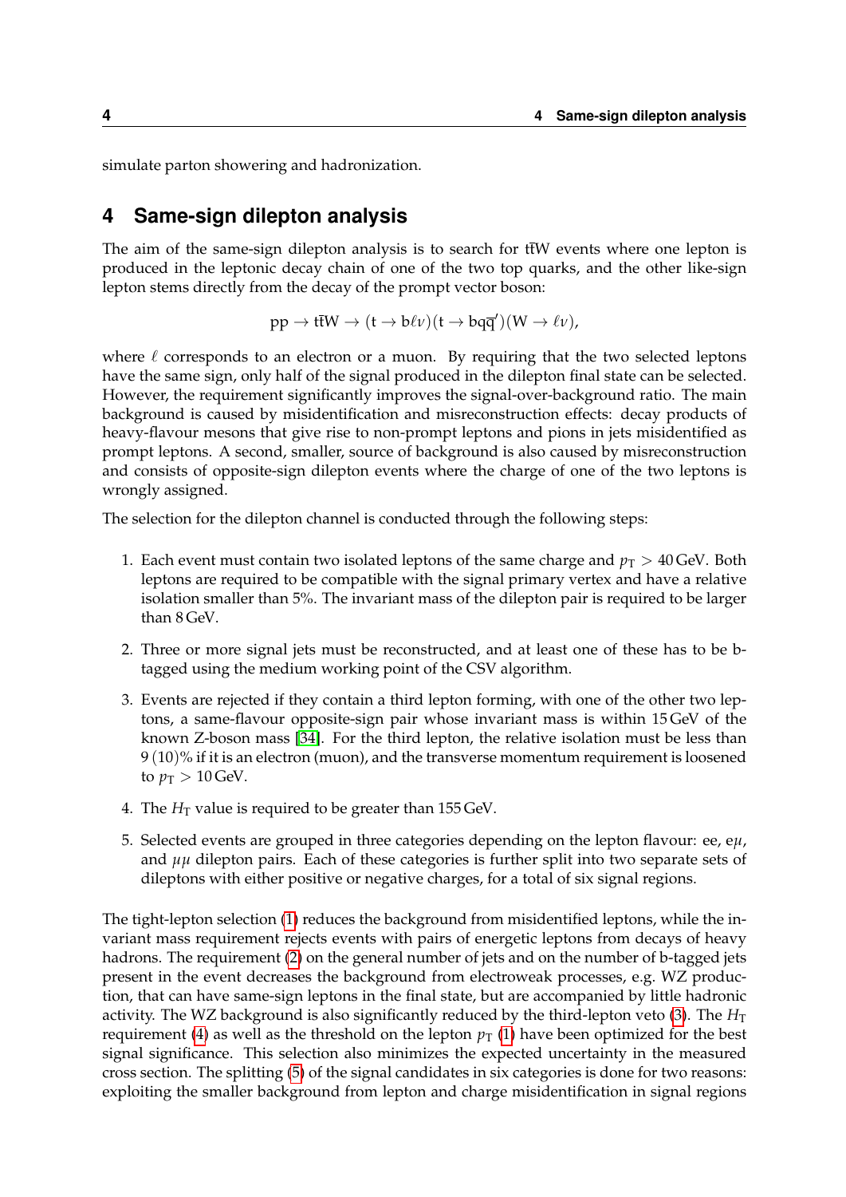simulate parton showering and hadronization.

# 4 Same-sign dilepton analysis

The aim of the same-sign dilepton analysis is to search for $\mathrm{t\bar{t}W}$ events where one lepton is produced in the leptonic decay chain of one of the two top quarks, and the other like-sign lepton stems directly from the decay of the prompt vector boson:

$$\mathrm{pp} \to \mathrm{t\bar{t}W} \to (\mathrm{t} \to \mathrm{b}\ell\nu)(\mathrm{t} \to \mathrm{bq\bar{q}'})(\mathrm{W} \to \ell\nu),$$

where $\ell$ corresponds to an electron or a muon. By requiring that the two selected leptons have the same sign, only half of the signal produced in the dilepton final state can be selected. However, the requirement significantly improves the signal-over-background ratio. The main background is caused by misidentification and misreconstruction effects: decay products of heavy-flavour mesons that give rise to non-prompt leptons and pions in jets misidentified as prompt leptons. A second, smaller, source of background is also caused by misreconstruction and consists of opposite-sign dilepton events where the charge of one of the two leptons is wrongly assigned.

The selection for the dilepton channel is conducted through the following steps:

1. Each event must contain two isolated leptons of the same charge and $p_{\mathrm{T}} > 40\,\mathrm{GeV}$. Both leptons are required to be compatible with the signal primary vertex and have a relative isolation smaller than 5%. The invariant mass of the dilepton pair is required to be larger than 8 GeV.
2. Three or more signal jets must be reconstructed, and at least one of these has to be b-tagged using the medium working point of the CSV algorithm.
3. Events are rejected if they contain a third lepton forming, with one of the other two leptons, a same-flavour opposite-sign pair whose invariant mass is within 15 GeV of the known Z-boson mass [34]. For the third lepton, the relative isolation must be less than 9 (10)% if it is an electron (muon), and the transverse momentum requirement is loosened to $p_{\mathrm{T}} > 10\,\mathrm{GeV}$.
4. The $H_{\mathrm{T}}$ value is required to be greater than 155 GeV.
5. Selected events are grouped in three categories depending on the lepton flavour: ee, e$\mu$, and $\mu\mu$ dilepton pairs. Each of these categories is further split into two separate sets of dileptons with either positive or negative charges, for a total of six signal regions.

The tight-lepton selection (1) reduces the background from misidentified leptons, while the invariant mass requirement rejects events with pairs of energetic leptons from decays of heavy hadrons. The requirement (2) on the general number of jets and on the number of b-tagged jets present in the event decreases the background from electroweak processes, e.g. WZ production, that can have same-sign leptons in the final state, but are accompanied by little hadronic activity. The WZ background is also significantly reduced by the third-lepton veto (3). The $H_{\mathrm{T}}$ requirement (4) as well as the threshold on the lepton $p_{\mathrm{T}}$ (1) have been optimized for the best signal significance. This selection also minimizes the expected uncertainty in the measured cross section. The splitting (5) of the signal candidates in six categories is done for two reasons: exploiting the smaller background from lepton and charge misidentification in signal regions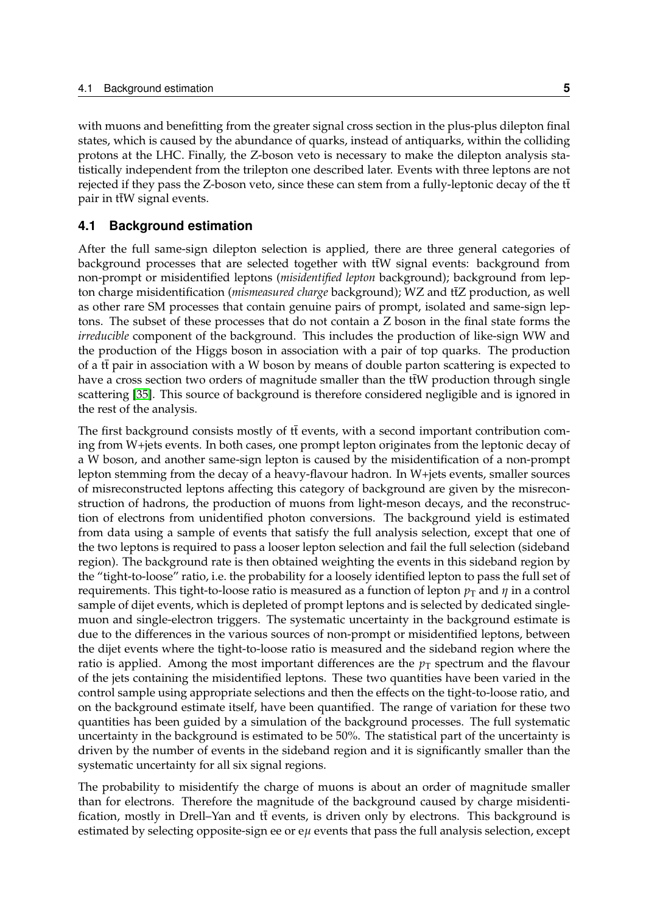with muons and benefitting from the greater signal cross section in the plus-plus dilepton final states, which is caused by the abundance of quarks, instead of antiquarks, within the colliding protons at the LHC. Finally, the Z-boson veto is necessary to make the dilepton analysis statistically independent from the trilepton one described later. Events with three leptons are not rejected if they pass the Z-boson veto, since these can stem from a fully-leptonic decay of the $\mathrm{t\bar{t}}$ pair in $\mathrm{t\bar{t}W}$ signal events.

## 4.1 Background estimation

After the full same-sign dilepton selection is applied, there are three general categories of background processes that are selected together with $\mathrm{t\bar{t}W}$ signal events: background from non-prompt or misidentified leptons (*misidentified lepton* background); background from lepton charge misidentification (*mismeasured charge* background); WZ and $\mathrm{t\bar{t}Z}$ production, as well as other rare SM processes that contain genuine pairs of prompt, isolated and same-sign leptons. The subset of these processes that do not contain a Z boson in the final state forms the *irreducible* component of the background. This includes the production of like-sign WW and the production of the Higgs boson in association with a pair of top quarks. The production of a $\mathrm{t\bar{t}}$ pair in association with a W boson by means of double parton scattering is expected to have a cross section two orders of magnitude smaller than the $\mathrm{t\bar{t}W}$ production through single scattering [35]. This source of background is therefore considered negligible and is ignored in the rest of the analysis.

The first background consists mostly of $\mathrm{t\bar{t}}$ events, with a second important contribution coming from W+jets events. In both cases, one prompt lepton originates from the leptonic decay of a W boson, and another same-sign lepton is caused by the misidentification of a non-prompt lepton stemming from the decay of a heavy-flavour hadron. In W+jets events, smaller sources of misreconstructed leptons affecting this category of background are given by the misreconstruction of hadrons, the production of muons from light-meson decays, and the reconstruction of electrons from unidentified photon conversions. The background yield is estimated from data using a sample of events that satisfy the full analysis selection, except that one of the two leptons is required to pass a looser lepton selection and fail the full selection (sideband region). The background rate is then obtained weighting the events in this sideband region by the "tight-to-loose" ratio, i.e. the probability for a loosely identified lepton to pass the full set of requirements. This tight-to-loose ratio is measured as a function of lepton $p_{\mathrm{T}}$ and $\eta$ in a control sample of dijet events, which is depleted of prompt leptons and is selected by dedicated single-muon and single-electron triggers. The systematic uncertainty in the background estimate is due to the differences in the various sources of non-prompt or misidentified leptons, between the dijet events where the tight-to-loose ratio is measured and the sideband region where the ratio is applied. Among the most important differences are the $p_{\mathrm{T}}$ spectrum and the flavour of the jets containing the misidentified leptons. These two quantities have been varied in the control sample using appropriate selections and then the effects on the tight-to-loose ratio, and on the background estimate itself, have been quantified. The range of variation for these two quantities has been guided by a simulation of the background processes. The full systematic uncertainty in the background is estimated to be 50%. The statistical part of the uncertainty is driven by the number of events in the sideband region and it is significantly smaller than the systematic uncertainty for all six signal regions.

The probability to misidentify the charge of muons is about an order of magnitude smaller than for electrons. Therefore the magnitude of the background caused by charge misidentification, mostly in Drell–Yan and $\mathrm{t\bar{t}}$ events, is driven only by electrons. This background is estimated by selecting opposite-sign ee or e$\mu$ events that pass the full analysis selection, except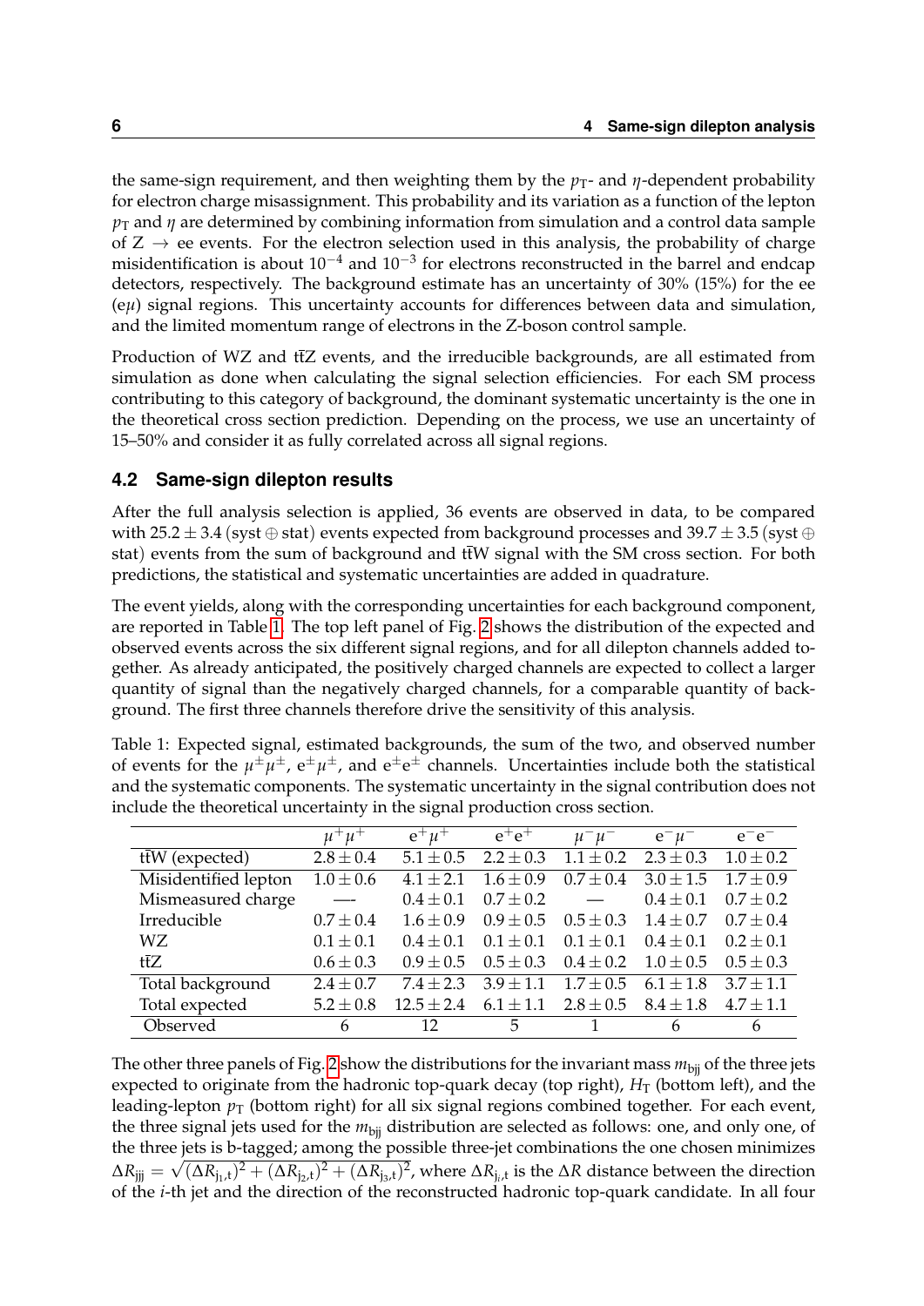the same-sign requirement, and then weighting them by the $p_T$- and $\eta$-dependent probability for electron charge misassignment. This probability and its variation as a function of the lepton $p_T$ and $\eta$ are determined by combining information from simulation and a control data sample of $Z \rightarrow ee$ events. For the electron selection used in this analysis, the probability of charge misidentification is about $10^{-4}$ and $10^{-3}$ for electrons reconstructed in the barrel and endcap detectors, respectively. The background estimate has an uncertainty of 30% (15%) for the ee (e$\mu$) signal regions. This uncertainty accounts for differences between data and simulation, and the limited momentum range of electrons in the Z-boson control sample.

Production of WZ and $\mathrm{t\bar{t}Z}$ events, and the irreducible backgrounds, are all estimated from simulation as done when calculating the signal selection efficiencies. For each SM process contributing to this category of background, the dominant systematic uncertainty is the one in the theoretical cross section prediction. Depending on the process, we use an uncertainty of 15–50% and consider it as fully correlated across all signal regions.

## 4.2 Same-sign dilepton results

After the full analysis selection is applied, 36 events are observed in data, to be compared with $25.2 \pm 3.4$ (syst $\oplus$ stat) events expected from background processes and $39.7 \pm 3.5$ (syst $\oplus$ stat) events from the sum of background and $\mathrm{t\bar{t}W}$ signal with the SM cross section. For both predictions, the statistical and systematic uncertainties are added in quadrature.

The event yields, along with the corresponding uncertainties for each background component, are reported in Table 1. The top left panel of Fig. 2 shows the distribution of the expected and observed events across the six different signal regions, and for all dilepton channels added together. As already anticipated, the positively charged channels are expected to collect a larger quantity of signal than the negatively charged channels, for a comparable quantity of background. The first three channels therefore drive the sensitivity of this analysis.

Table 1: Expected signal, estimated backgrounds, the sum of the two, and observed number of events for the $\mu^\pm\mu^\pm$, $e^\pm\mu^\pm$, and $e^\pm e^\pm$ channels. Uncertainties include both the statistical and the systematic components. The systematic uncertainty in the signal contribution does not include the theoretical uncertainty in the signal production cross section.

| | $\mu^+\mu^+$ | $e^+\mu^+$ | $e^+e^+$ | $\mu^-\mu^-$ | $e^-\mu^-$ | $e^-e^-$ |
|---|---|---|---|---|---|---|
| $\mathrm{t\bar{t}W}$ (expected) | $2.8 \pm 0.4$ | $5.1 \pm 0.5$ | $2.2 \pm 0.3$ | $1.1 \pm 0.2$ | $2.3 \pm 0.3$ | $1.0 \pm 0.2$ |
| Misidentified lepton | $1.0 \pm 0.6$ | $4.1 \pm 2.1$ | $1.6 \pm 0.9$ | $0.7 \pm 0.4$ | $3.0 \pm 1.5$ | $1.7 \pm 0.9$ |
| Mismeasured charge | — | $0.4 \pm 0.1$ | $0.7 \pm 0.2$ | — | $0.4 \pm 0.1$ | $0.7 \pm 0.2$ |
| Irreducible | $0.7 \pm 0.4$ | $1.6 \pm 0.9$ | $0.9 \pm 0.5$ | $0.5 \pm 0.3$ | $1.4 \pm 0.7$ | $0.7 \pm 0.4$ |
| WZ | $0.1 \pm 0.1$ | $0.4 \pm 0.1$ | $0.1 \pm 0.1$ | $0.1 \pm 0.1$ | $0.4 \pm 0.1$ | $0.2 \pm 0.1$ |
| $\mathrm{t\bar{t}Z}$ | $0.6 \pm 0.3$ | $0.9 \pm 0.5$ | $0.5 \pm 0.3$ | $0.4 \pm 0.2$ | $1.0 \pm 0.5$ | $0.5 \pm 0.3$ |
| Total background | $2.4 \pm 0.7$ | $7.4 \pm 2.3$ | $3.9 \pm 1.1$ | $1.7 \pm 0.5$ | $6.1 \pm 1.8$ | $3.7 \pm 1.1$ |
| Total expected | $5.2 \pm 0.8$ | $12.5 \pm 2.4$ | $6.1 \pm 1.1$ | $2.8 \pm 0.5$ | $8.4 \pm 1.8$ | $4.7 \pm 1.1$ |
| Observed | 6 | 12 | 5 | 1 | 6 | 6 |

The other three panels of Fig. 2 show the distributions for the invariant mass $m_{\mathrm{bjj}}$ of the three jets expected to originate from the hadronic top-quark decay (top right), $H_T$ (bottom left), and the leading-lepton $p_T$ (bottom right) for all six signal regions combined together. For each event, the three signal jets used for the $m_{\mathrm{bjj}}$ distribution are selected as follows: one, and only one, of the three jets is b-tagged; among the possible three-jet combinations the one chosen minimizes $\Delta R_{\mathrm{jjj}} = \sqrt{(\Delta R_{\mathrm{j_1,t}})^2 + (\Delta R_{\mathrm{j_2,t}})^2 + (\Delta R_{\mathrm{j_3,t}})^2}$, where $\Delta R_{\mathrm{j_i,t}}$ is the $\Delta R$ distance between the direction of the $i$-th jet and the direction of the reconstructed hadronic top-quark candidate. In all four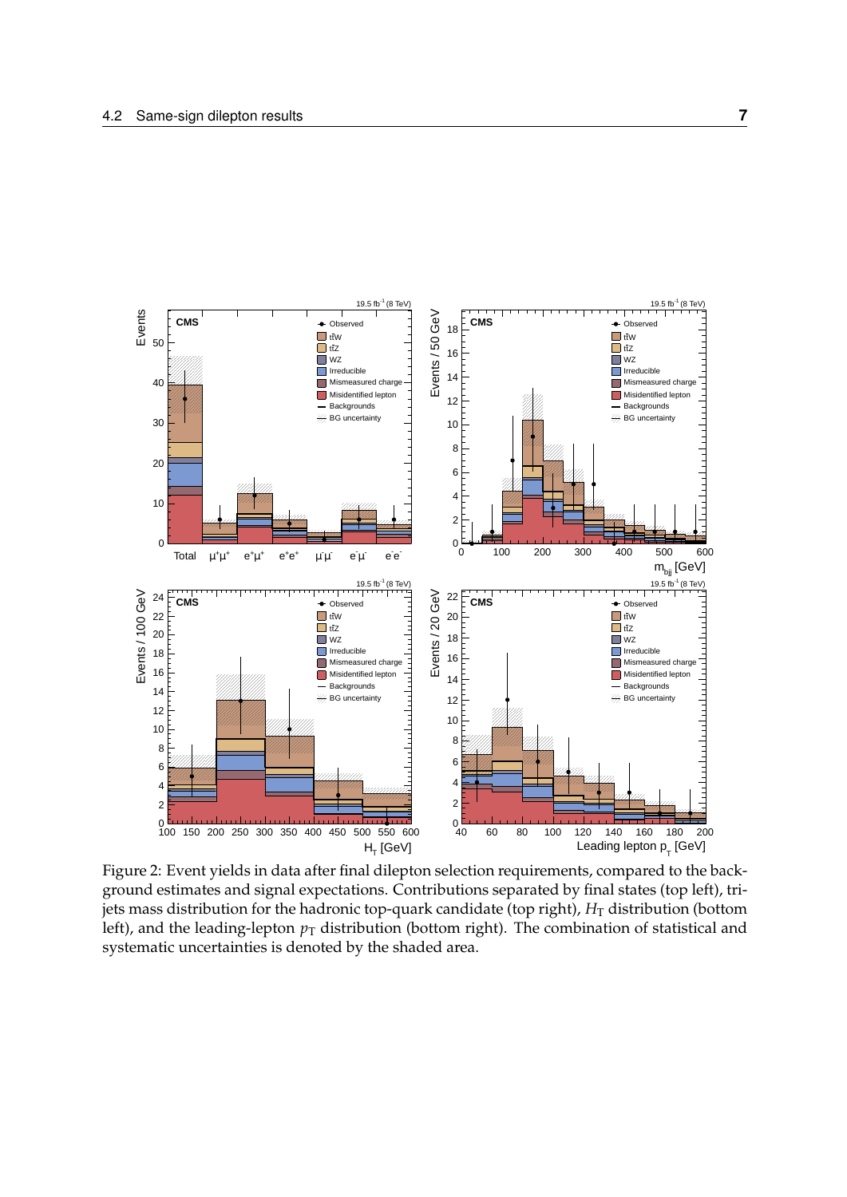Figure 2: Event yields in data after final dilepton selection requirements, compared to the background estimates and signal expectations. Contributions separated by final states (top left), trijets mass distribution for the hadronic top-quark candidate (top right), $H_T$ distribution (bottom left), and the leading-lepton $p_T$ distribution (bottom right). The combination of statistical and systematic uncertainties is denoted by the shaded area.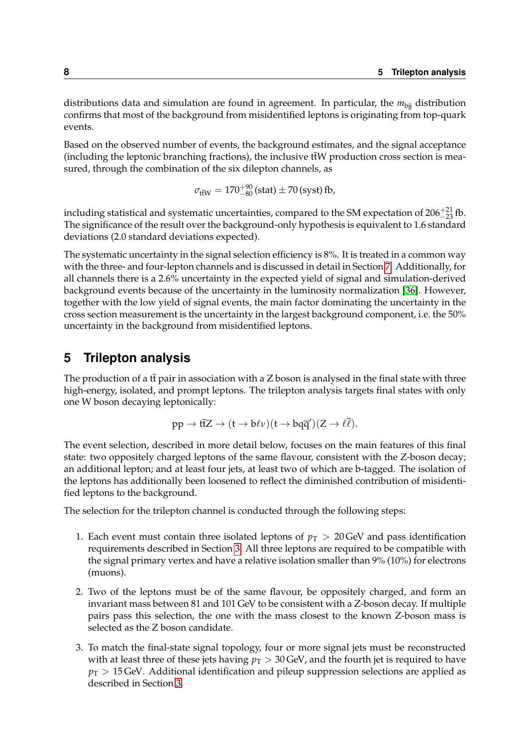distributions data and simulation are found in agreement. In particular, the $m_{\mathrm{bjj}}$ distribution confirms that most of the background from misidentified leptons is originating from top-quark events.

Based on the observed number of events, the background estimates, and the signal acceptance (including the leptonic branching fractions), the inclusive $\mathrm{t\bar{t}W}$ production cross section is measured, through the combination of the six dilepton channels, as

$$\sigma_{\mathrm{t\bar{t}W}} = 170^{+90}_{-80}\,(\mathrm{stat}) \pm 70\,(\mathrm{syst})\,\mathrm{fb},$$

including statistical and systematic uncertainties, compared to the SM expectation of $206^{+21}_{-23}$ fb. The significance of the result over the background-only hypothesis is equivalent to 1.6 standard deviations (2.0 standard deviations expected).

The systematic uncertainty in the signal selection efficiency is 8%. It is treated in a common way with the three- and four-lepton channels and is discussed in detail in Section 7. Additionally, for all channels there is a 2.6% uncertainty in the expected yield of signal and simulation-derived background events because of the uncertainty in the luminosity normalization [36]. However, together with the low yield of signal events, the main factor dominating the uncertainty in the cross section measurement is the uncertainty in the largest background component, i.e. the 50% uncertainty in the background from misidentified leptons.

## 5 Trilepton analysis

The production of a $\mathrm{t\bar{t}}$ pair in association with a Z boson is analysed in the final state with three high-energy, isolated, and prompt leptons. The trilepton analysis targets final states with only one W boson decaying leptonically:

$$\mathrm{pp} \to \mathrm{t\bar{t}Z} \to (\mathrm{t} \to \mathrm{b}\ell\nu)(\mathrm{t} \to \mathrm{bq\bar{q}'})(\mathrm{Z} \to \ell\bar{\ell}).$$

The event selection, described in more detail below, focuses on the main features of this final state: two oppositely charged leptons of the same flavour, consistent with the Z-boson decay; an additional lepton; and at least four jets, at least two of which are b-tagged. The isolation of the leptons has additionally been loosened to reflect the diminished contribution of misidentified leptons to the background.

The selection for the trilepton channel is conducted through the following steps:

1. Each event must contain three isolated leptons of $p_{\mathrm{T}} > 20\,\mathrm{GeV}$ and pass identification requirements described in Section 3. All three leptons are required to be compatible with the signal primary vertex and have a relative isolation smaller than 9% (10%) for electrons (muons).

2. Two of the leptons must be of the same flavour, be oppositely charged, and form an invariant mass between 81 and 101 GeV to be consistent with a Z-boson decay. If multiple pairs pass this selection, the one with the mass closest to the known Z-boson mass is selected as the Z boson candidate.

3. To match the final-state signal topology, four or more signal jets must be reconstructed with at least three of these jets having $p_{\mathrm{T}} > 30\,\mathrm{GeV}$, and the fourth jet is required to have $p_{\mathrm{T}} > 15\,\mathrm{GeV}$. Additional identification and pileup suppression selections are applied as described in Section 3.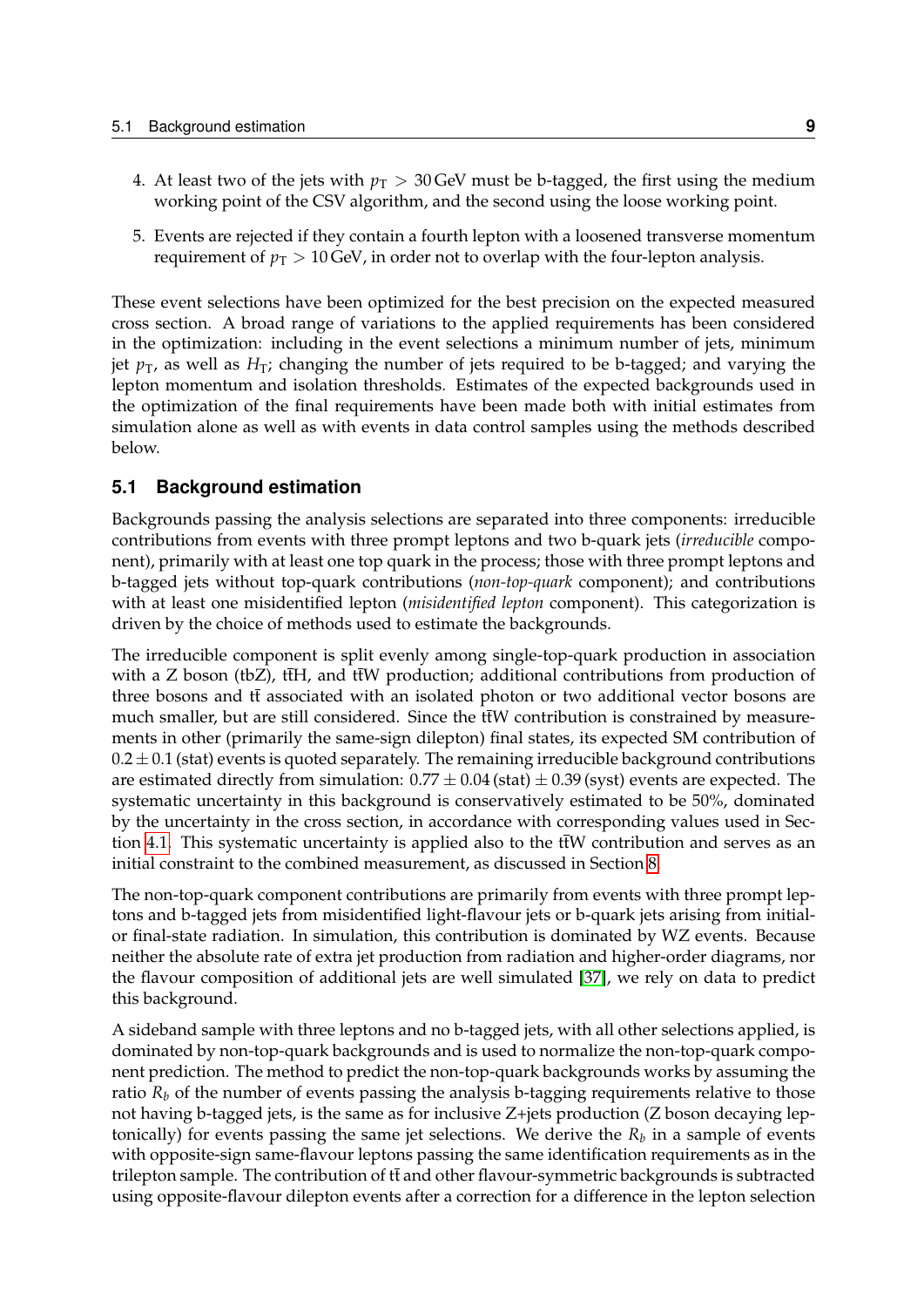4. At least two of the jets with $p_T > 30\,\text{GeV}$ must be b-tagged, the first using the medium working point of the CSV algorithm, and the second using the loose working point.
5. Events are rejected if they contain a fourth lepton with a loosened transverse momentum requirement of $p_T > 10\,\text{GeV}$, in order not to overlap with the four-lepton analysis.

These event selections have been optimized for the best precision on the expected measured cross section. A broad range of variations to the applied requirements has been considered in the optimization: including in the event selections a minimum number of jets, minimum jet $p_T$, as well as $H_T$; changing the number of jets required to be b-tagged; and varying the lepton momentum and isolation thresholds. Estimates of the expected backgrounds used in the optimization of the final requirements have been made both with initial estimates from simulation alone as well as with events in data control samples using the methods described below.

### 5.1 Background estimation

Backgrounds passing the analysis selections are separated into three components: irreducible contributions from events with three prompt leptons and two b-quark jets (*irreducible* component), primarily with at least one top quark in the process; those with three prompt leptons and b-tagged jets without top-quark contributions (*non-top-quark* component); and contributions with at least one misidentified lepton (*misidentified lepton* component). This categorization is driven by the choice of methods used to estimate the backgrounds.

The irreducible component is split evenly among single-top-quark production in association with a Z boson (tbZ), $\mathrm{t\bar{t}H}$, and $\mathrm{t\bar{t}W}$ production; additional contributions from production of three bosons and $\mathrm{t\bar{t}}$ associated with an isolated photon or two additional vector bosons are much smaller, but are still considered. Since the $\mathrm{t\bar{t}W}$ contribution is constrained by measurements in other (primarily the same-sign dilepton) final states, its expected SM contribution of $0.2 \pm 0.1\,\text{(stat)}$ events is quoted separately. The remaining irreducible background contributions are estimated directly from simulation: $0.77 \pm 0.04\,\text{(stat)} \pm 0.39\,\text{(syst)}$ events are expected. The systematic uncertainty in this background is conservatively estimated to be 50%, dominated by the uncertainty in the cross section, in accordance with corresponding values used in Section 4.1. This systematic uncertainty is applied also to the $\mathrm{t\bar{t}W}$ contribution and serves as an initial constraint to the combined measurement, as discussed in Section 8.

The non-top-quark component contributions are primarily from events with three prompt leptons and b-tagged jets from misidentified light-flavour jets or b-quark jets arising from initial- or final-state radiation. In simulation, this contribution is dominated by WZ events. Because neither the absolute rate of extra jet production from radiation and higher-order diagrams, nor the flavour composition of additional jets are well simulated [37], we rely on data to predict this background.

A sideband sample with three leptons and no b-tagged jets, with all other selections applied, is dominated by non-top-quark backgrounds and is used to normalize the non-top-quark component prediction. The method to predict the non-top-quark backgrounds works by assuming the ratio $R_b$ of the number of events passing the analysis b-tagging requirements relative to those not having b-tagged jets, is the same as for inclusive Z+jets production (Z boson decaying leptonically) for events passing the same jet selections. We derive the $R_b$ in a sample of events with opposite-sign same-flavour leptons passing the same identification requirements as in the trilepton sample. The contribution of $\mathrm{t\bar{t}}$ and other flavour-symmetric backgrounds is subtracted using opposite-flavour dilepton events after a correction for a difference in the lepton selection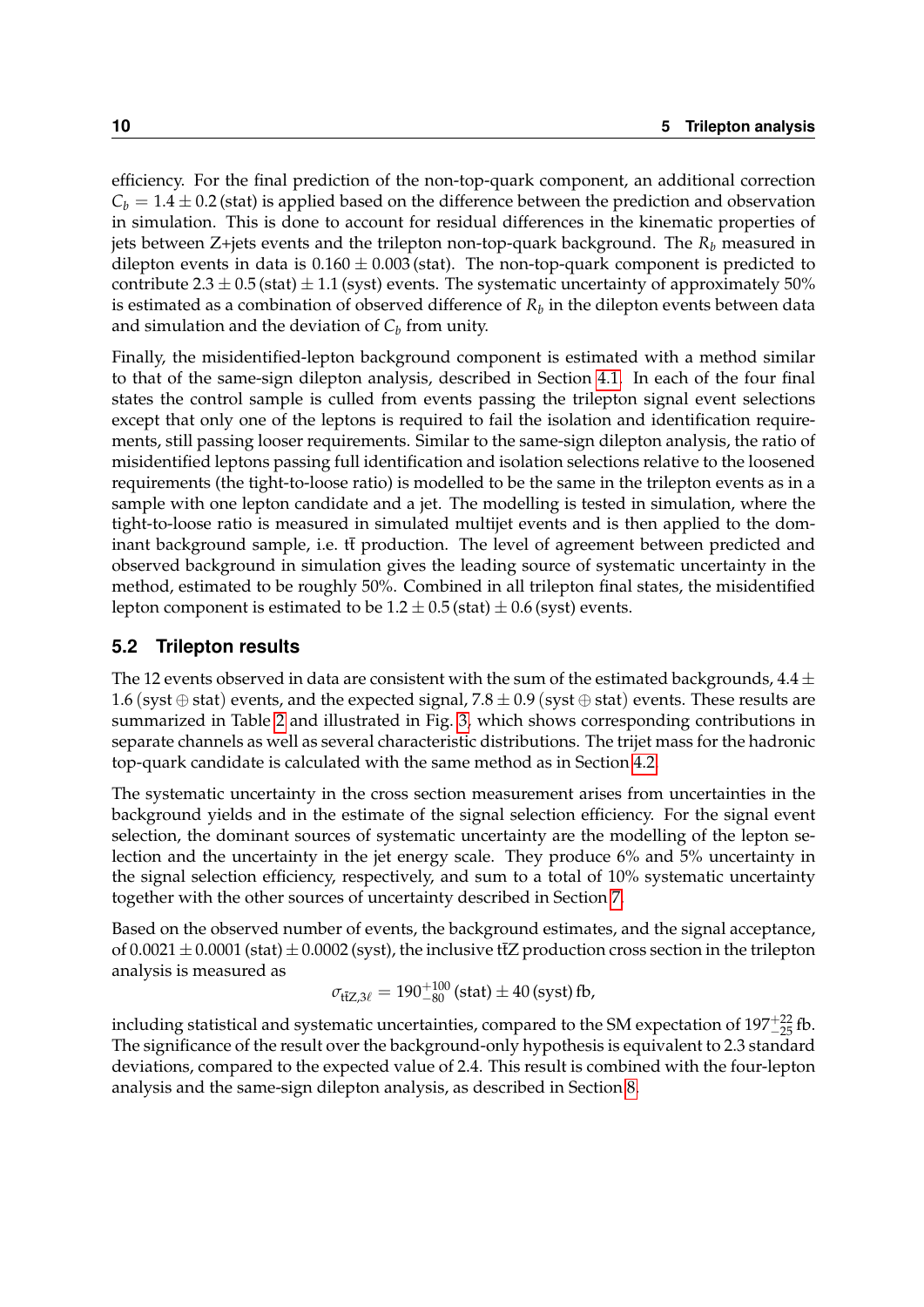efficiency. For the final prediction of the non-top-quark component, an additional correction $C_b = 1.4 \pm 0.2\,\text{(stat)}$ is applied based on the difference between the prediction and observation in simulation. This is done to account for residual differences in the kinematic properties of jets between Z+jets events and the trilepton non-top-quark background. The $R_b$ measured in dilepton events in data is $0.160 \pm 0.003\,\text{(stat)}$. The non-top-quark component is predicted to contribute $2.3 \pm 0.5\,\text{(stat)} \pm 1.1\,\text{(syst)}$ events. The systematic uncertainty of approximately 50% is estimated as a combination of observed difference of $R_b$ in the dilepton events between data and simulation and the deviation of $C_b$ from unity.

Finally, the misidentified-lepton background component is estimated with a method similar to that of the same-sign dilepton analysis, described in Section 4.1. In each of the four final states the control sample is culled from events passing the trilepton signal event selections except that only one of the leptons is required to fail the isolation and identification requirements, still passing looser requirements. Similar to the same-sign dilepton analysis, the ratio of misidentified leptons passing full identification and isolation selections relative to the loosened requirements (the tight-to-loose ratio) is modelled to be the same in the trilepton events as in a sample with one lepton candidate and a jet. The modelling is tested in simulation, where the tight-to-loose ratio is measured in simulated multijet events and is then applied to the dominant background sample, i.e. $\mathrm{t\bar{t}}$ production. The level of agreement between predicted and observed background in simulation gives the leading source of systematic uncertainty in the method, estimated to be roughly 50%. Combined in all trilepton final states, the misidentified lepton component is estimated to be $1.2 \pm 0.5\,\text{(stat)} \pm 0.6\,\text{(syst)}$ events.

## 5.2 Trilepton results

The 12 events observed in data are consistent with the sum of the estimated backgrounds, $4.4 \pm 1.6\,(\text{syst} \oplus \text{stat})$ events, and the expected signal, $7.8 \pm 0.9\,(\text{syst} \oplus \text{stat})$ events. These results are summarized in Table 2 and illustrated in Fig. 3, which shows corresponding contributions in separate channels as well as several characteristic distributions. The trijet mass for the hadronic top-quark candidate is calculated with the same method as in Section 4.2.

The systematic uncertainty in the cross section measurement arises from uncertainties in the background yields and in the estimate of the signal selection efficiency. For the signal event selection, the dominant sources of systematic uncertainty are the modelling of the lepton selection and the uncertainty in the jet energy scale. They produce 6% and 5% uncertainty in the signal selection efficiency, respectively, and sum to a total of 10% systematic uncertainty together with the other sources of uncertainty described in Section 7.

Based on the observed number of events, the background estimates, and the signal acceptance, of $0.0021 \pm 0.0001\,\text{(stat)} \pm 0.0002\,\text{(syst)}$, the inclusive $\mathrm{t\bar{t}Z}$ production cross section in the trilepton analysis is measured as

$$\sigma_{\mathrm{t\bar{t}Z},3\ell} = 190^{+100}_{-80}\,\text{(stat)} \pm 40\,\text{(syst)}\,\text{fb},$$

including statistical and systematic uncertainties, compared to the SM expectation of $197^{+22}_{-25}$ fb. The significance of the result over the background-only hypothesis is equivalent to 2.3 standard deviations, compared to the expected value of 2.4. This result is combined with the four-lepton analysis and the same-sign dilepton analysis, as described in Section 8.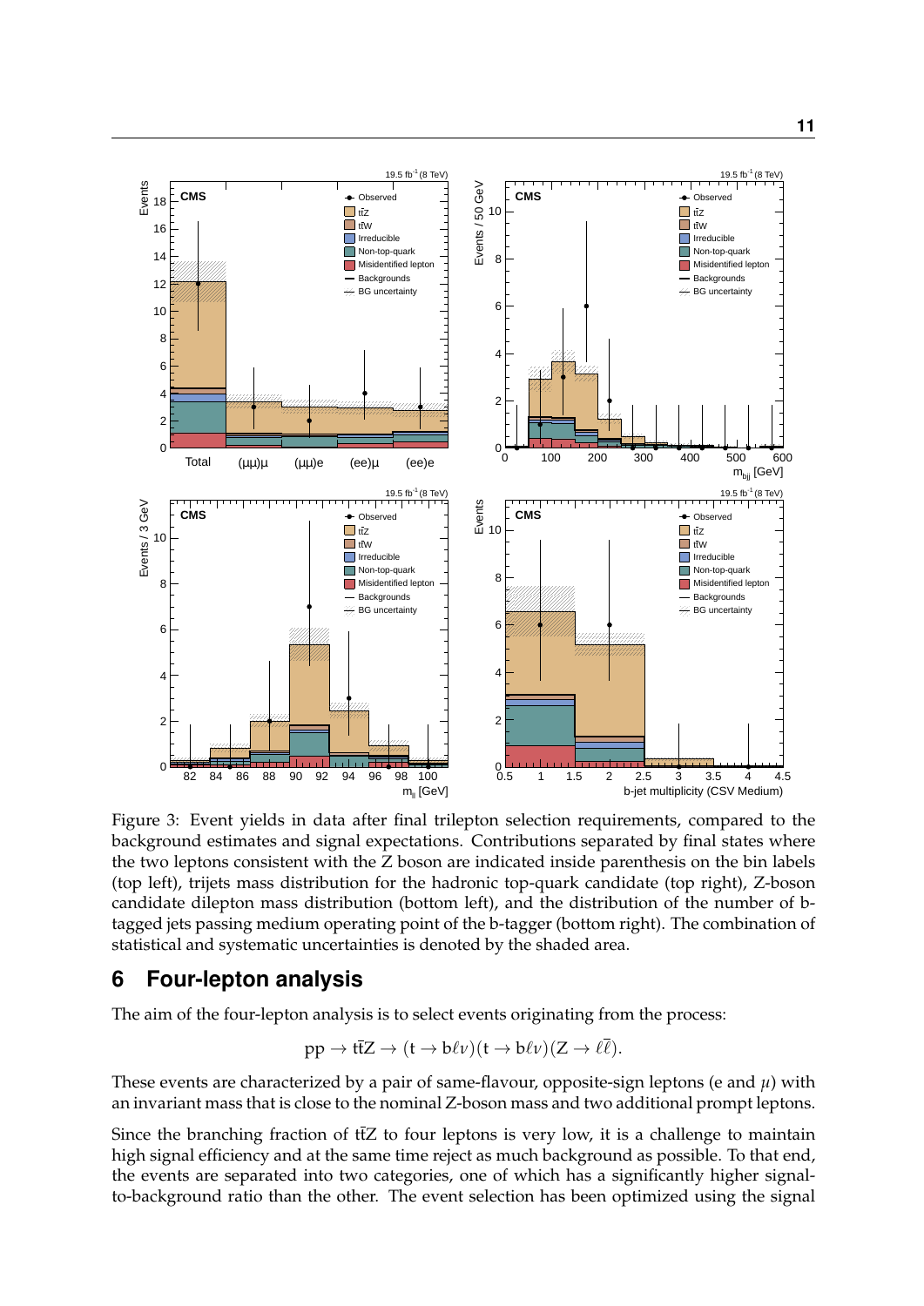Figure 3: Event yields in data after final trilepton selection requirements, compared to the background estimates and signal expectations. Contributions separated by final states where the two leptons consistent with the Z boson are indicated inside parenthesis on the bin labels (top left), trijets mass distribution for the hadronic top-quark candidate (top right), Z-boson candidate dilepton mass distribution (bottom left), and the distribution of the number of b-tagged jets passing medium operating point of the b-tagger (bottom right). The combination of statistical and systematic uncertainties is denoted by the shaded area.

## 6 Four-lepton analysis

The aim of the four-lepton analysis is to select events originating from the process:

$$\mathrm{pp} \rightarrow \mathrm{t\bar{t}Z} \rightarrow (\mathrm{t} \rightarrow \mathrm{b}\ell\nu)(\mathrm{t} \rightarrow \mathrm{b}\ell\nu)(\mathrm{Z} \rightarrow \ell\bar{\ell}).$$

These events are characterized by a pair of same-flavour, opposite-sign leptons (e and $\mu$) with an invariant mass that is close to the nominal Z-boson mass and two additional prompt leptons.

Since the branching fraction of $\mathrm{t\bar{t}Z}$ to four leptons is very low, it is a challenge to maintain high signal efficiency and at the same time reject as much background as possible. To that end, the events are separated into two categories, one of which has a significantly higher signal-to-background ratio than the other. The event selection has been optimized using the signal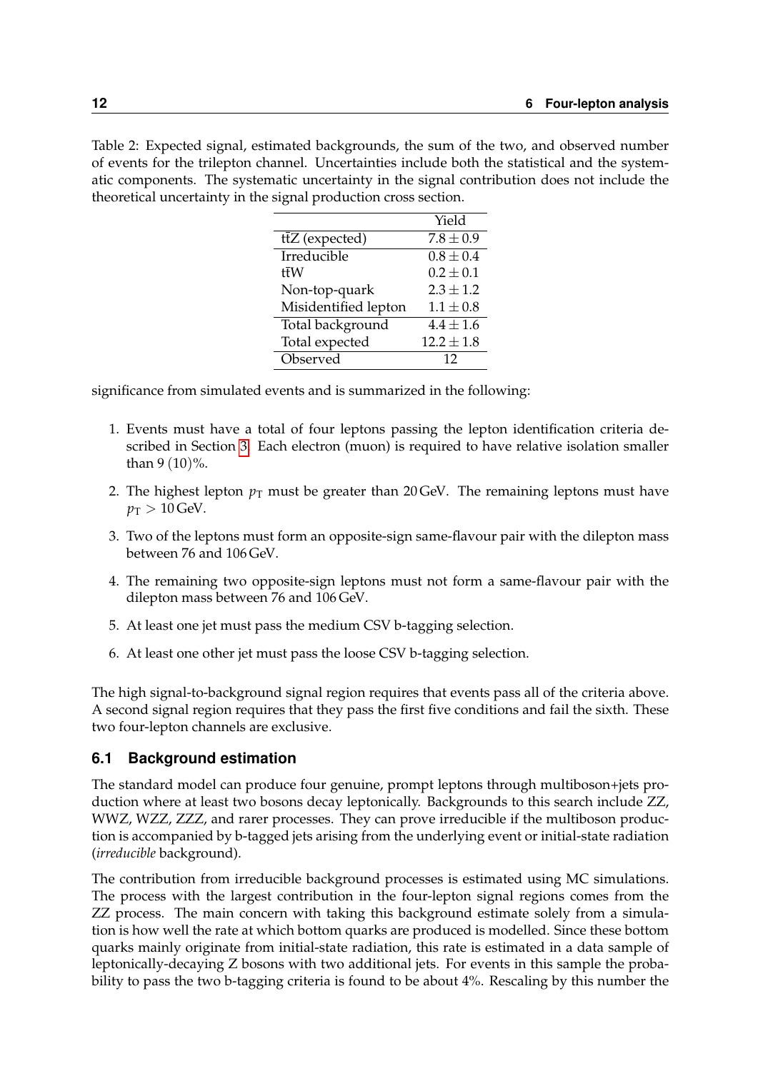Table 2: Expected signal, estimated backgrounds, the sum of the two, and observed number of events for the trilepton channel. Uncertainties include both the statistical and the systematic components. The systematic uncertainty in the signal contribution does not include the theoretical uncertainty in the signal production cross section.

| | Yield |
|---|---|
| $\mathrm{t\bar{t}Z}$ (expected) | $7.8 \pm 0.9$ |
| Irreducible | $0.8 \pm 0.4$ |
| $\mathrm{t\bar{t}W}$ | $0.2 \pm 0.1$ |
| Non-top-quark | $2.3 \pm 1.2$ |
| Misidentified lepton | $1.1 \pm 0.8$ |
| Total background | $4.4 \pm 1.6$ |
| Total expected | $12.2 \pm 1.8$ |
| Observed | 12 |

significance from simulated events and is summarized in the following:

1. Events must have a total of four leptons passing the lepton identification criteria described in Section 3. Each electron (muon) is required to have relative isolation smaller than 9 (10)%.
2. The highest lepton $p_{\mathrm{T}}$ must be greater than 20 GeV. The remaining leptons must have $p_{\mathrm{T}} > 10\,\mathrm{GeV}$.
3. Two of the leptons must form an opposite-sign same-flavour pair with the dilepton mass between 76 and 106 GeV.
4. The remaining two opposite-sign leptons must not form a same-flavour pair with the dilepton mass between 76 and 106 GeV.
5. At least one jet must pass the medium CSV b-tagging selection.
6. At least one other jet must pass the loose CSV b-tagging selection.

The high signal-to-background signal region requires that events pass all of the criteria above. A second signal region requires that they pass the first five conditions and fail the sixth. These two four-lepton channels are exclusive.

## 6.1 Background estimation

The standard model can produce four genuine, prompt leptons through multiboson+jets production where at least two bosons decay leptonically. Backgrounds to this search include ZZ, WWZ, WZZ, ZZZ, and rarer processes. They can prove irreducible if the multiboson production is accompanied by b-tagged jets arising from the underlying event or initial-state radiation (*irreducible* background).

The contribution from irreducible background processes is estimated using MC simulations. The process with the largest contribution in the four-lepton signal regions comes from the ZZ process. The main concern with taking this background estimate solely from a simulation is how well the rate at which bottom quarks are produced is modelled. Since these bottom quarks mainly originate from initial-state radiation, this rate is estimated in a data sample of leptonically-decaying Z bosons with two additional jets. For events in this sample the probability to pass the two b-tagging criteria is found to be about 4%. Rescaling by this number the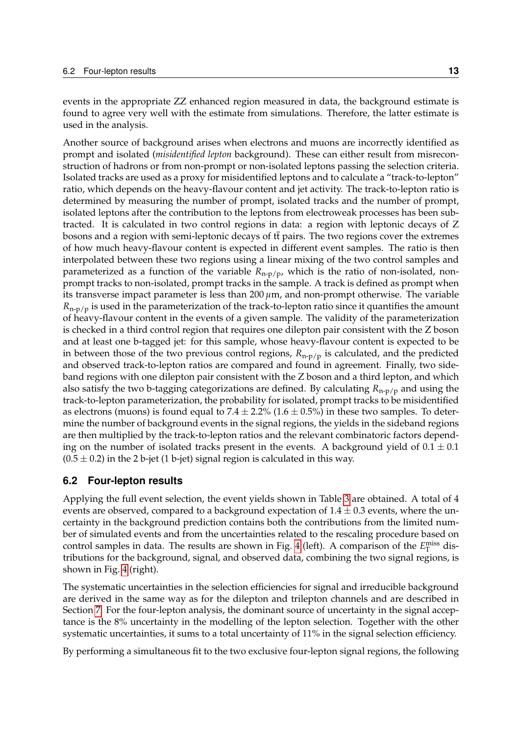events in the appropriate ZZ enhanced region measured in data, the background estimate is found to agree very well with the estimate from simulations. Therefore, the latter estimate is used in the analysis.

Another source of background arises when electrons and muons are incorrectly identified as prompt and isolated (*misidentified lepton* background). These can either result from misreconstruction of hadrons or from non-prompt or non-isolated leptons passing the selection criteria. Isolated tracks are used as a proxy for misidentified leptons and to calculate a "track-to-lepton" ratio, which depends on the heavy-flavour content and jet activity. The track-to-lepton ratio is determined by measuring the number of prompt, isolated tracks and the number of prompt, isolated leptons after the contribution to the leptons from electroweak processes has been subtracted. It is calculated in two control regions in data: a region with leptonic decays of Z bosons and a region with semi-leptonic decays of $t\bar{t}$ pairs. The two regions cover the extremes of how much heavy-flavour content is expected in different event samples. The ratio is then interpolated between these two regions using a linear mixing of the two control samples and parameterized as a function of the variable $R_{\text{n-p/p}}$, which is the ratio of non-isolated, non-prompt tracks to non-isolated, prompt tracks in the sample. A track is defined as prompt when its transverse impact parameter is less than 200 $\mu$m, and non-prompt otherwise. The variable $R_{\text{n-p/p}}$ is used in the parameterization of the track-to-lepton ratio since it quantifies the amount of heavy-flavour content in the events of a given sample. The validity of the parameterization is checked in a third control region that requires one dilepton pair consistent with the Z boson and at least one b-tagged jet: for this sample, whose heavy-flavour content is expected to be in between those of the two previous control regions, $R_{\text{n-p/p}}$ is calculated, and the predicted and observed track-to-lepton ratios are compared and found in agreement. Finally, two sideband regions with one dilepton pair consistent with the Z boson and a third lepton, and which also satisfy the two b-tagging categorizations are defined. By calculating $R_{\text{n-p/p}}$ and using the track-to-lepton parameterization, the probability for isolated, prompt tracks to be misidentified as electrons (muons) is found equal to $7.4 \pm 2.2\%$ ($1.6 \pm 0.5\%$) in these two samples. To determine the number of background events in the signal regions, the yields in the sideband regions are then multiplied by the track-to-lepton ratios and the relevant combinatoric factors depending on the number of isolated tracks present in the events. A background yield of $0.1 \pm 0.1$ ($0.5 \pm 0.2$) in the 2 b-jet (1 b-jet) signal region is calculated in this way.

### 6.2 Four-lepton results

Applying the full event selection, the event yields shown in Table 3 are obtained. A total of 4 events are observed, compared to a background expectation of $1.4 \pm 0.3$ events, where the uncertainty in the background prediction contains both the contributions from the limited number of simulated events and from the uncertainties related to the rescaling procedure based on control samples in data. The results are shown in Fig. 4 (left). A comparison of the $E_{\mathrm{T}}^{\text{miss}}$ distributions for the background, signal, and observed data, combining the two signal regions, is shown in Fig. 4 (right).

The systematic uncertainties in the selection efficiencies for signal and irreducible background are derived in the same way as for the dilepton and trilepton channels and are described in Section 7. For the four-lepton analysis, the dominant source of uncertainty in the signal acceptance is the 8% uncertainty in the modelling of the lepton selection. Together with the other systematic uncertainties, it sums to a total uncertainty of 11% in the signal selection efficiency.

By performing a simultaneous fit to the two exclusive four-lepton signal regions, the following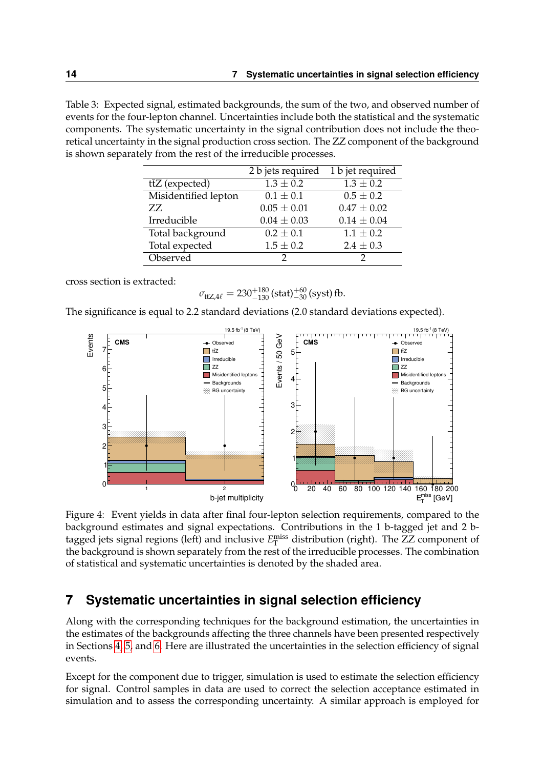Table 3: Expected signal, estimated backgrounds, the sum of the two, and observed number of events for the four-lepton channel. Uncertainties include both the statistical and the systematic components. The systematic uncertainty in the signal contribution does not include the theoretical uncertainty in the signal production cross section. The ZZ component of the background is shown separately from the rest of the irreducible processes.

| | 2 b jets required | 1 b jet required |
|---|---|---|
| $\mathrm{t\bar{t}Z}$ (expected) | $1.3 \pm 0.2$ | $1.3 \pm 0.2$ |
| Misidentified lepton | $0.1 \pm 0.1$ | $0.5 \pm 0.2$ |
| ZZ | $0.05 \pm 0.01$ | $0.47 \pm 0.02$ |
| Irreducible | $0.04 \pm 0.03$ | $0.14 \pm 0.04$ |
| Total background | $0.2 \pm 0.1$ | $1.1 \pm 0.2$ |
| Total expected | $1.5 \pm 0.2$ | $2.4 \pm 0.3$ |
| Observed | 2 | 2 |

cross section is extracted:

$$\sigma_{\mathrm{t\bar{t}Z},4\ell} = 230^{+180}_{-130}\,(\mathrm{stat})^{+60}_{-30}\,(\mathrm{syst})\,\mathrm{fb}.$$

The significance is equal to 2.2 standard deviations (2.0 standard deviations expected).

Figure 4: Event yields in data after final four-lepton selection requirements, compared to the background estimates and signal expectations. Contributions in the 1 b-tagged jet and 2 b-tagged jets signal regions (left) and inclusive $E_{\mathrm{T}}^{\mathrm{miss}}$ distribution (right). The ZZ component of the background is shown separately from the rest of the irreducible processes. The combination of statistical and systematic uncertainties is denoted by the shaded area.

## 7 Systematic uncertainties in signal selection efficiency

Along with the corresponding techniques for the background estimation, the uncertainties in the estimates of the backgrounds affecting the three channels have been presented respectively in Sections 4, 5, and 6. Here are illustrated the uncertainties in the selection efficiency of signal events.

Except for the component due to trigger, simulation is used to estimate the selection efficiency for signal. Control samples in data are used to correct the selection acceptance estimated in simulation and to assess the corresponding uncertainty. A similar approach is employed for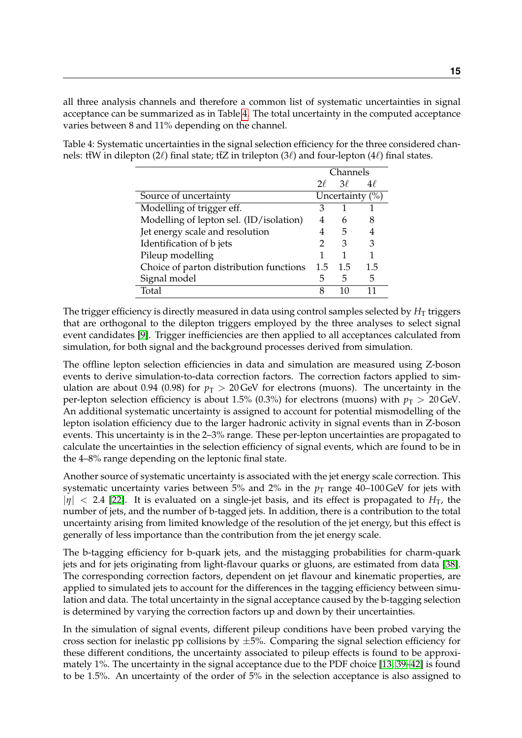all three analysis channels and therefore a common list of systematic uncertainties in signal acceptance can be summarized as in Table 4. The total uncertainty in the computed acceptance varies between 8 and 11% depending on the channel.

Table 4: Systematic uncertainties in the signal selection efficiency for the three considered channels: $\mathrm{t\bar{t}W}$ in dilepton ($2\ell$) final state; $\mathrm{t\bar{t}Z}$ in trilepton ($3\ell$) and four-lepton ($4\ell$) final states.

| | Channels | | |
|---|---|---|---|
| | $2\ell$ | $3\ell$ | $4\ell$ |
| Source of uncertainty | Uncertainty (%) | | |
| Modelling of trigger eff. | 3 | 1 | 1 |
| Modelling of lepton sel. (ID/isolation) | 4 | 6 | 8 |
| Jet energy scale and resolution | 4 | 5 | 4 |
| Identification of b jets | 2 | 3 | 3 |
| Pileup modelling | 1 | 1 | 1 |
| Choice of parton distribution functions | 1.5 | 1.5 | 1.5 |
| Signal model | 5 | 5 | 5 |
| Total | 8 | 10 | 11 |

The trigger efficiency is directly measured in data using control samples selected by $H_{\mathrm{T}}$ triggers that are orthogonal to the dilepton triggers employed by the three analyses to select signal event candidates [9]. Trigger inefficiencies are then applied to all acceptances calculated from simulation, for both signal and the background processes derived from simulation.

The offline lepton selection efficiencies in data and simulation are measured using Z-boson events to derive simulation-to-data correction factors. The correction factors applied to simulation are about 0.94 (0.98) for $p_{\mathrm{T}} > 20\,\mathrm{GeV}$ for electrons (muons). The uncertainty in the per-lepton selection efficiency is about 1.5% (0.3%) for electrons (muons) with $p_{\mathrm{T}} > 20\,\mathrm{GeV}$. An additional systematic uncertainty is assigned to account for potential mismodelling of the lepton isolation efficiency due to the larger hadronic activity in signal events than in Z-boson events. This uncertainty is in the 2–3% range. These per-lepton uncertainties are propagated to calculate the uncertainties in the selection efficiency of signal events, which are found to be in the 4–8% range depending on the leptonic final state.

Another source of systematic uncertainty is associated with the jet energy scale correction. This systematic uncertainty varies between 5% and 2% in the $p_{\mathrm{T}}$ range 40–100 GeV for jets with $|\eta| < 2.4$ [22]. It is evaluated on a single-jet basis, and its effect is propagated to $H_{\mathrm{T}}$, the number of jets, and the number of b-tagged jets. In addition, there is a contribution to the total uncertainty arising from limited knowledge of the resolution of the jet energy, but this effect is generally of less importance than the contribution from the jet energy scale.

The b-tagging efficiency for b-quark jets, and the mistagging probabilities for charm-quark jets and for jets originating from light-flavour quarks or gluons, are estimated from data [38]. The corresponding correction factors, dependent on jet flavour and kinematic properties, are applied to simulated jets to account for the differences in the tagging efficiency between simulation and data. The total uncertainty in the signal acceptance caused by the b-tagging selection is determined by varying the correction factors up and down by their uncertainties.

In the simulation of signal events, different pileup conditions have been probed varying the cross section for inelastic pp collisions by $\pm 5\%$. Comparing the signal selection efficiency for these different conditions, the uncertainty associated to pileup effects is found to be approximately 1%. The uncertainty in the signal acceptance due to the PDF choice [13, 39–42] is found to be 1.5%. An uncertainty of the order of 5% in the selection acceptance is also assigned to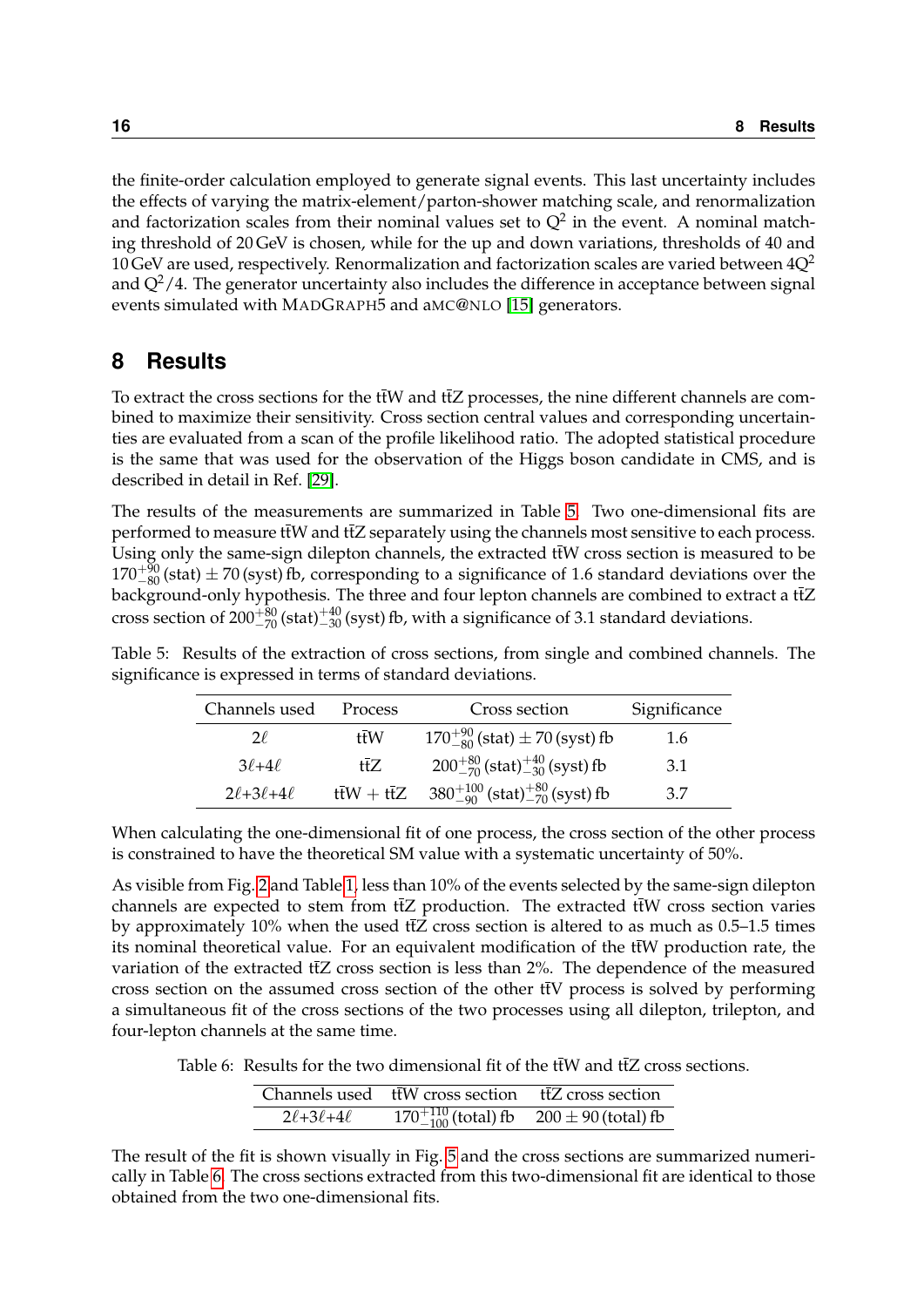the finite-order calculation employed to generate signal events. This last uncertainty includes the effects of varying the matrix-element/parton-shower matching scale, and renormalization and factorization scales from their nominal values set to $Q^2$ in the event. A nominal matching threshold of 20 GeV is chosen, while for the up and down variations, thresholds of 40 and 10 GeV are used, respectively. Renormalization and factorization scales are varied between $4Q^2$ and $Q^2/4$. The generator uncertainty also includes the difference in acceptance between signal events simulated with MADGRAPH5 and aMC@NLO [15] generators.

# 8 Results

To extract the cross sections for the $t\bar{t}W$ and $t\bar{t}Z$ processes, the nine different channels are combined to maximize their sensitivity. Cross section central values and corresponding uncertainties are evaluated from a scan of the profile likelihood ratio. The adopted statistical procedure is the same that was used for the observation of the Higgs boson candidate in CMS, and is described in detail in Ref. [29].

The results of the measurements are summarized in Table 5. Two one-dimensional fits are performed to measure $t\bar{t}W$ and $t\bar{t}Z$ separately using the channels most sensitive to each process. Using only the same-sign dilepton channels, the extracted $t\bar{t}W$ cross section is measured to be $170^{+90}_{-80}\,\text{(stat)} \pm 70\,\text{(syst)}$ fb, corresponding to a significance of 1.6 standard deviations over the background-only hypothesis. The three and four lepton channels are combined to extract a $t\bar{t}Z$ cross section of $200^{+80}_{-70}\,\text{(stat)}^{+40}_{-30}\,\text{(syst)}$ fb, with a significance of 3.1 standard deviations.

Table 5: Results of the extraction of cross sections, from single and combined channels. The significance is expressed in terms of standard deviations.

| Channels used | Process | Cross section | Significance |
|---|---|---|---|
| $2\ell$ | $t\bar{t}W$ | $170^{+90}_{-80}\,\text{(stat)} \pm 70\,\text{(syst)}$ fb | 1.6 |
| $3\ell$+$4\ell$ | $t\bar{t}Z$ | $200^{+80}_{-70}\,\text{(stat)}^{+40}_{-30}\,\text{(syst)}$ fb | 3.1 |
| $2\ell$+$3\ell$+$4\ell$ | $t\bar{t}W + t\bar{t}Z$ | $380^{+100}_{-90}\,\text{(stat)}^{+80}_{-70}\,\text{(syst)}$ fb | 3.7 |

When calculating the one-dimensional fit of one process, the cross section of the other process is constrained to have the theoretical SM value with a systematic uncertainty of 50%.

As visible from Fig. 2 and Table 1, less than 10% of the events selected by the same-sign dilepton channels are expected to stem from $t\bar{t}Z$ production. The extracted $t\bar{t}W$ cross section varies by approximately 10% when the used $t\bar{t}Z$ cross section is altered to as much as 0.5–1.5 times its nominal theoretical value. For an equivalent modification of the $t\bar{t}W$ production rate, the variation of the extracted $t\bar{t}Z$ cross section is less than 2%. The dependence of the measured cross section on the assumed cross section of the other $t\bar{t}V$ process is solved by performing a simultaneous fit of the cross sections of the two processes using all dilepton, trilepton, and four-lepton channels at the same time.

Table 6: Results for the two dimensional fit of the $t\bar{t}W$ and $t\bar{t}Z$ cross sections.

| Channels used | $t\bar{t}W$ cross section | $t\bar{t}Z$ cross section |
|---|---|---|
| $2\ell$+$3\ell$+$4\ell$ | $170^{+110}_{-100}\,\text{(total)}$ fb | $200 \pm 90\,\text{(total)}$ fb |

The result of the fit is shown visually in Fig. 5 and the cross sections are summarized numerically in Table 6. The cross sections extracted from this two-dimensional fit are identical to those obtained from the two one-dimensional fits.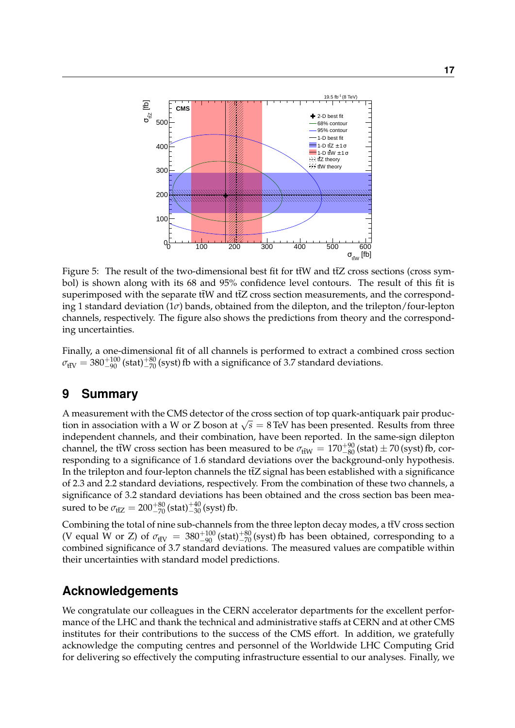Figure 5: The result of the two-dimensional best fit for $t\bar{t}W$ and $t\bar{t}Z$ cross sections (cross symbol) is shown along with its 68 and 95% confidence level contours. The result of this fit is superimposed with the separate $t\bar{t}W$ and $t\bar{t}Z$ cross section measurements, and the corresponding 1 standard deviation ($1\sigma$) bands, obtained from the dilepton, and the trilepton/four-lepton channels, respectively. The figure also shows the predictions from theory and the corresponding uncertainties.

Finally, a one-dimensional fit of all channels is performed to extract a combined cross section $\sigma_{t\bar{t}V} = 380^{+100}_{-90}\,(\text{stat})^{+80}_{-70}\,(\text{syst})$ fb with a significance of 3.7 standard deviations.

## 9 Summary

A measurement with the CMS detector of the cross section of top quark-antiquark pair production in association with a W or Z boson at $\sqrt{s} = 8$ TeV has been presented. Results from three independent channels, and their combination, have been reported. In the same-sign dilepton channel, the $t\bar{t}W$ cross section has been measured to be $\sigma_{t\bar{t}W} = 170^{+90}_{-80}\,(\text{stat}) \pm 70\,(\text{syst})$ fb, corresponding to a significance of 1.6 standard deviations over the background-only hypothesis. In the trilepton and four-lepton channels the $t\bar{t}Z$ signal has been established with a significance of 2.3 and 2.2 standard deviations, respectively. From the combination of these two channels, a significance of 3.2 standard deviations has been obtained and the cross section bas been measured to be $\sigma_{t\bar{t}Z} = 200^{+80}_{-70}\,(\text{stat})^{+40}_{-30}\,(\text{syst})$ fb.

Combining the total of nine sub-channels from the three lepton decay modes, a $t\bar{t}V$ cross section (V equal W or Z) of $\sigma_{t\bar{t}V} = 380^{+100}_{-90}\,(\text{stat})^{+80}_{-70}\,(\text{syst})$ fb has been obtained, corresponding to a combined significance of 3.7 standard deviations. The measured values are compatible within their uncertainties with standard model predictions.

## Acknowledgements

We congratulate our colleagues in the CERN accelerator departments for the excellent performance of the LHC and thank the technical and administrative staffs at CERN and at other CMS institutes for their contributions to the success of the CMS effort. In addition, we gratefully acknowledge the computing centres and personnel of the Worldwide LHC Computing Grid for delivering so effectively the computing infrastructure essential to our analyses. Finally, we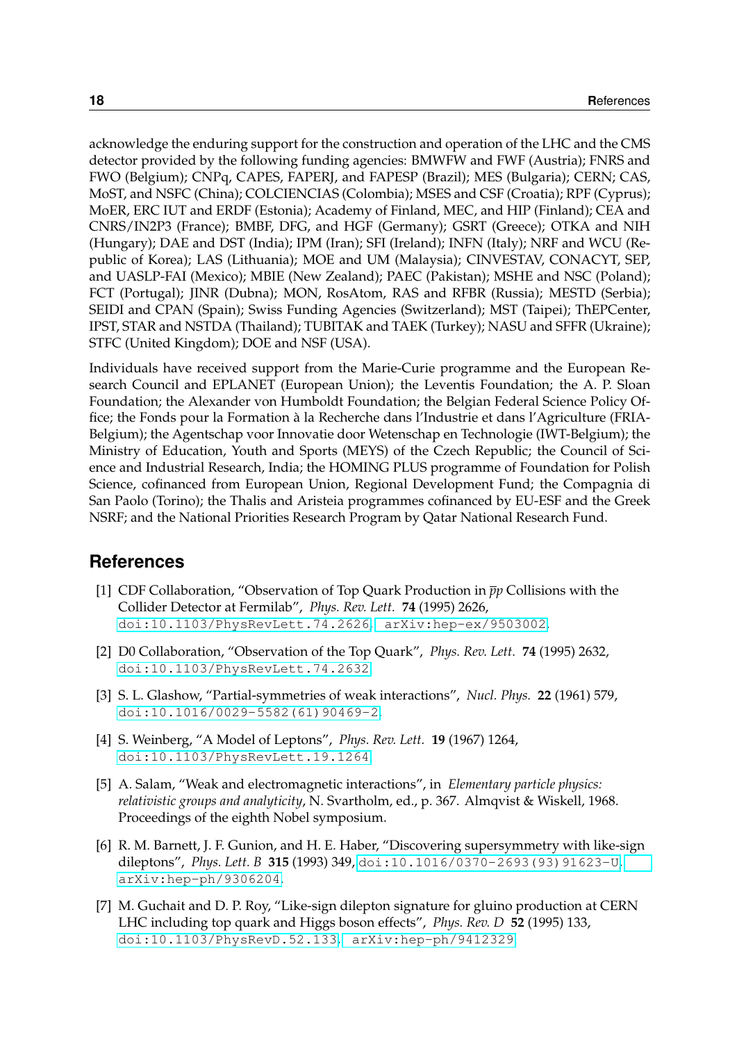acknowledge the enduring support for the construction and operation of the LHC and the CMS detector provided by the following funding agencies: BMWFW and FWF (Austria); FNRS and FWO (Belgium); CNPq, CAPES, FAPERJ, and FAPESP (Brazil); MES (Bulgaria); CERN; CAS, MoST, and NSFC (China); COLCIENCIAS (Colombia); MSES and CSF (Croatia); RPF (Cyprus); MoER, ERC IUT and ERDF (Estonia); Academy of Finland, MEC, and HIP (Finland); CEA and CNRS/IN2P3 (France); BMBF, DFG, and HGF (Germany); GSRT (Greece); OTKA and NIH (Hungary); DAE and DST (India); IPM (Iran); SFI (Ireland); INFN (Italy); NRF and WCU (Republic of Korea); LAS (Lithuania); MOE and UM (Malaysia); CINVESTAV, CONACYT, SEP, and UASLP-FAI (Mexico); MBIE (New Zealand); PAEC (Pakistan); MSHE and NSC (Poland); FCT (Portugal); JINR (Dubna); MON, RosAtom, RAS and RFBR (Russia); MESTD (Serbia); SEIDI and CPAN (Spain); Swiss Funding Agencies (Switzerland); MST (Taipei); ThEPCenter, IPST, STAR and NSTDA (Thailand); TUBITAK and TAEK (Turkey); NASU and SFFR (Ukraine); STFC (United Kingdom); DOE and NSF (USA).

Individuals have received support from the Marie-Curie programme and the European Research Council and EPLANET (European Union); the Leventis Foundation; the A. P. Sloan Foundation; the Alexander von Humboldt Foundation; the Belgian Federal Science Policy Office; the Fonds pour la Formation à la Recherche dans l'Industrie et dans l'Agriculture (FRIA-Belgium); the Agentschap voor Innovatie door Wetenschap en Technologie (IWT-Belgium); the Ministry of Education, Youth and Sports (MEYS) of the Czech Republic; the Council of Science and Industrial Research, India; the HOMING PLUS programme of Foundation for Polish Science, cofinanced from European Union, Regional Development Fund; the Compagnia di San Paolo (Torino); the Thalis and Aristeia programmes cofinanced by EU-ESF and the Greek NSRF; and the National Priorities Research Program by Qatar National Research Fund.

## References

[1] CDF Collaboration, "Observation of Top Quark Production in $\overline{p}p$ Collisions with the Collider Detector at Fermilab", *Phys. Rev. Lett.* **74** (1995) 2626, doi:10.1103/PhysRevLett.74.2626, arXiv:hep-ex/9503002.

[2] D0 Collaboration, "Observation of the Top Quark", *Phys. Rev. Lett.* **74** (1995) 2632, doi:10.1103/PhysRevLett.74.2632.

[3] S. L. Glashow, "Partial-symmetries of weak interactions", *Nucl. Phys.* **22** (1961) 579, doi:10.1016/0029-5582(61)90469-2.

[4] S. Weinberg, "A Model of Leptons", *Phys. Rev. Lett.* **19** (1967) 1264, doi:10.1103/PhysRevLett.19.1264.

[5] A. Salam, "Weak and electromagnetic interactions", in *Elementary particle physics: relativistic groups and analyticity*, N. Svartholm, ed., p. 367. Almqvist & Wiskell, 1968. Proceedings of the eighth Nobel symposium.

[6] R. M. Barnett, J. F. Gunion, and H. E. Haber, "Discovering supersymmetry with like-sign dileptons", *Phys. Lett. B* **315** (1993) 349, doi:10.1016/0370-2693(93)91623-U, arXiv:hep-ph/9306204.

[7] M. Guchait and D. P. Roy, "Like-sign dilepton signature for gluino production at CERN LHC including top quark and Higgs boson effects", *Phys. Rev. D* **52** (1995) 133, doi:10.1103/PhysRevD.52.133, arXiv:hep-ph/9412329.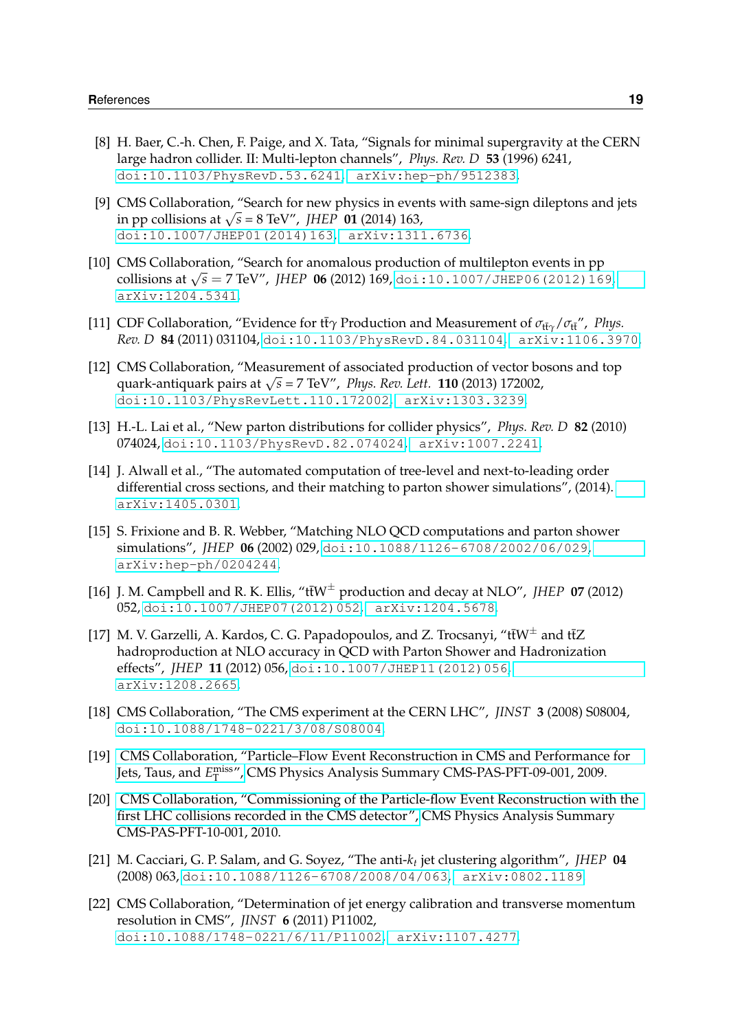[8] H. Baer, C.-h. Chen, F. Paige, and X. Tata, "Signals for minimal supergravity at the CERN large hadron collider. II: Multi-lepton channels", *Phys. Rev. D* **53** (1996) 6241, doi:10.1103/PhysRevD.53.6241, arXiv:hep-ph/9512383.

[9] CMS Collaboration, "Search for new physics in events with same-sign dileptons and jets in pp collisions at $\sqrt{s}$ = 8 TeV", *JHEP* **01** (2014) 163, doi:10.1007/JHEP01(2014)163, arXiv:1311.6736.

[10] CMS Collaboration, "Search for anomalous production of multilepton events in pp collisions at $\sqrt{s} = 7$ TeV", *JHEP* **06** (2012) 169, doi:10.1007/JHEP06(2012)169, arXiv:1204.5341.

[11] CDF Collaboration, "Evidence for $t\bar{t}\gamma$ Production and Measurement of $\sigma_{t\bar{t}\gamma}/\sigma_{t\bar{t}}$", *Phys. Rev. D* **84** (2011) 031104, doi:10.1103/PhysRevD.84.031104, arXiv:1106.3970.

[12] CMS Collaboration, "Measurement of associated production of vector bosons and top quark-antiquark pairs at $\sqrt{s}$ = 7 TeV", *Phys. Rev. Lett.* **110** (2013) 172002, doi:10.1103/PhysRevLett.110.172002, arXiv:1303.3239.

[13] H.-L. Lai et al., "New parton distributions for collider physics", *Phys. Rev. D* **82** (2010) 074024, doi:10.1103/PhysRevD.82.074024, arXiv:1007.2241.

[14] J. Alwall et al., "The automated computation of tree-level and next-to-leading order differential cross sections, and their matching to parton shower simulations", (2014). arXiv:1405.0301.

[15] S. Frixione and B. R. Webber, "Matching NLO QCD computations and parton shower simulations", *JHEP* **06** (2002) 029, doi:10.1088/1126-6708/2002/06/029, arXiv:hep-ph/0204244.

[16] J. M. Campbell and R. K. Ellis, "$t\bar{t}W^{\pm}$ production and decay at NLO", *JHEP* **07** (2012) 052, doi:10.1007/JHEP07(2012)052, arXiv:1204.5678.

[17] M. V. Garzelli, A. Kardos, C. G. Papadopoulos, and Z. Trocsanyi, "$t\bar{t}W^{\pm}$ and $t\bar{t}Z$ hadroproduction at NLO accuracy in QCD with Parton Shower and Hadronization effects", *JHEP* **11** (2012) 056, doi:10.1007/JHEP11(2012)056, arXiv:1208.2665.

[18] CMS Collaboration, "The CMS experiment at the CERN LHC", *JINST* **3** (2008) S08004, doi:10.1088/1748-0221/3/08/S08004.

[19] CMS Collaboration, "Particle–Flow Event Reconstruction in CMS and Performance for Jets, Taus, and $E_{\mathrm{T}}^{\mathrm{miss}}$", CMS Physics Analysis Summary CMS-PAS-PFT-09-001, 2009.

[20] CMS Collaboration, "Commissioning of the Particle-flow Event Reconstruction with the first LHC collisions recorded in the CMS detector", CMS Physics Analysis Summary CMS-PAS-PFT-10-001, 2010.

[21] M. Cacciari, G. P. Salam, and G. Soyez, "The anti-$k_t$ jet clustering algorithm", *JHEP* **04** (2008) 063, doi:10.1088/1126-6708/2008/04/063, arXiv:0802.1189.

[22] CMS Collaboration, "Determination of jet energy calibration and transverse momentum resolution in CMS", *JINST* **6** (2011) P11002, doi:10.1088/1748-0221/6/11/P11002, arXiv:1107.4277.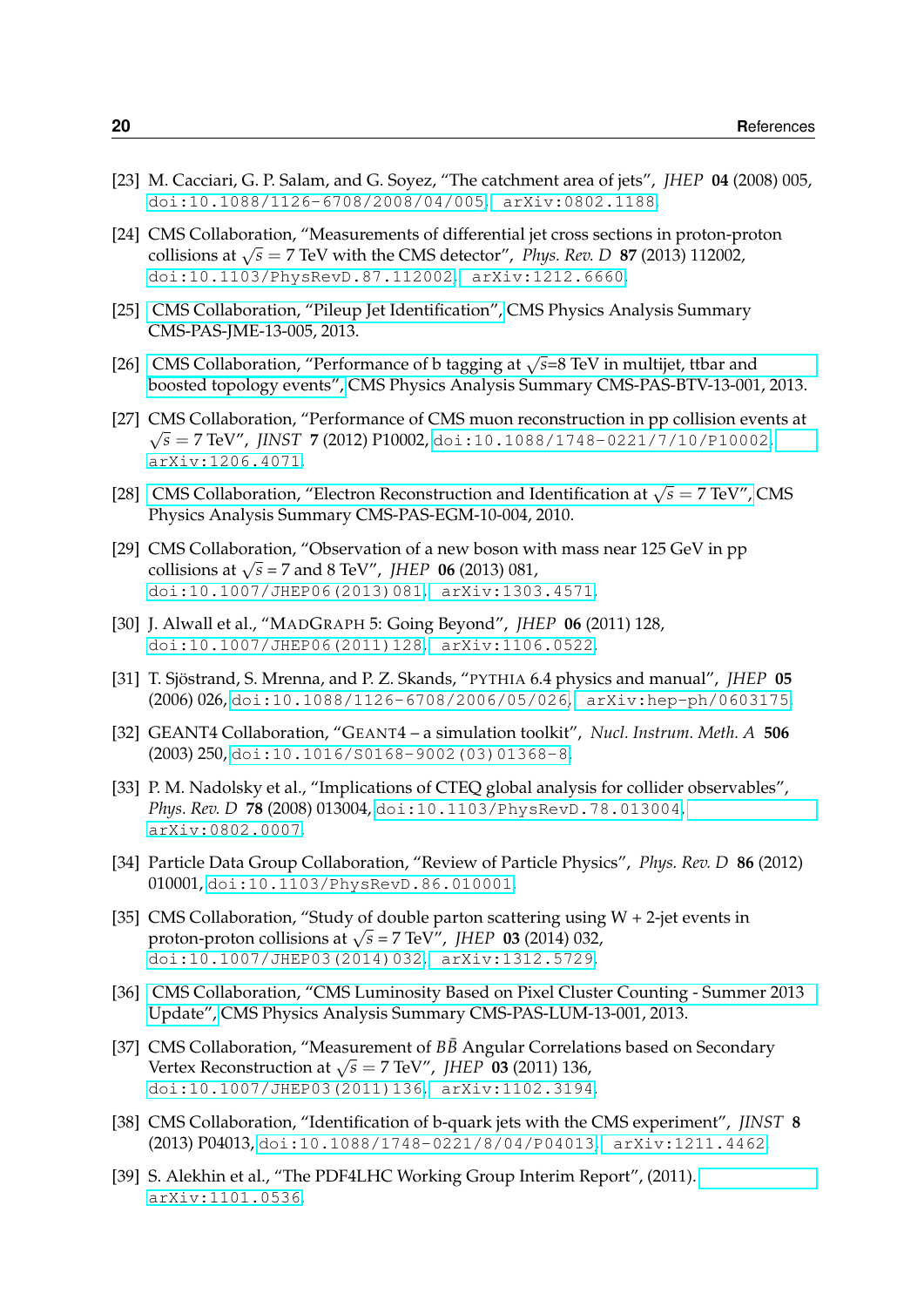[23] M. Cacciari, G. P. Salam, and G. Soyez, "The catchment area of jets", *JHEP* **04** (2008) 005, doi:10.1088/1126-6708/2008/04/005, arXiv:0802.1188.

[24] CMS Collaboration, "Measurements of differential jet cross sections in proton-proton collisions at $\sqrt{s} = 7$ TeV with the CMS detector", *Phys. Rev. D* **87** (2013) 112002, doi:10.1103/PhysRevD.87.112002, arXiv:1212.6660.

[25] CMS Collaboration, "Pileup Jet Identification", CMS Physics Analysis Summary CMS-PAS-JME-13-005, 2013.

[26] CMS Collaboration, "Performance of b tagging at $\sqrt{s}$=8 TeV in multijet, ttbar and boosted topology events", CMS Physics Analysis Summary CMS-PAS-BTV-13-001, 2013.

[27] CMS Collaboration, "Performance of CMS muon reconstruction in pp collision events at $\sqrt{s} = 7$ TeV", *JINST* **7** (2012) P10002, doi:10.1088/1748-0221/7/10/P10002, arXiv:1206.4071.

[28] CMS Collaboration, "Electron Reconstruction and Identification at $\sqrt{s} = 7$ TeV", CMS Physics Analysis Summary CMS-PAS-EGM-10-004, 2010.

[29] CMS Collaboration, "Observation of a new boson with mass near 125 GeV in pp collisions at $\sqrt{s}$ = 7 and 8 TeV", *JHEP* **06** (2013) 081, doi:10.1007/JHEP06(2013)081, arXiv:1303.4571.

[30] J. Alwall et al., "MADGRAPH 5: Going Beyond", *JHEP* **06** (2011) 128, doi:10.1007/JHEP06(2011)128, arXiv:1106.0522.

[31] T. Sjöstrand, S. Mrenna, and P. Z. Skands, "PYTHIA 6.4 physics and manual", *JHEP* **05** (2006) 026, doi:10.1088/1126-6708/2006/05/026, arXiv:hep-ph/0603175.

[32] GEANT4 Collaboration, "GEANT4 – a simulation toolkit", *Nucl. Instrum. Meth. A* **506** (2003) 250, doi:10.1016/S0168-9002(03)01368-8.

[33] P. M. Nadolsky et al., "Implications of CTEQ global analysis for collider observables", *Phys. Rev. D* **78** (2008) 013004, doi:10.1103/PhysRevD.78.013004, arXiv:0802.0007.

[34] Particle Data Group Collaboration, "Review of Particle Physics", *Phys. Rev. D* **86** (2012) 010001, doi:10.1103/PhysRevD.86.010001.

[35] CMS Collaboration, "Study of double parton scattering using W + 2-jet events in proton-proton collisions at $\sqrt{s}$ = 7 TeV", *JHEP* **03** (2014) 032, doi:10.1007/JHEP03(2014)032, arXiv:1312.5729.

[36] CMS Collaboration, "CMS Luminosity Based on Pixel Cluster Counting - Summer 2013 Update", CMS Physics Analysis Summary CMS-PAS-LUM-13-001, 2013.

[37] CMS Collaboration, "Measurement of $B\bar{B}$ Angular Correlations based on Secondary Vertex Reconstruction at $\sqrt{s} = 7$ TeV", *JHEP* **03** (2011) 136, doi:10.1007/JHEP03(2011)136, arXiv:1102.3194.

[38] CMS Collaboration, "Identification of b-quark jets with the CMS experiment", *JINST* **8** (2013) P04013, doi:10.1088/1748-0221/8/04/P04013, arXiv:1211.4462.

[39] S. Alekhin et al., "The PDF4LHC Working Group Interim Report", (2011). arXiv:1101.0536.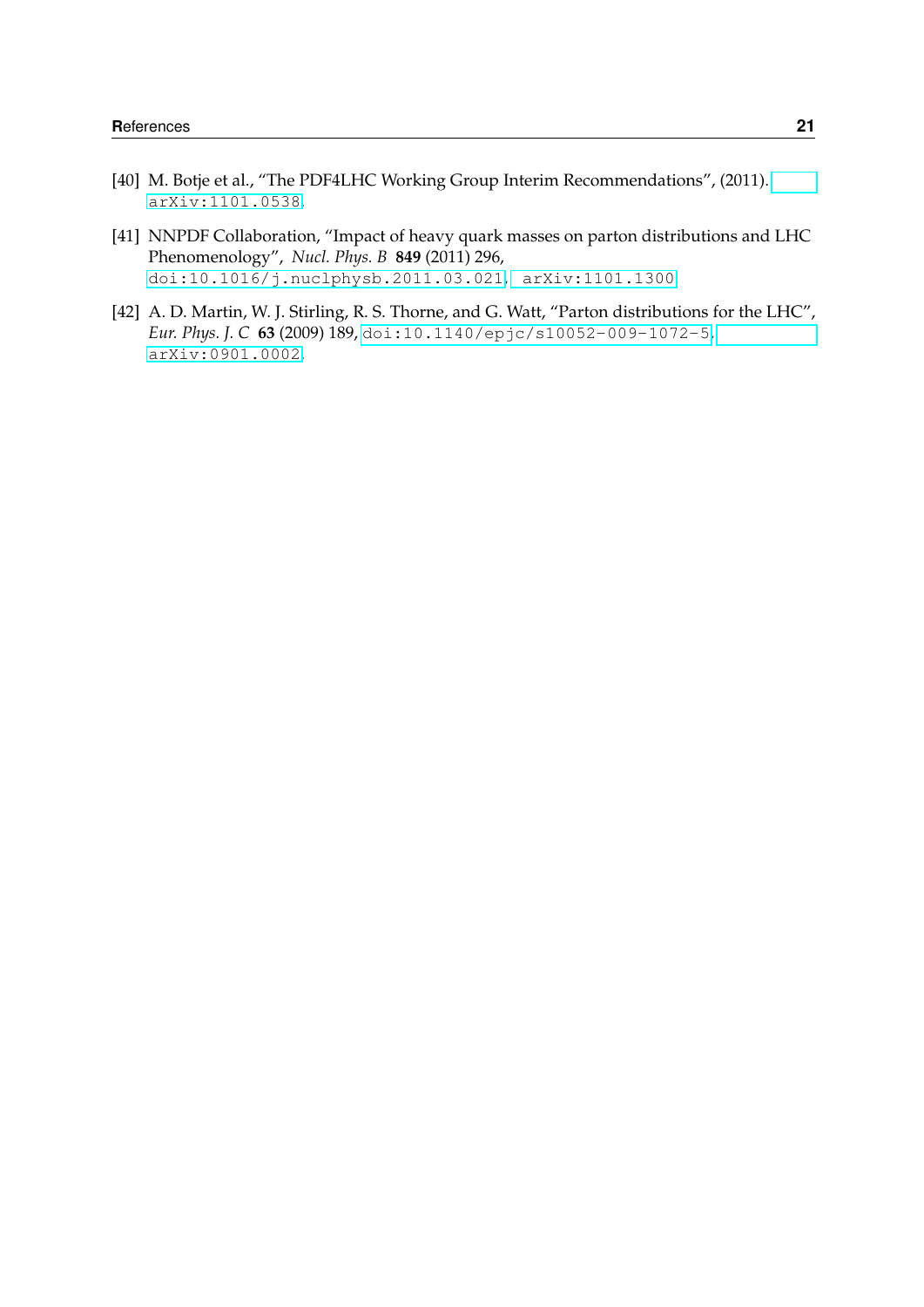[40] M. Botje et al., “The PDF4LHC Working Group Interim Recommendations”, (2011). arXiv:1101.0538.

[41] NNPDF Collaboration, “Impact of heavy quark masses on parton distributions and LHC Phenomenology”, *Nucl. Phys. B* **849** (2011) 296, doi:10.1016/j.nuclphysb.2011.03.021, arXiv:1101.1300.

[42] A. D. Martin, W. J. Stirling, R. S. Thorne, and G. Watt, “Parton distributions for the LHC”, *Eur. Phys. J. C* **63** (2009) 189, doi:10.1140/epjc/s10052-009-1072-5, arXiv:0901.0002.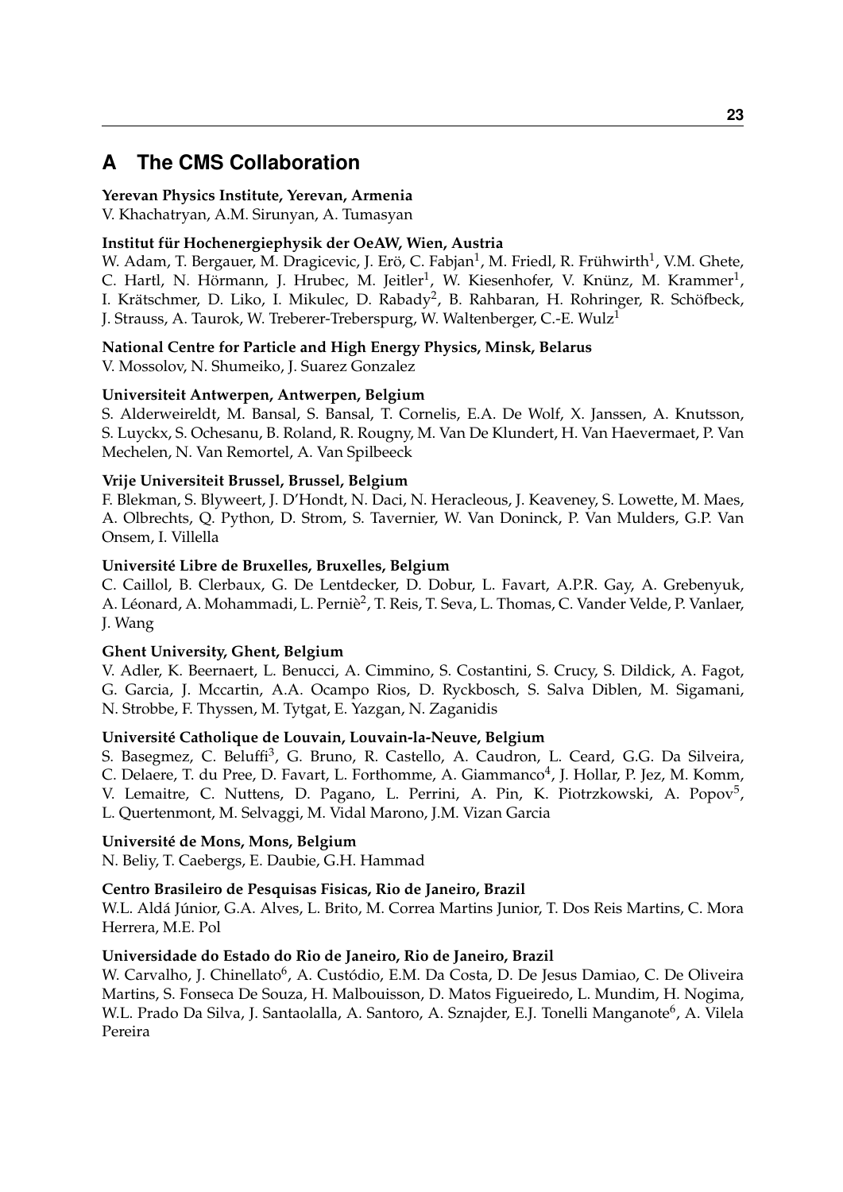# A The CMS Collaboration

**Yerevan Physics Institute, Yerevan, Armenia**
V. Khachatryan, A.M. Sirunyan, A. Tumasyan

**Institut für Hochenergiephysik der OeAW, Wien, Austria**
W. Adam, T. Bergauer, M. Dragicevic, J. Erö, C. Fabjan[1], M. Friedl, R. Frühwirth[1], V.M. Ghete, C. Hartl, N. Hörmann, J. Hrubec, M. Jeitler[1], W. Kiesenhofer, V. Knünz, M. Krammer[1], I. Krätschmer, D. Liko, I. Mikulec, D. Rabady[2], B. Rahbaran, H. Rohringer, R. Schöfbeck, J. Strauss, A. Taurok, W. Treberer-Treberspurg, W. Waltenberger, C.-E. Wulz[1]

**National Centre for Particle and High Energy Physics, Minsk, Belarus**
V. Mossolov, N. Shumeiko, J. Suarez Gonzalez

**Universiteit Antwerpen, Antwerpen, Belgium**
S. Alderweireldt, M. Bansal, S. Bansal, T. Cornelis, E.A. De Wolf, X. Janssen, A. Knutsson, S. Luyckx, S. Ochesanu, B. Roland, R. Rougny, M. Van De Klundert, H. Van Haevermaet, P. Van Mechelen, N. Van Remortel, A. Van Spilbeeck

**Vrije Universiteit Brussel, Brussel, Belgium**
F. Blekman, S. Blyweert, J. D'Hondt, N. Daci, N. Heracleous, J. Keaveney, S. Lowette, M. Maes, A. Olbrechts, Q. Python, D. Strom, S. Tavernier, W. Van Doninck, P. Van Mulders, G.P. Van Onsem, I. Villella

**Université Libre de Bruxelles, Bruxelles, Belgium**
C. Caillol, B. Clerbaux, G. De Lentdecker, D. Dobur, L. Favart, A.P.R. Gay, A. Grebenyuk, A. Léonard, A. Mohammadi, L. Perniè[2], T. Reis, T. Seva, L. Thomas, C. Vander Velde, P. Vanlaer, J. Wang

**Ghent University, Ghent, Belgium**
V. Adler, K. Beernaert, L. Benucci, A. Cimmino, S. Costantini, S. Crucy, S. Dildick, A. Fagot, G. Garcia, J. Mccartin, A.A. Ocampo Rios, D. Ryckbosch, S. Salva Diblen, M. Sigamani, N. Strobbe, F. Thyssen, M. Tytgat, E. Yazgan, N. Zaganidis

**Université Catholique de Louvain, Louvain-la-Neuve, Belgium**
S. Basegmez, C. Beluffi[3], G. Bruno, R. Castello, A. Caudron, L. Ceard, G.G. Da Silveira, C. Delaere, T. du Pree, D. Favart, L. Forthomme, A. Giammanco[4], J. Hollar, P. Jez, M. Komm, V. Lemaitre, C. Nuttens, D. Pagano, L. Perrini, A. Pin, K. Piotrzkowski, A. Popov[5], L. Quertenmont, M. Selvaggi, M. Vidal Marono, J.M. Vizan Garcia

**Université de Mons, Mons, Belgium**
N. Beliy, T. Caebergs, E. Daubie, G.H. Hammad

**Centro Brasileiro de Pesquisas Fisicas, Rio de Janeiro, Brazil**
W.L. Aldá Júnior, G.A. Alves, L. Brito, M. Correa Martins Junior, T. Dos Reis Martins, C. Mora Herrera, M.E. Pol

**Universidade do Estado do Rio de Janeiro, Rio de Janeiro, Brazil**
W. Carvalho, J. Chinellato[6], A. Custódio, E.M. Da Costa, D. De Jesus Damiao, C. De Oliveira Martins, S. Fonseca De Souza, H. Malbouisson, D. Matos Figueiredo, L. Mundim, H. Nogima, W.L. Prado Da Silva, J. Santaolalla, A. Santoro, A. Sznajder, E.J. Tonelli Manganote[6], A. Vilela Pereira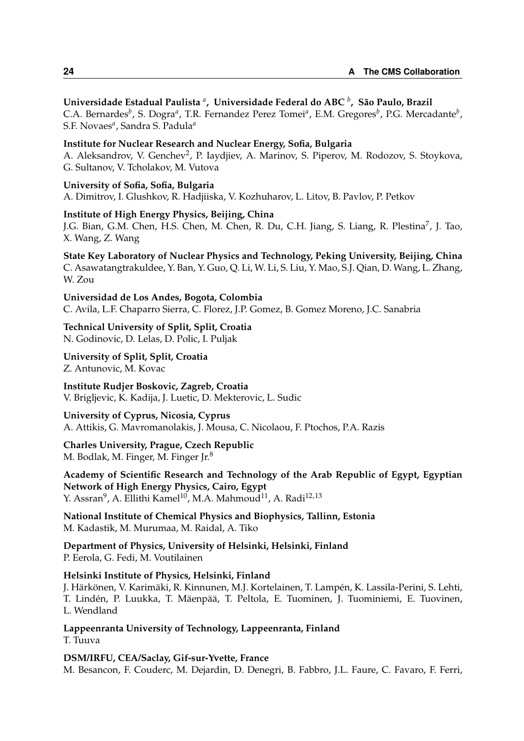**Universidade Estadual Paulista [a], Universidade Federal do ABC [b], São Paulo, Brazil**
C.A. Bernardes[b], S. Dogra[a], T.R. Fernandez Perez Tomei[a], E.M. Gregores[b], P.G. Mercadante[b], S.F. Novaes[a], Sandra S. Padula[a]

**Institute for Nuclear Research and Nuclear Energy, Sofia, Bulgaria**
A. Aleksandrov, V. Genchev[2], P. Iaydjiev, A. Marinov, S. Piperov, M. Rodozov, S. Stoykova, G. Sultanov, V. Tcholakov, M. Vutova

**University of Sofia, Sofia, Bulgaria**
A. Dimitrov, I. Glushkov, R. Hadjiiska, V. Kozhuharov, L. Litov, B. Pavlov, P. Petkov

**Institute of High Energy Physics, Beijing, China**
J.G. Bian, G.M. Chen, H.S. Chen, M. Chen, R. Du, C.H. Jiang, S. Liang, R. Plestina[7], J. Tao, X. Wang, Z. Wang

**State Key Laboratory of Nuclear Physics and Technology, Peking University, Beijing, China**
C. Asawatangtrakuldee, Y. Ban, Y. Guo, Q. Li, W. Li, S. Liu, Y. Mao, S.J. Qian, D. Wang, L. Zhang, W. Zou

**Universidad de Los Andes, Bogota, Colombia**
C. Avila, L.F. Chaparro Sierra, C. Florez, J.P. Gomez, B. Gomez Moreno, J.C. Sanabria

**Technical University of Split, Split, Croatia**
N. Godinovic, D. Lelas, D. Polic, I. Puljak

**University of Split, Split, Croatia**
Z. Antunovic, M. Kovac

**Institute Rudjer Boskovic, Zagreb, Croatia**
V. Brigljevic, K. Kadija, J. Luetic, D. Mekterovic, L. Sudic

**University of Cyprus, Nicosia, Cyprus**
A. Attikis, G. Mavromanolakis, J. Mousa, C. Nicolaou, F. Ptochos, P.A. Razis

**Charles University, Prague, Czech Republic**
M. Bodlak, M. Finger, M. Finger Jr.[8]

**Academy of Scientific Research and Technology of the Arab Republic of Egypt, Egyptian Network of High Energy Physics, Cairo, Egypt**
Y. Assran[9], A. Ellithi Kamel[10], M.A. Mahmoud[11], A. Radi[12,13]

**National Institute of Chemical Physics and Biophysics, Tallinn, Estonia**
M. Kadastik, M. Murumaa, M. Raidal, A. Tiko

**Department of Physics, University of Helsinki, Helsinki, Finland**
P. Eerola, G. Fedi, M. Voutilainen

**Helsinki Institute of Physics, Helsinki, Finland**
J. Härkönen, V. Karimäki, R. Kinnunen, M.J. Kortelainen, T. Lampén, K. Lassila-Perini, S. Lehti, T. Lindén, P. Luukka, T. Mäenpää, T. Peltola, E. Tuominen, J. Tuominiemi, E. Tuovinen, L. Wendland

**Lappeenranta University of Technology, Lappeenranta, Finland**
T. Tuuva

**DSM/IRFU, CEA/Saclay, Gif-sur-Yvette, France**
M. Besancon, F. Couderc, M. Dejardin, D. Denegri, B. Fabbro, J.L. Faure, C. Favaro, F. Ferri,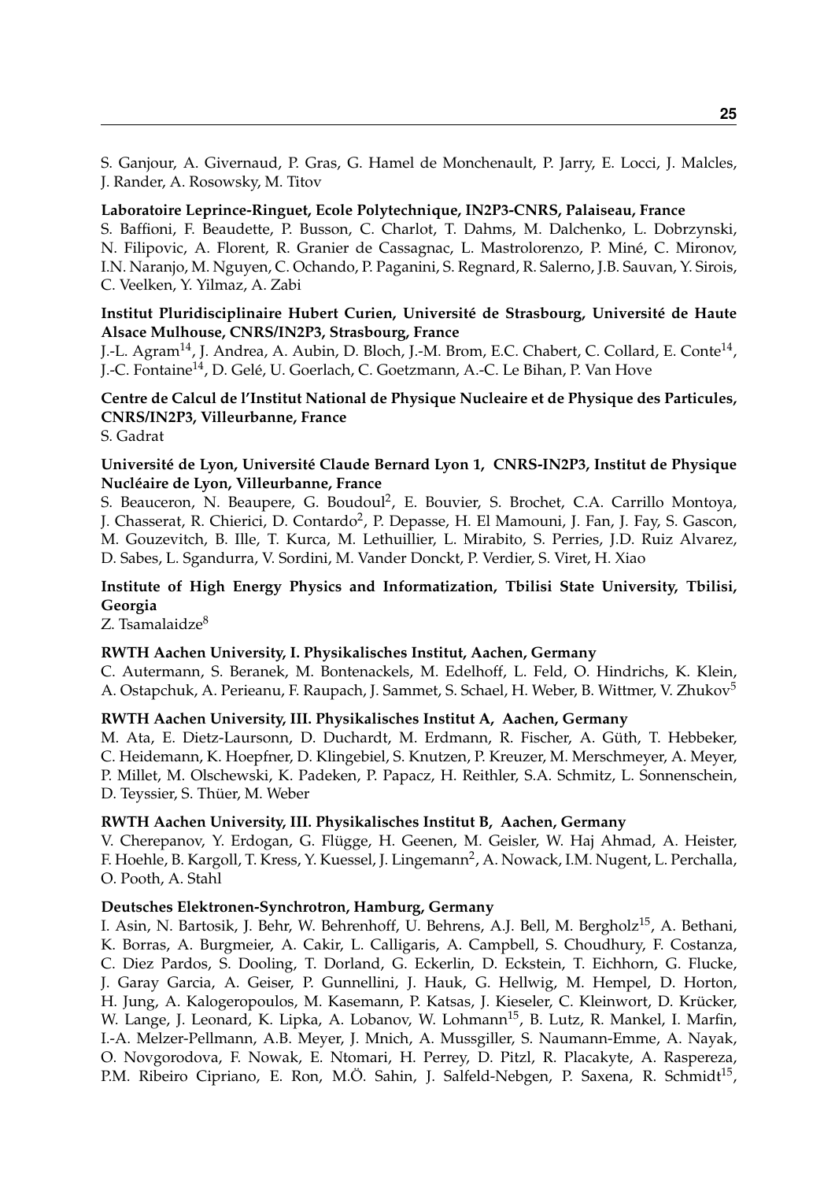S. Ganjour, A. Givernaud, P. Gras, G. Hamel de Monchenault, P. Jarry, E. Locci, J. Malcles, J. Rander, A. Rosowsky, M. Titov

**Laboratoire Leprince-Ringuet, Ecole Polytechnique, IN2P3-CNRS, Palaiseau, France**
S. Baffioni, F. Beaudette, P. Busson, C. Charlot, T. Dahms, M. Dalchenko, L. Dobrzynski, N. Filipovic, A. Florent, R. Granier de Cassagnac, L. Mastrolorenzo, P. Miné, C. Mironov, I.N. Naranjo, M. Nguyen, C. Ochando, P. Paganini, S. Regnard, R. Salerno, J.B. Sauvan, Y. Sirois, C. Veelken, Y. Yilmaz, A. Zabi

**Institut Pluridisciplinaire Hubert Curien, Université de Strasbourg, Université de Haute Alsace Mulhouse, CNRS/IN2P3, Strasbourg, France**
J.-L. Agram[14], J. Andrea, A. Aubin, D. Bloch, J.-M. Brom, E.C. Chabert, C. Collard, E. Conte[14], J.-C. Fontaine[14], D. Gelé, U. Goerlach, C. Goetzmann, A.-C. Le Bihan, P. Van Hove

**Centre de Calcul de l'Institut National de Physique Nucleaire et de Physique des Particules, CNRS/IN2P3, Villeurbanne, France**
S. Gadrat

**Université de Lyon, Université Claude Bernard Lyon 1, CNRS-IN2P3, Institut de Physique Nucléaire de Lyon, Villeurbanne, France**
S. Beauceron, N. Beaupere, G. Boudoul[2], E. Bouvier, S. Brochet, C.A. Carrillo Montoya, J. Chasserat, R. Chierici, D. Contardo[2], P. Depasse, H. El Mamouni, J. Fan, J. Fay, S. Gascon, M. Gouzevitch, B. Ille, T. Kurca, M. Lethuillier, L. Mirabito, S. Perries, J.D. Ruiz Alvarez, D. Sabes, L. Sgandurra, V. Sordini, M. Vander Donckt, P. Verdier, S. Viret, H. Xiao

**Institute of High Energy Physics and Informatization, Tbilisi State University, Tbilisi, Georgia**
Z. Tsamalaidze[8]

**RWTH Aachen University, I. Physikalisches Institut, Aachen, Germany**
C. Autermann, S. Beranek, M. Bontenackels, M. Edelhoff, L. Feld, O. Hindrichs, K. Klein, A. Ostapchuk, A. Perieanu, F. Raupach, J. Sammet, S. Schael, H. Weber, B. Wittmer, V. Zhukov[5]

**RWTH Aachen University, III. Physikalisches Institut A, Aachen, Germany**
M. Ata, E. Dietz-Laursonn, D. Duchardt, M. Erdmann, R. Fischer, A. Güth, T. Hebbeker, C. Heidemann, K. Hoepfner, D. Klingebiel, S. Knutzen, P. Kreuzer, M. Merschmeyer, A. Meyer, P. Millet, M. Olschewski, K. Padeken, P. Papacz, H. Reithler, S.A. Schmitz, L. Sonnenschein, D. Teyssier, S. Thüer, M. Weber

**RWTH Aachen University, III. Physikalisches Institut B, Aachen, Germany**
V. Cherepanov, Y. Erdogan, G. Flügge, H. Geenen, M. Geisler, W. Haj Ahmad, A. Heister, F. Hoehle, B. Kargoll, T. Kress, Y. Kuessel, J. Lingemann[2], A. Nowack, I.M. Nugent, L. Perchalla, O. Pooth, A. Stahl

**Deutsches Elektronen-Synchrotron, Hamburg, Germany**
I. Asin, N. Bartosik, J. Behr, W. Behrenhoff, U. Behrens, A.J. Bell, M. Bergholz[15], A. Bethani, K. Borras, A. Burgmeier, A. Cakir, L. Calligaris, A. Campbell, S. Choudhury, F. Costanza, C. Diez Pardos, S. Dooling, T. Dorland, G. Eckerlin, D. Eckstein, T. Eichhorn, G. Flucke, J. Garay Garcia, A. Geiser, P. Gunnellini, J. Hauk, G. Hellwig, M. Hempel, D. Horton, H. Jung, A. Kalogeropoulos, M. Kasemann, P. Katsas, J. Kieseler, C. Kleinwort, D. Krücker, W. Lange, J. Leonard, K. Lipka, A. Lobanov, W. Lohmann[15], B. Lutz, R. Mankel, I. Marfin, I.-A. Melzer-Pellmann, A.B. Meyer, J. Mnich, A. Mussgiller, S. Naumann-Emme, A. Nayak, O. Novgorodova, F. Nowak, E. Ntomari, H. Perrey, D. Pitzl, R. Placakyte, A. Raspereza, P.M. Ribeiro Cipriano, E. Ron, M.Ö. Sahin, J. Salfeld-Nebgen, P. Saxena, R. Schmidt[15],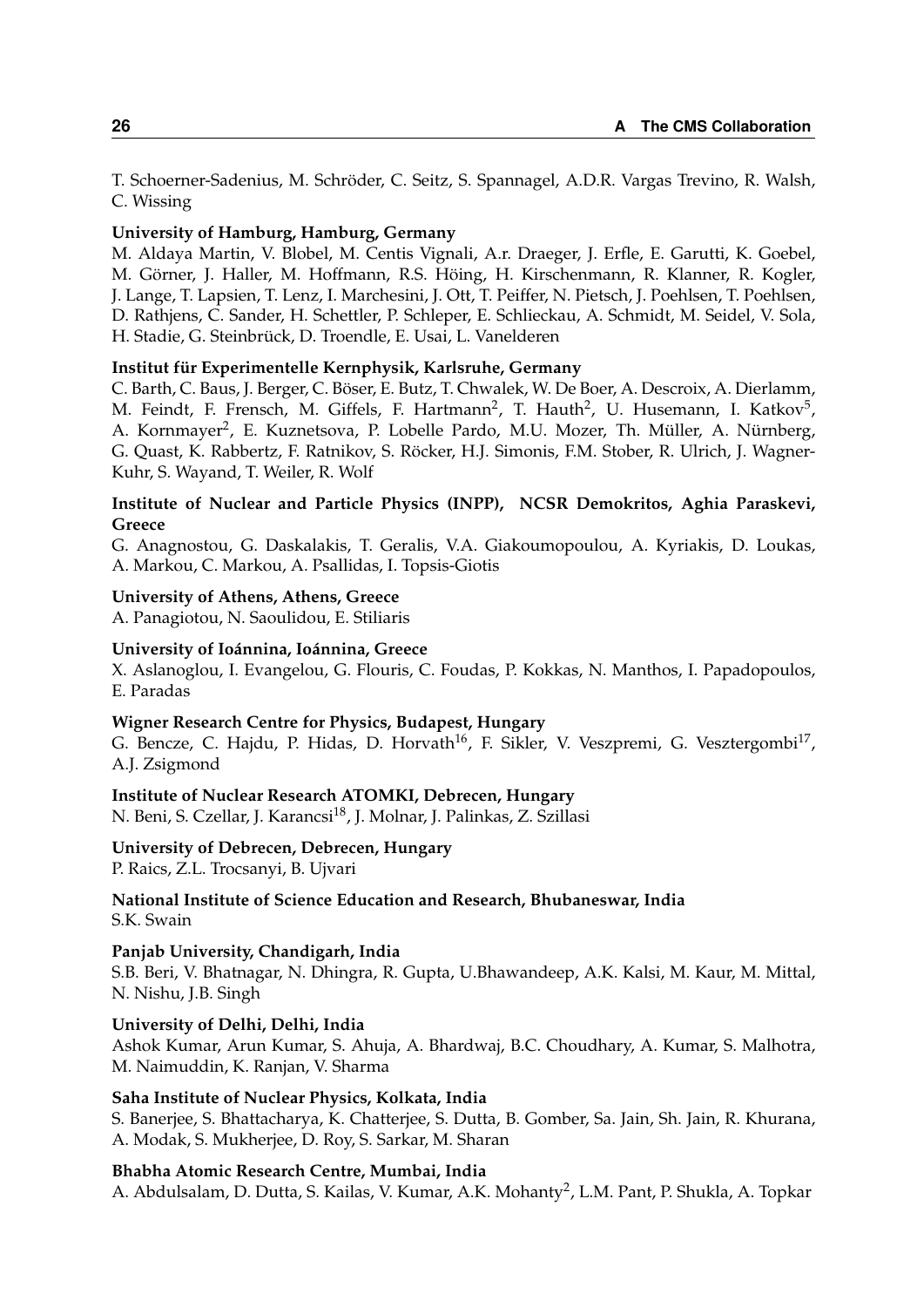T. Schoerner-Sadenius, M. Schröder, C. Seitz, S. Spannagel, A.D.R. Vargas Trevino, R. Walsh, C. Wissing

**University of Hamburg, Hamburg, Germany**
M. Aldaya Martin, V. Blobel, M. Centis Vignali, A.r. Draeger, J. Erfle, E. Garutti, K. Goebel, M. Görner, J. Haller, M. Hoffmann, R.S. Höing, H. Kirschenmann, R. Klanner, R. Kogler, J. Lange, T. Lapsien, T. Lenz, I. Marchesini, J. Ott, T. Peiffer, N. Pietsch, J. Poehlsen, T. Poehlsen, D. Rathjens, C. Sander, H. Schettler, P. Schleper, E. Schlieckau, A. Schmidt, M. Seidel, V. Sola, H. Stadie, G. Steinbrück, D. Troendle, E. Usai, L. Vanelderen

**Institut für Experimentelle Kernphysik, Karlsruhe, Germany**
C. Barth, C. Baus, J. Berger, C. Böser, E. Butz, T. Chwalek, W. De Boer, A. Descroix, A. Dierlamm, M. Feindt, F. Frensch, M. Giffels, F. Hartmann[2], T. Hauth[2], U. Husemann, I. Katkov[5], A. Kornmayer[2], E. Kuznetsova, P. Lobelle Pardo, M.U. Mozer, Th. Müller, A. Nürnberg, G. Quast, K. Rabbertz, F. Ratnikov, S. Röcker, H.J. Simonis, F.M. Stober, R. Ulrich, J. Wagner-Kuhr, S. Wayand, T. Weiler, R. Wolf

**Institute of Nuclear and Particle Physics (INPP), NCSR Demokritos, Aghia Paraskevi, Greece**
G. Anagnostou, G. Daskalakis, T. Geralis, V.A. Giakoumopoulou, A. Kyriakis, D. Loukas, A. Markou, C. Markou, A. Psallidas, I. Topsis-Giotis

**University of Athens, Athens, Greece**
A. Panagiotou, N. Saoulidou, E. Stiliaris

**University of Ioánnina, Ioánnina, Greece**
X. Aslanoglou, I. Evangelou, G. Flouris, C. Foudas, P. Kokkas, N. Manthos, I. Papadopoulos, E. Paradas

**Wigner Research Centre for Physics, Budapest, Hungary**
G. Bencze, C. Hajdu, P. Hidas, D. Horvath[16], F. Sikler, V. Veszpremi, G. Vesztergombi[17], A.J. Zsigmond

**Institute of Nuclear Research ATOMKI, Debrecen, Hungary**
N. Beni, S. Czellar, J. Karancsi[18], J. Molnar, J. Palinkas, Z. Szillasi

**University of Debrecen, Debrecen, Hungary**
P. Raics, Z.L. Trocsanyi, B. Ujvari

**National Institute of Science Education and Research, Bhubaneswar, India**
S.K. Swain

**Panjab University, Chandigarh, India**
S.B. Beri, V. Bhatnagar, N. Dhingra, R. Gupta, U.Bhawandeep, A.K. Kalsi, M. Kaur, M. Mittal, N. Nishu, J.B. Singh

**University of Delhi, Delhi, India**
Ashok Kumar, Arun Kumar, S. Ahuja, A. Bhardwaj, B.C. Choudhary, A. Kumar, S. Malhotra, M. Naimuddin, K. Ranjan, V. Sharma

**Saha Institute of Nuclear Physics, Kolkata, India**
S. Banerjee, S. Bhattacharya, K. Chatterjee, S. Dutta, B. Gomber, Sa. Jain, Sh. Jain, R. Khurana, A. Modak, S. Mukherjee, D. Roy, S. Sarkar, M. Sharan

**Bhabha Atomic Research Centre, Mumbai, India**
A. Abdulsalam, D. Dutta, S. Kailas, V. Kumar, A.K. Mohanty[2], L.M. Pant, P. Shukla, A. Topkar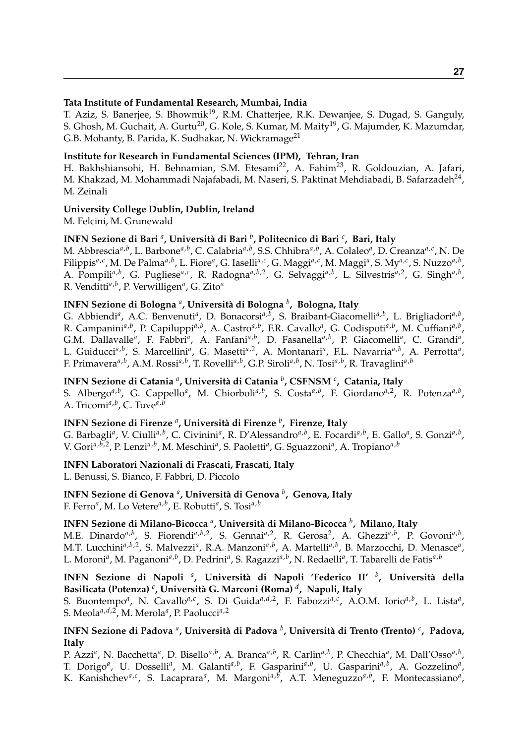**Tata Institute of Fundamental Research, Mumbai, India**
T. Aziz, S. Banerjee, S. Bhowmik[19], R.M. Chatterjee, R.K. Dewanjee, S. Dugad, S. Ganguly, S. Ghosh, M. Guchait, A. Gurtu[20], G. Kole, S. Kumar, M. Maity[19], G. Majumder, K. Mazumdar, G.B. Mohanty, B. Parida, K. Sudhakar, N. Wickramage[21]

**Institute for Research in Fundamental Sciences (IPM), Tehran, Iran**
H. Bakhshiansohi, H. Behnamian, S.M. Etesami[22], A. Fahim[23], R. Goldouzian, A. Jafari, M. Khakzad, M. Mohammadi Najafabadi, M. Naseri, S. Paktinat Mehdiabadi, B. Safarzadeh[24], M. Zeinali

**University College Dublin, Dublin, Ireland**
M. Felcini, M. Grunewald

**INFN Sezione di Bari [a], Università di Bari [b], Politecnico di Bari [c], Bari, Italy**
M. Abbrescia[a,b], L. Barbone[a,b], C. Calabria[a,b], S.S. Chhibra[a,b], A. Colaleo[a], D. Creanza[a,c], N. De Filippis[a,c], M. De Palma[a,b], L. Fiore[a], G. Iaselli[a,c], G. Maggi[a,c], M. Maggi[a], S. My[a,c], S. Nuzzo[a,b], A. Pompili[a,b], G. Pugliese[a,c], R. Radogna[a,b,2], G. Selvaggi[a,b], L. Silvestris[a,2], G. Singh[a,b], R. Venditti[a,b], P. Verwilligen[a], G. Zito[a]

**INFN Sezione di Bologna [a], Università di Bologna [b], Bologna, Italy**
G. Abbiendi[a], A.C. Benvenuti[a], D. Bonacorsi[a,b], S. Braibant-Giacomelli[a,b], L. Brigliadori[a,b], R. Campanini[a,b], P. Capiluppi[a,b], A. Castro[a,b], F.R. Cavallo[a], G. Codispoti[a,b], M. Cuffiani[a,b], G.M. Dallavalle[a], F. Fabbri[a], A. Fanfani[a,b], D. Fasanella[a,b], P. Giacomelli[a], C. Grandi[a], L. Guiducci[a,b], S. Marcellini[a], G. Masetti[a,2], A. Montanari[a], F.L. Navarria[a,b], A. Perrotta[a], F. Primavera[a,b], A.M. Rossi[a,b], T. Rovelli[a,b], G.P. Siroli[a,b], N. Tosi[a,b], R. Travaglini[a,b]

**INFN Sezione di Catania [a], Università di Catania [b], CSFNSM [c], Catania, Italy**
S. Albergo[a,b], G. Cappello[a], M. Chiorboli[a,b], S. Costa[a,b], F. Giordano[a,2], R. Potenza[a,b], A. Tricomi[a,b], C. Tuve[a,b]

**INFN Sezione di Firenze [a], Università di Firenze [b], Firenze, Italy**
G. Barbagli[a], V. Ciulli[a,b], C. Civinini[a], R. D'Alessandro[a,b], E. Focardi[a,b], E. Gallo[a], S. Gonzi[a,b], V. Gori[a,b,2], P. Lenzi[a,b], M. Meschini[a], S. Paoletti[a], G. Sguazzoni[a], A. Tropiano[a,b]

**INFN Laboratori Nazionali di Frascati, Frascati, Italy**
L. Benussi, S. Bianco, F. Fabbri, D. Piccolo

**INFN Sezione di Genova [a], Università di Genova [b], Genova, Italy**
F. Ferro[a], M. Lo Vetere[a,b], E. Robutti[a], S. Tosi[a,b]

**INFN Sezione di Milano-Bicocca [a], Università di Milano-Bicocca [b], Milano, Italy**
M.E. Dinardo[a,b], S. Fiorendi[a,b,2], S. Gennai[a,2], R. Gerosa[2], A. Ghezzi[a,b], P. Govoni[a,b], M.T. Lucchini[a,b,2], S. Malvezzi[a], R.A. Manzoni[a,b], A. Martelli[a,b], B. Marzocchi, D. Menasce[a], L. Moroni[a], M. Paganoni[a,b], D. Pedrini[a], S. Ragazzi[a,b], N. Redaelli[a], T. Tabarelli de Fatis[a,b]

**INFN Sezione di Napoli [a], Università di Napoli 'Federico II' [b], Università della Basilicata (Potenza) [c], Università G. Marconi (Roma) [d], Napoli, Italy**
S. Buontempo[a], N. Cavallo[a,c], S. Di Guida[a,d,2], F. Fabozzi[a,c], A.O.M. Iorio[a,b], L. Lista[a], S. Meola[a,d,2], M. Merola[a], P. Paolucci[a,2]

**INFN Sezione di Padova [a], Università di Padova [b], Università di Trento (Trento) [c], Padova, Italy**
P. Azzi[a], N. Bacchetta[a], D. Bisello[a,b], A. Branca[a,b], R. Carlin[a,b], P. Checchia[a], M. Dall'Osso[a,b], T. Dorigo[a], U. Dosselli[a], M. Galanti[a,b], F. Gasparini[a,b], U. Gasparini[a,b], A. Gozzelino[a], K. Kanishchev[a,c], S. Lacaprara[a], M. Margoni[a,b], A.T. Meneguzzo[a,b], F. Montecassiano[a],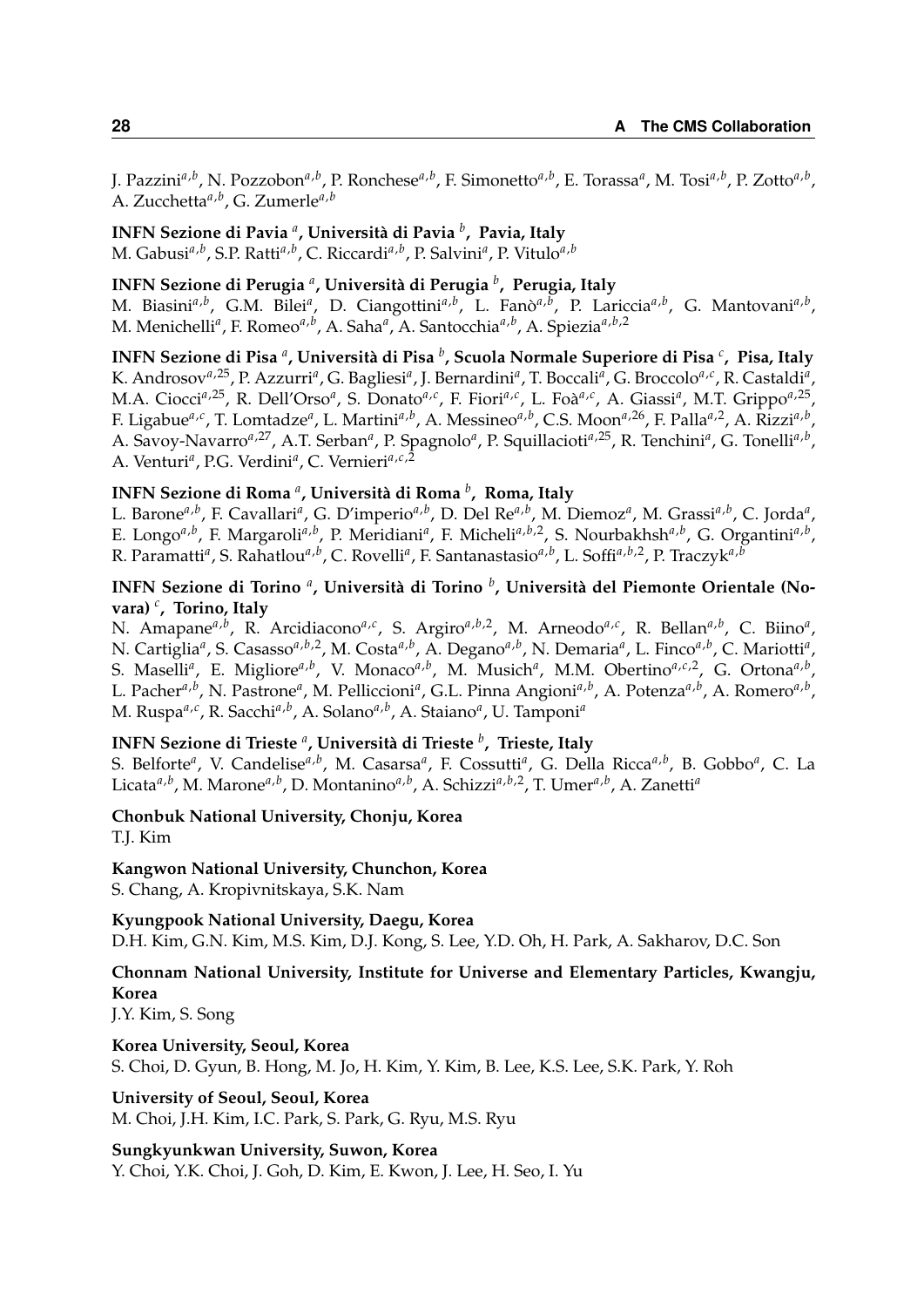J. Pazzini[a,b], N. Pozzobon[a,b], P. Ronchese[a,b], F. Simonetto[a,b], E. Torassa[a], M. Tosi[a,b], P. Zotto[a,b], A. Zucchetta[a,b], G. Zumerle[a,b]

**INFN Sezione di Pavia [a], Università di Pavia [b], Pavia, Italy**
M. Gabusi[a,b], S.P. Ratti[a,b], C. Riccardi[a,b], P. Salvini[a], P. Vitulo[a,b]

**INFN Sezione di Perugia [a], Università di Perugia [b], Perugia, Italy**
M. Biasini[a,b], G.M. Bilei[a], D. Ciangottini[a,b], L. Fanò[a,b], P. Lariccia[a,b], G. Mantovani[a,b], M. Menichelli[a], F. Romeo[a,b], A. Saha[a], A. Santocchia[a,b], A. Spiezia[a,b,2]

**INFN Sezione di Pisa [a], Università di Pisa [b], Scuola Normale Superiore di Pisa [c], Pisa, Italy**
K. Androsov[a,25], P. Azzurri[a], G. Bagliesi[a], J. Bernardini[a], T. Boccali[a], G. Broccolo[a,c], R. Castaldi[a], M.A. Ciocci[a,25], R. Dell'Orso[a], S. Donato[a,c], F. Fiori[a,c], L. Foà[a,c], A. Giassi[a], M.T. Grippo[a,25], F. Ligabue[a,c], T. Lomtadze[a], L. Martini[a,b], A. Messineo[a,b], C.S. Moon[a,26], F. Palla[a,2], A. Rizzi[a,b], A. Savoy-Navarro[a,27], A.T. Serban[a], P. Spagnolo[a], P. Squillacioti[a,25], R. Tenchini[a], G. Tonelli[a,b], A. Venturi[a], P.G. Verdini[a], C. Vernieri[a,c,2]

**INFN Sezione di Roma [a], Università di Roma [b], Roma, Italy**
L. Barone[a,b], F. Cavallari[a], G. D'imperio[a,b], D. Del Re[a,b], M. Diemoz[a], M. Grassi[a,b], C. Jorda[a], E. Longo[a,b], F. Margaroli[a,b], P. Meridiani[a], F. Micheli[a,b,2], S. Nourbakhsh[a,b], G. Organtini[a,b], R. Paramatti[a], S. Rahatlou[a,b], C. Rovelli[a], F. Santanastasio[a,b], L. Soffi[a,b,2], P. Traczyk[a,b]

**INFN Sezione di Torino [a], Università di Torino [b], Università del Piemonte Orientale (Novara) [c], Torino, Italy**
N. Amapane[a,b], R. Arcidiacono[a,c], S. Argiro[a,b,2], M. Arneodo[a,c], R. Bellan[a,b], C. Biino[a], N. Cartiglia[a], S. Casasso[a,b,2], M. Costa[a,b], A. Degano[a,b], N. Demaria[a], L. Finco[a,b], C. Mariotti[a], S. Maselli[a], E. Migliore[a,b], V. Monaco[a,b], M. Musich[a], M.M. Obertino[a,c,2], G. Ortona[a,b], L. Pacher[a,b], N. Pastrone[a], M. Pelliccioni[a], G.L. Pinna Angioni[a,b], A. Potenza[a,b], A. Romero[a,b], M. Ruspa[a,c], R. Sacchi[a,b], A. Solano[a,b], A. Staiano[a], U. Tamponi[a]

**INFN Sezione di Trieste [a], Università di Trieste [b], Trieste, Italy**
S. Belforte[a], V. Candelise[a,b], M. Casarsa[a], F. Cossutti[a], G. Della Ricca[a,b], B. Gobbo[a], C. La Licata[a,b], M. Marone[a,b], D. Montanino[a,b], A. Schizzi[a,b,2], T. Umer[a,b], A. Zanetti[a]

**Chonbuk National University, Chonju, Korea**
T.J. Kim

**Kangwon National University, Chunchon, Korea**
S. Chang, A. Kropivnitskaya, S.K. Nam

**Kyungpook National University, Daegu, Korea**
D.H. Kim, G.N. Kim, M.S. Kim, D.J. Kong, S. Lee, Y.D. Oh, H. Park, A. Sakharov, D.C. Son

**Chonnam National University, Institute for Universe and Elementary Particles, Kwangju, Korea**
J.Y. Kim, S. Song

**Korea University, Seoul, Korea**
S. Choi, D. Gyun, B. Hong, M. Jo, H. Kim, Y. Kim, B. Lee, K.S. Lee, S.K. Park, Y. Roh

**University of Seoul, Seoul, Korea**
M. Choi, J.H. Kim, I.C. Park, S. Park, G. Ryu, M.S. Ryu

**Sungkyunkwan University, Suwon, Korea**
Y. Choi, Y.K. Choi, J. Goh, D. Kim, E. Kwon, J. Lee, H. Seo, I. Yu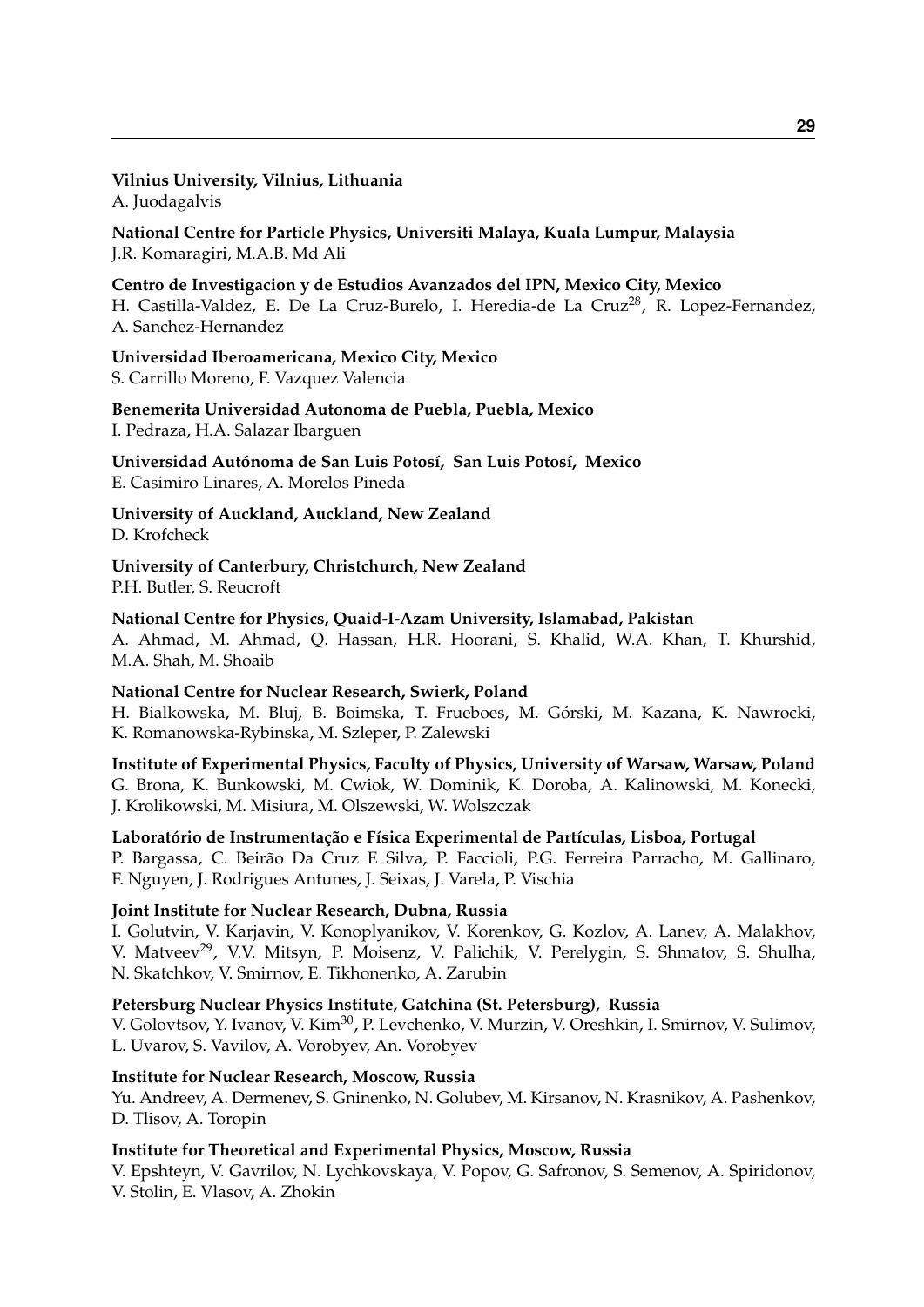**Vilnius University, Vilnius, Lithuania**
A. Juodagalvis

**National Centre for Particle Physics, Universiti Malaya, Kuala Lumpur, Malaysia**
J.R. Komaragiri, M.A.B. Md Ali

**Centro de Investigacion y de Estudios Avanzados del IPN, Mexico City, Mexico**
H. Castilla-Valdez, E. De La Cruz-Burelo, I. Heredia-de La Cruz[28], R. Lopez-Fernandez, A. Sanchez-Hernandez

**Universidad Iberoamericana, Mexico City, Mexico**
S. Carrillo Moreno, F. Vazquez Valencia

**Benemerita Universidad Autonoma de Puebla, Puebla, Mexico**
I. Pedraza, H.A. Salazar Ibarguen

**Universidad Autónoma de San Luis Potosí, San Luis Potosí, Mexico**
E. Casimiro Linares, A. Morelos Pineda

**University of Auckland, Auckland, New Zealand**
D. Krofcheck

**University of Canterbury, Christchurch, New Zealand**
P.H. Butler, S. Reucroft

**National Centre for Physics, Quaid-I-Azam University, Islamabad, Pakistan**
A. Ahmad, M. Ahmad, Q. Hassan, H.R. Hoorani, S. Khalid, W.A. Khan, T. Khurshid, M.A. Shah, M. Shoaib

**National Centre for Nuclear Research, Swierk, Poland**
H. Bialkowska, M. Bluj, B. Boimska, T. Frueboes, M. Górski, M. Kazana, K. Nawrocki, K. Romanowska-Rybinska, M. Szleper, P. Zalewski

**Institute of Experimental Physics, Faculty of Physics, University of Warsaw, Warsaw, Poland**
G. Brona, K. Bunkowski, M. Cwiok, W. Dominik, K. Doroba, A. Kalinowski, M. Konecki, J. Krolikowski, M. Misiura, M. Olszewski, W. Wolszczak

**Laboratório de Instrumentação e Física Experimental de Partículas, Lisboa, Portugal**
P. Bargassa, C. Beirão Da Cruz E Silva, P. Faccioli, P.G. Ferreira Parracho, M. Gallinaro, F. Nguyen, J. Rodrigues Antunes, J. Seixas, J. Varela, P. Vischia

**Joint Institute for Nuclear Research, Dubna, Russia**
I. Golutvin, V. Karjavin, V. Konoplyanikov, V. Korenkov, G. Kozlov, A. Lanev, A. Malakhov, V. Matveev[29], V.V. Mitsyn, P. Moisenz, V. Palichik, V. Perelygin, S. Shmatov, S. Shulha, N. Skatchkov, V. Smirnov, E. Tikhonenko, A. Zarubin

**Petersburg Nuclear Physics Institute, Gatchina (St. Petersburg), Russia**
V. Golovtsov, Y. Ivanov, V. Kim[30], P. Levchenko, V. Murzin, V. Oreshkin, I. Smirnov, V. Sulimov, L. Uvarov, S. Vavilov, A. Vorobyev, An. Vorobyev

**Institute for Nuclear Research, Moscow, Russia**
Yu. Andreev, A. Dermenev, S. Gninenko, N. Golubev, M. Kirsanov, N. Krasnikov, A. Pashenkov, D. Tlisov, A. Toropin

**Institute for Theoretical and Experimental Physics, Moscow, Russia**
V. Epshteyn, V. Gavrilov, N. Lychkovskaya, V. Popov, G. Safronov, S. Semenov, A. Spiridonov, V. Stolin, E. Vlasov, A. Zhokin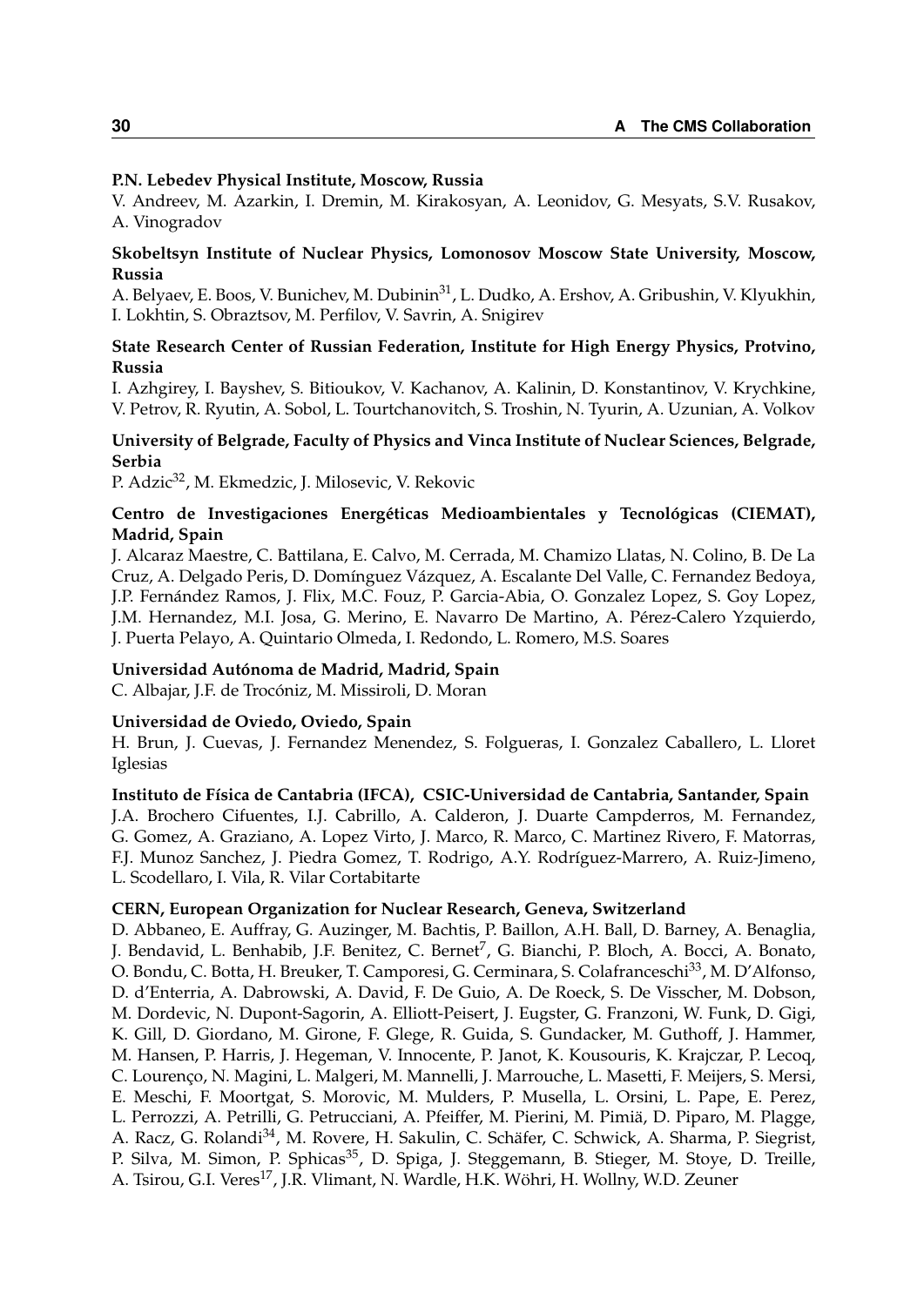**P.N. Lebedev Physical Institute, Moscow, Russia**

V. Andreev, M. Azarkin, I. Dremin, M. Kirakosyan, A. Leonidov, G. Mesyats, S.V. Rusakov, A. Vinogradov

**Skobeltsyn Institute of Nuclear Physics, Lomonosov Moscow State University, Moscow, Russia**

A. Belyaev, E. Boos, V. Bunichev, M. Dubinin[31], L. Dudko, A. Ershov, A. Gribushin, V. Klyukhin, I. Lokhtin, S. Obraztsov, M. Perfilov, V. Savrin, A. Snigirev

**State Research Center of Russian Federation, Institute for High Energy Physics, Protvino, Russia**

I. Azhgirey, I. Bayshev, S. Bitioukov, V. Kachanov, A. Kalinin, D. Konstantinov, V. Krychkine, V. Petrov, R. Ryutin, A. Sobol, L. Tourtchanovitch, S. Troshin, N. Tyurin, A. Uzunian, A. Volkov

**University of Belgrade, Faculty of Physics and Vinca Institute of Nuclear Sciences, Belgrade, Serbia**

P. Adzic[32], M. Ekmedzic, J. Milosevic, V. Rekovic

**Centro de Investigaciones Energéticas Medioambientales y Tecnológicas (CIEMAT), Madrid, Spain**

J. Alcaraz Maestre, C. Battilana, E. Calvo, M. Cerrada, M. Chamizo Llatas, N. Colino, B. De La Cruz, A. Delgado Peris, D. Domínguez Vázquez, A. Escalante Del Valle, C. Fernandez Bedoya, J.P. Fernández Ramos, J. Flix, M.C. Fouz, P. Garcia-Abia, O. Gonzalez Lopez, S. Goy Lopez, J.M. Hernandez, M.I. Josa, G. Merino, E. Navarro De Martino, A. Pérez-Calero Yzquierdo, J. Puerta Pelayo, A. Quintario Olmeda, I. Redondo, L. Romero, M.S. Soares

**Universidad Autónoma de Madrid, Madrid, Spain**

C. Albajar, J.F. de Trocóniz, M. Missiroli, D. Moran

**Universidad de Oviedo, Oviedo, Spain**

H. Brun, J. Cuevas, J. Fernandez Menendez, S. Folgueras, I. Gonzalez Caballero, L. Lloret Iglesias

**Instituto de Física de Cantabria (IFCA), CSIC-Universidad de Cantabria, Santander, Spain**

J.A. Brochero Cifuentes, I.J. Cabrillo, A. Calderon, J. Duarte Campderros, M. Fernandez, G. Gomez, A. Graziano, A. Lopez Virto, J. Marco, R. Marco, C. Martinez Rivero, F. Matorras, F.J. Munoz Sanchez, J. Piedra Gomez, T. Rodrigo, A.Y. Rodríguez-Marrero, A. Ruiz-Jimeno, L. Scodellaro, I. Vila, R. Vilar Cortabitarte

**CERN, European Organization for Nuclear Research, Geneva, Switzerland**

D. Abbaneo, E. Auffray, G. Auzinger, M. Bachtis, P. Baillon, A.H. Ball, D. Barney, A. Benaglia, J. Bendavid, L. Benhabib, J.F. Benitez, C. Bernet[7], G. Bianchi, P. Bloch, A. Bocci, A. Bonato, O. Bondu, C. Botta, H. Breuker, T. Camporesi, G. Cerminara, S. Colafranceschi[33], M. D'Alfonso, D. d'Enterria, A. Dabrowski, A. David, F. De Guio, A. De Roeck, S. De Visscher, M. Dobson, M. Dordevic, N. Dupont-Sagorin, A. Elliott-Peisert, J. Eugster, G. Franzoni, W. Funk, D. Gigi, K. Gill, D. Giordano, M. Girone, F. Glege, R. Guida, S. Gundacker, M. Guthoff, J. Hammer, M. Hansen, P. Harris, J. Hegeman, V. Innocente, P. Janot, K. Kousouris, K. Krajczar, P. Lecoq, C. Lourenço, N. Magini, L. Malgeri, M. Mannelli, J. Marrouche, L. Masetti, F. Meijers, S. Mersi, E. Meschi, F. Moortgat, S. Morovic, M. Mulders, P. Musella, L. Orsini, L. Pape, E. Perez, L. Perrozzi, A. Petrilli, G. Petrucciani, A. Pfeiffer, M. Pierini, M. Pimiä, D. Piparo, M. Plagge, A. Racz, G. Rolandi[34], M. Rovere, H. Sakulin, C. Schäfer, C. Schwick, A. Sharma, P. Siegrist, P. Silva, M. Simon, P. Sphicas[35], D. Spiga, J. Steggemann, B. Stieger, M. Stoye, D. Treille, A. Tsirou, G.I. Veres[17], J.R. Vlimant, N. Wardle, H.K. Wöhri, H. Wollny, W.D. Zeuner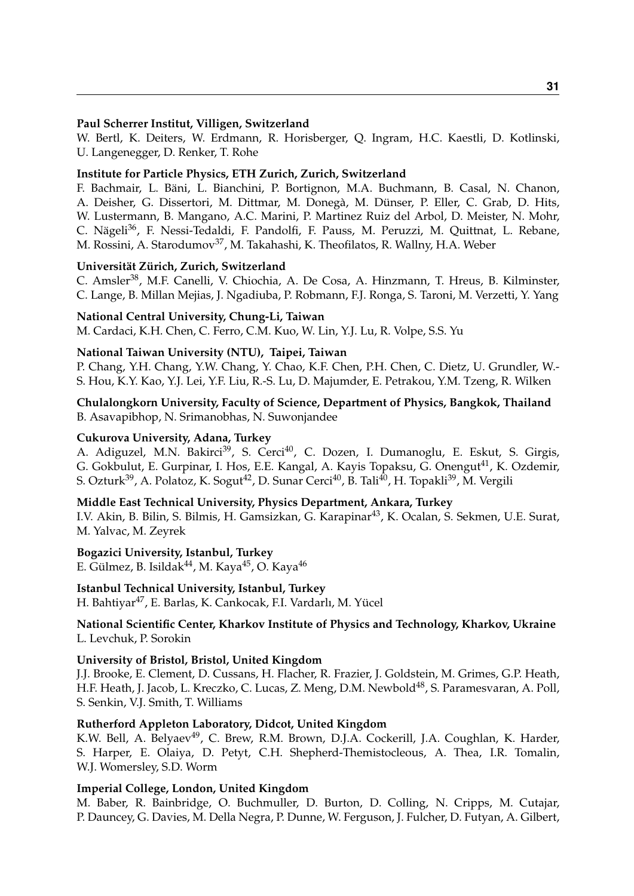**Paul Scherrer Institut, Villigen, Switzerland**
W. Bertl, K. Deiters, W. Erdmann, R. Horisberger, Q. Ingram, H.C. Kaestli, D. Kotlinski, U. Langenegger, D. Renker, T. Rohe

**Institute for Particle Physics, ETH Zurich, Zurich, Switzerland**
F. Bachmair, L. Bäni, L. Bianchini, P. Bortignon, M.A. Buchmann, B. Casal, N. Chanon, A. Deisher, G. Dissertori, M. Dittmar, M. Donegà, M. Dünser, P. Eller, C. Grab, D. Hits, W. Lustermann, B. Mangano, A.C. Marini, P. Martinez Ruiz del Arbol, D. Meister, N. Mohr, C. Nägeli[36], F. Nessi-Tedaldi, F. Pandolfi, F. Pauss, M. Peruzzi, M. Quittnat, L. Rebane, M. Rossini, A. Starodumov[37], M. Takahashi, K. Theofilatos, R. Wallny, H.A. Weber

**Universität Zürich, Zurich, Switzerland**
C. Amsler[38], M.F. Canelli, V. Chiochia, A. De Cosa, A. Hinzmann, T. Hreus, B. Kilminster, C. Lange, B. Millan Mejias, J. Ngadiuba, P. Robmann, F.J. Ronga, S. Taroni, M. Verzetti, Y. Yang

**National Central University, Chung-Li, Taiwan**
M. Cardaci, K.H. Chen, C. Ferro, C.M. Kuo, W. Lin, Y.J. Lu, R. Volpe, S.S. Yu

**National Taiwan University (NTU), Taipei, Taiwan**
P. Chang, Y.H. Chang, Y.W. Chang, Y. Chao, K.F. Chen, P.H. Chen, C. Dietz, U. Grundler, W.-S. Hou, K.Y. Kao, Y.J. Lei, Y.F. Liu, R.-S. Lu, D. Majumder, E. Petrakou, Y.M. Tzeng, R. Wilken

**Chulalongkorn University, Faculty of Science, Department of Physics, Bangkok, Thailand**
B. Asavapibhop, N. Srimanobhas, N. Suwonjandee

**Cukurova University, Adana, Turkey**
A. Adiguzel, M.N. Bakirci[39], S. Cerci[40], C. Dozen, I. Dumanoglu, E. Eskut, S. Girgis, G. Gokbulut, E. Gurpinar, I. Hos, E.E. Kangal, A. Kayis Topaksu, G. Onengut[41], K. Ozdemir, S. Ozturk[39], A. Polatoz, K. Sogut[42], D. Sunar Cerci[40], B. Tali[40], H. Topakli[39], M. Vergili

**Middle East Technical University, Physics Department, Ankara, Turkey**
I.V. Akin, B. Bilin, S. Bilmis, H. Gamsizkan, G. Karapinar[43], K. Ocalan, S. Sekmen, U.E. Surat, M. Yalvac, M. Zeyrek

**Bogazici University, Istanbul, Turkey**
E. Gülmez, B. Isildak[44], M. Kaya[45], O. Kaya[46]

**Istanbul Technical University, Istanbul, Turkey**
H. Bahtiyar[47], E. Barlas, K. Cankocak, F.I. Vardarlı, M. Yücel

**National Scientific Center, Kharkov Institute of Physics and Technology, Kharkov, Ukraine**
L. Levchuk, P. Sorokin

**University of Bristol, Bristol, United Kingdom**
J.J. Brooke, E. Clement, D. Cussans, H. Flacher, R. Frazier, J. Goldstein, M. Grimes, G.P. Heath, H.F. Heath, J. Jacob, L. Kreczko, C. Lucas, Z. Meng, D.M. Newbold[48], S. Paramesvaran, A. Poll, S. Senkin, V.J. Smith, T. Williams

**Rutherford Appleton Laboratory, Didcot, United Kingdom**
K.W. Bell, A. Belyaev[49], C. Brew, R.M. Brown, D.J.A. Cockerill, J.A. Coughlan, K. Harder, S. Harper, E. Olaiya, D. Petyt, C.H. Shepherd-Themistocleous, A. Thea, I.R. Tomalin, W.J. Womersley, S.D. Worm

**Imperial College, London, United Kingdom**
M. Baber, R. Bainbridge, O. Buchmuller, D. Burton, D. Colling, N. Cripps, M. Cutajar, P. Dauncey, G. Davies, M. Della Negra, P. Dunne, W. Ferguson, J. Fulcher, D. Futyan, A. Gilbert,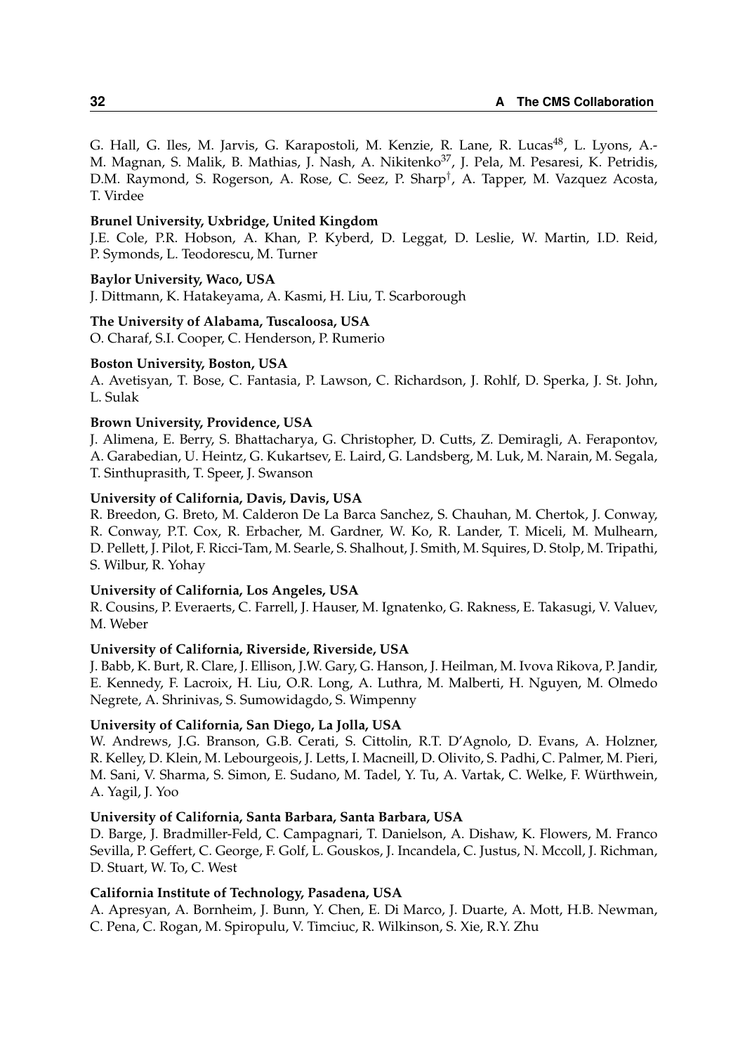G. Hall, G. Iles, M. Jarvis, G. Karapostoli, M. Kenzie, R. Lane, R. Lucas[48], L. Lyons, A.-M. Magnan, S. Malik, B. Mathias, J. Nash, A. Nikitenko[37], J. Pela, M. Pesaresi, K. Petridis, D.M. Raymond, S. Rogerson, A. Rose, C. Seez, P. Sharp[†], A. Tapper, M. Vazquez Acosta, T. Virdee

**Brunel University, Uxbridge, United Kingdom**
J.E. Cole, P.R. Hobson, A. Khan, P. Kyberd, D. Leggat, D. Leslie, W. Martin, I.D. Reid, P. Symonds, L. Teodorescu, M. Turner

**Baylor University, Waco, USA**
J. Dittmann, K. Hatakeyama, A. Kasmi, H. Liu, T. Scarborough

**The University of Alabama, Tuscaloosa, USA**
O. Charaf, S.I. Cooper, C. Henderson, P. Rumerio

**Boston University, Boston, USA**
A. Avetisyan, T. Bose, C. Fantasia, P. Lawson, C. Richardson, J. Rohlf, D. Sperka, J. St. John, L. Sulak

**Brown University, Providence, USA**
J. Alimena, E. Berry, S. Bhattacharya, G. Christopher, D. Cutts, Z. Demiragli, A. Ferapontov, A. Garabedian, U. Heintz, G. Kukartsev, E. Laird, G. Landsberg, M. Luk, M. Narain, M. Segala, T. Sinthuprasith, T. Speer, J. Swanson

**University of California, Davis, Davis, USA**
R. Breedon, G. Breto, M. Calderon De La Barca Sanchez, S. Chauhan, M. Chertok, J. Conway, R. Conway, P.T. Cox, R. Erbacher, M. Gardner, W. Ko, R. Lander, T. Miceli, M. Mulhearn, D. Pellett, J. Pilot, F. Ricci-Tam, M. Searle, S. Shalhout, J. Smith, M. Squires, D. Stolp, M. Tripathi, S. Wilbur, R. Yohay

**University of California, Los Angeles, USA**
R. Cousins, P. Everaerts, C. Farrell, J. Hauser, M. Ignatenko, G. Rakness, E. Takasugi, V. Valuev, M. Weber

**University of California, Riverside, Riverside, USA**
J. Babb, K. Burt, R. Clare, J. Ellison, J.W. Gary, G. Hanson, J. Heilman, M. Ivova Rikova, P. Jandir, E. Kennedy, F. Lacroix, H. Liu, O.R. Long, A. Luthra, M. Malberti, H. Nguyen, M. Olmedo Negrete, A. Shrinivas, S. Sumowidagdo, S. Wimpenny

**University of California, San Diego, La Jolla, USA**
W. Andrews, J.G. Branson, G.B. Cerati, S. Cittolin, R.T. D'Agnolo, D. Evans, A. Holzner, R. Kelley, D. Klein, M. Lebourgeois, J. Letts, I. Macneill, D. Olivito, S. Padhi, C. Palmer, M. Pieri, M. Sani, V. Sharma, S. Simon, E. Sudano, M. Tadel, Y. Tu, A. Vartak, C. Welke, F. Würthwein, A. Yagil, J. Yoo

**University of California, Santa Barbara, Santa Barbara, USA**
D. Barge, J. Bradmiller-Feld, C. Campagnari, T. Danielson, A. Dishaw, K. Flowers, M. Franco Sevilla, P. Geffert, C. George, F. Golf, L. Gouskos, J. Incandela, C. Justus, N. Mccoll, J. Richman, D. Stuart, W. To, C. West

**California Institute of Technology, Pasadena, USA**
A. Apresyan, A. Bornheim, J. Bunn, Y. Chen, E. Di Marco, J. Duarte, A. Mott, H.B. Newman, C. Pena, C. Rogan, M. Spiropulu, V. Timciuc, R. Wilkinson, S. Xie, R.Y. Zhu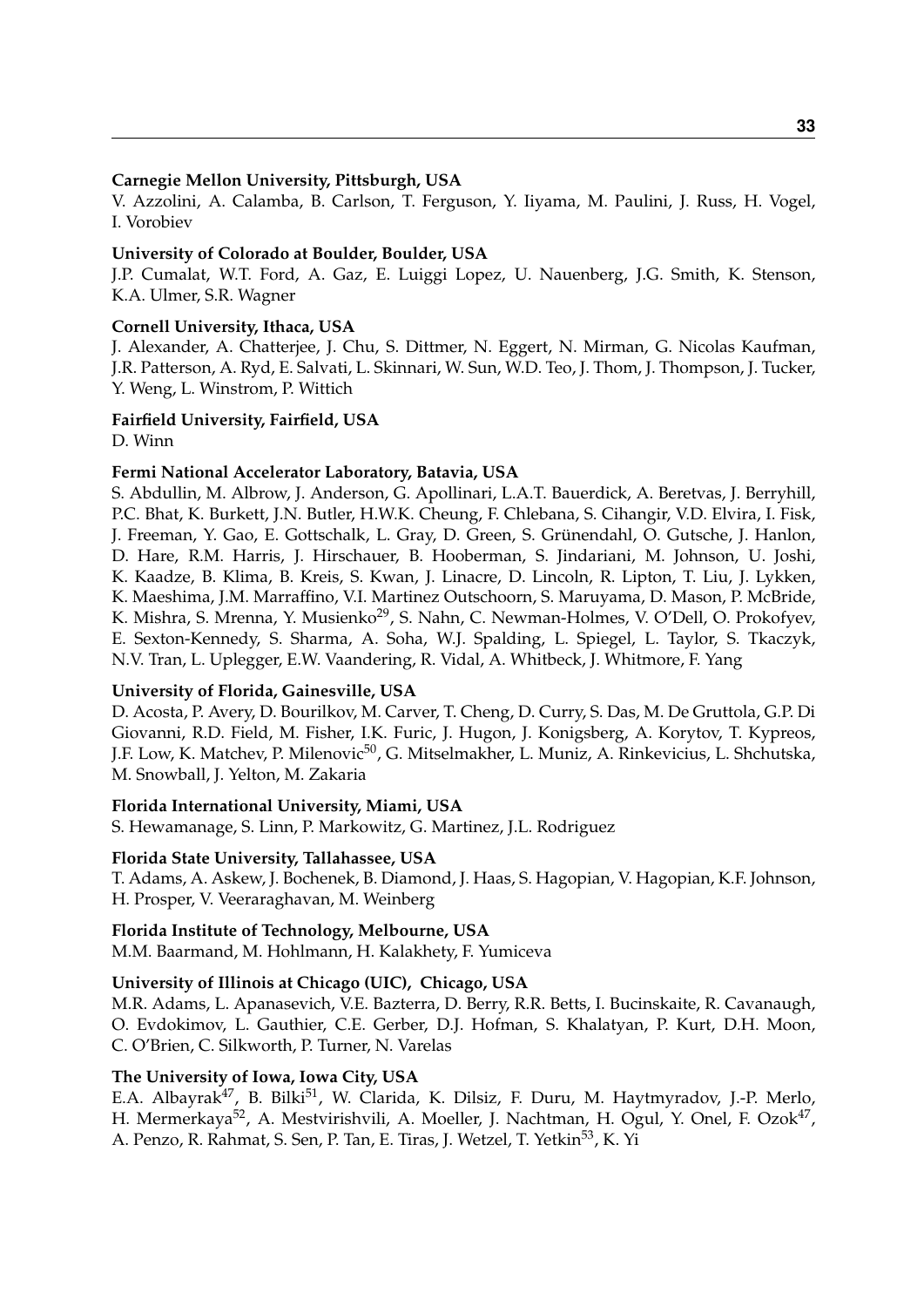**Carnegie Mellon University, Pittsburgh, USA**
V. Azzolini, A. Calamba, B. Carlson, T. Ferguson, Y. Iiyama, M. Paulini, J. Russ, H. Vogel, I. Vorobiev

**University of Colorado at Boulder, Boulder, USA**
J.P. Cumalat, W.T. Ford, A. Gaz, E. Luiggi Lopez, U. Nauenberg, J.G. Smith, K. Stenson, K.A. Ulmer, S.R. Wagner

**Cornell University, Ithaca, USA**
J. Alexander, A. Chatterjee, J. Chu, S. Dittmer, N. Eggert, N. Mirman, G. Nicolas Kaufman, J.R. Patterson, A. Ryd, E. Salvati, L. Skinnari, W. Sun, W.D. Teo, J. Thom, J. Thompson, J. Tucker, Y. Weng, L. Winstrom, P. Wittich

**Fairfield University, Fairfield, USA**
D. Winn

**Fermi National Accelerator Laboratory, Batavia, USA**
S. Abdullin, M. Albrow, J. Anderson, G. Apollinari, L.A.T. Bauerdick, A. Beretvas, J. Berryhill, P.C. Bhat, K. Burkett, J.N. Butler, H.W.K. Cheung, F. Chlebana, S. Cihangir, V.D. Elvira, I. Fisk, J. Freeman, Y. Gao, E. Gottschalk, L. Gray, D. Green, S. Grünendahl, O. Gutsche, J. Hanlon, D. Hare, R.M. Harris, J. Hirschauer, B. Hooberman, S. Jindariani, M. Johnson, U. Joshi, K. Kaadze, B. Klima, B. Kreis, S. Kwan, J. Linacre, D. Lincoln, R. Lipton, T. Liu, J. Lykken, K. Maeshima, J.M. Marraffino, V.I. Martinez Outschoorn, S. Maruyama, D. Mason, P. McBride, K. Mishra, S. Mrenna, Y. Musienko[29], S. Nahn, C. Newman-Holmes, V. O'Dell, O. Prokofyev, E. Sexton-Kennedy, S. Sharma, A. Soha, W.J. Spalding, L. Spiegel, L. Taylor, S. Tkaczyk, N.V. Tran, L. Uplegger, E.W. Vaandering, R. Vidal, A. Whitbeck, J. Whitmore, F. Yang

**University of Florida, Gainesville, USA**
D. Acosta, P. Avery, D. Bourilkov, M. Carver, T. Cheng, D. Curry, S. Das, M. De Gruttola, G.P. Di Giovanni, R.D. Field, M. Fisher, I.K. Furic, J. Hugon, J. Konigsberg, A. Korytov, T. Kypreos, J.F. Low, K. Matchev, P. Milenovic[50], G. Mitselmakher, L. Muniz, A. Rinkevicius, L. Shchutska, M. Snowball, J. Yelton, M. Zakaria

**Florida International University, Miami, USA**
S. Hewamanage, S. Linn, P. Markowitz, G. Martinez, J.L. Rodriguez

**Florida State University, Tallahassee, USA**
T. Adams, A. Askew, J. Bochenek, B. Diamond, J. Haas, S. Hagopian, V. Hagopian, K.F. Johnson, H. Prosper, V. Veeraraghavan, M. Weinberg

**Florida Institute of Technology, Melbourne, USA**
M.M. Baarmand, M. Hohlmann, H. Kalakhety, F. Yumiceva

**University of Illinois at Chicago (UIC), Chicago, USA**
M.R. Adams, L. Apanasevich, V.E. Bazterra, D. Berry, R.R. Betts, I. Bucinskaite, R. Cavanaugh, O. Evdokimov, L. Gauthier, C.E. Gerber, D.J. Hofman, S. Khalatyan, P. Kurt, D.H. Moon, C. O'Brien, C. Silkworth, P. Turner, N. Varelas

**The University of Iowa, Iowa City, USA**
E.A. Albayrak[47], B. Bilki[51], W. Clarida, K. Dilsiz, F. Duru, M. Haytmyradov, J.-P. Merlo, H. Mermerkaya[52], A. Mestvirishvili, A. Moeller, J. Nachtman, H. Ogul, Y. Onel, F. Ozok[47], A. Penzo, R. Rahmat, S. Sen, P. Tan, E. Tiras, J. Wetzel, T. Yetkin[53], K. Yi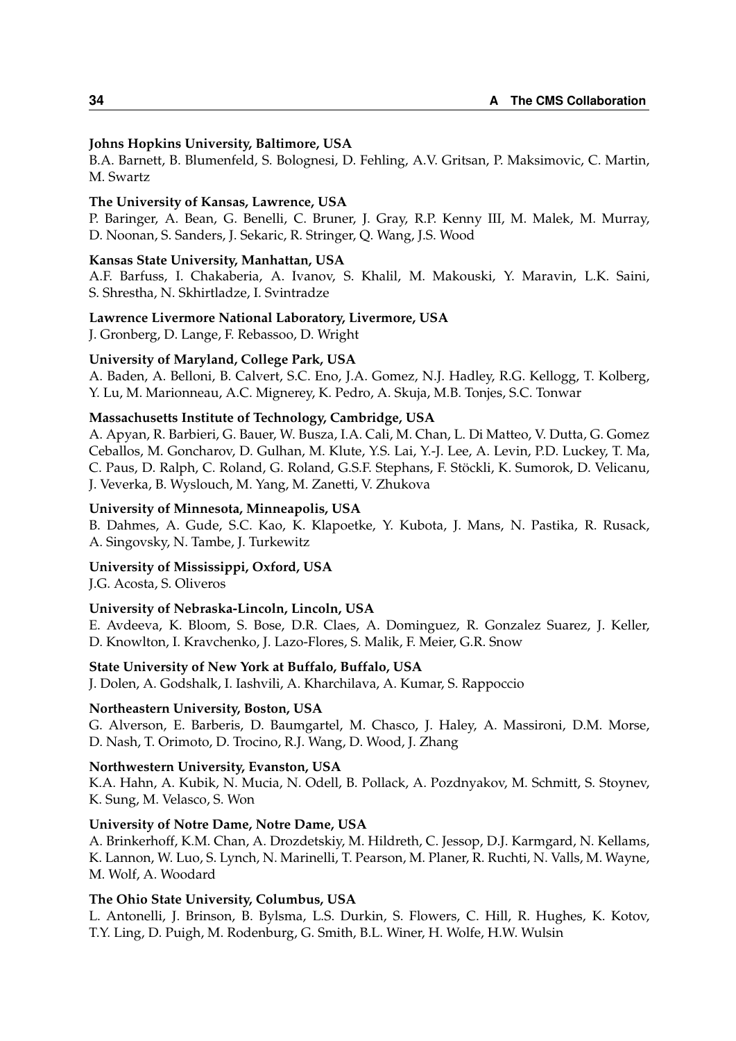**Johns Hopkins University, Baltimore, USA**
B.A. Barnett, B. Blumenfeld, S. Bolognesi, D. Fehling, A.V. Gritsan, P. Maksimovic, C. Martin, M. Swartz

**The University of Kansas, Lawrence, USA**
P. Baringer, A. Bean, G. Benelli, C. Bruner, J. Gray, R.P. Kenny III, M. Malek, M. Murray, D. Noonan, S. Sanders, J. Sekaric, R. Stringer, Q. Wang, J.S. Wood

**Kansas State University, Manhattan, USA**
A.F. Barfuss, I. Chakaberia, A. Ivanov, S. Khalil, M. Makouski, Y. Maravin, L.K. Saini, S. Shrestha, N. Skhirtladze, I. Svintradze

**Lawrence Livermore National Laboratory, Livermore, USA**
J. Gronberg, D. Lange, F. Rebassoo, D. Wright

**University of Maryland, College Park, USA**
A. Baden, A. Belloni, B. Calvert, S.C. Eno, J.A. Gomez, N.J. Hadley, R.G. Kellogg, T. Kolberg, Y. Lu, M. Marionneau, A.C. Mignerey, K. Pedro, A. Skuja, M.B. Tonjes, S.C. Tonwar

**Massachusetts Institute of Technology, Cambridge, USA**
A. Apyan, R. Barbieri, G. Bauer, W. Busza, I.A. Cali, M. Chan, L. Di Matteo, V. Dutta, G. Gomez Ceballos, M. Goncharov, D. Gulhan, M. Klute, Y.S. Lai, Y.-J. Lee, A. Levin, P.D. Luckey, T. Ma, C. Paus, D. Ralph, C. Roland, G. Roland, G.S.F. Stephans, F. Stöckli, K. Sumorok, D. Velicanu, J. Veverka, B. Wyslouch, M. Yang, M. Zanetti, V. Zhukova

**University of Minnesota, Minneapolis, USA**
B. Dahmes, A. Gude, S.C. Kao, K. Klapoetke, Y. Kubota, J. Mans, N. Pastika, R. Rusack, A. Singovsky, N. Tambe, J. Turkewitz

**University of Mississippi, Oxford, USA**
J.G. Acosta, S. Oliveros

**University of Nebraska-Lincoln, Lincoln, USA**
E. Avdeeva, K. Bloom, S. Bose, D.R. Claes, A. Dominguez, R. Gonzalez Suarez, J. Keller, D. Knowlton, I. Kravchenko, J. Lazo-Flores, S. Malik, F. Meier, G.R. Snow

**State University of New York at Buffalo, Buffalo, USA**
J. Dolen, A. Godshalk, I. Iashvili, A. Kharchilava, A. Kumar, S. Rappoccio

**Northeastern University, Boston, USA**
G. Alverson, E. Barberis, D. Baumgartel, M. Chasco, J. Haley, A. Massironi, D.M. Morse, D. Nash, T. Orimoto, D. Trocino, R.J. Wang, D. Wood, J. Zhang

**Northwestern University, Evanston, USA**
K.A. Hahn, A. Kubik, N. Mucia, N. Odell, B. Pollack, A. Pozdnyakov, M. Schmitt, S. Stoynev, K. Sung, M. Velasco, S. Won

**University of Notre Dame, Notre Dame, USA**
A. Brinkerhoff, K.M. Chan, A. Drozdetskiy, M. Hildreth, C. Jessop, D.J. Karmgard, N. Kellams, K. Lannon, W. Luo, S. Lynch, N. Marinelli, T. Pearson, M. Planer, R. Ruchti, N. Valls, M. Wayne, M. Wolf, A. Woodard

**The Ohio State University, Columbus, USA**
L. Antonelli, J. Brinson, B. Bylsma, L.S. Durkin, S. Flowers, C. Hill, R. Hughes, K. Kotov, T.Y. Ling, D. Puigh, M. Rodenburg, G. Smith, B.L. Winer, H. Wolfe, H.W. Wulsin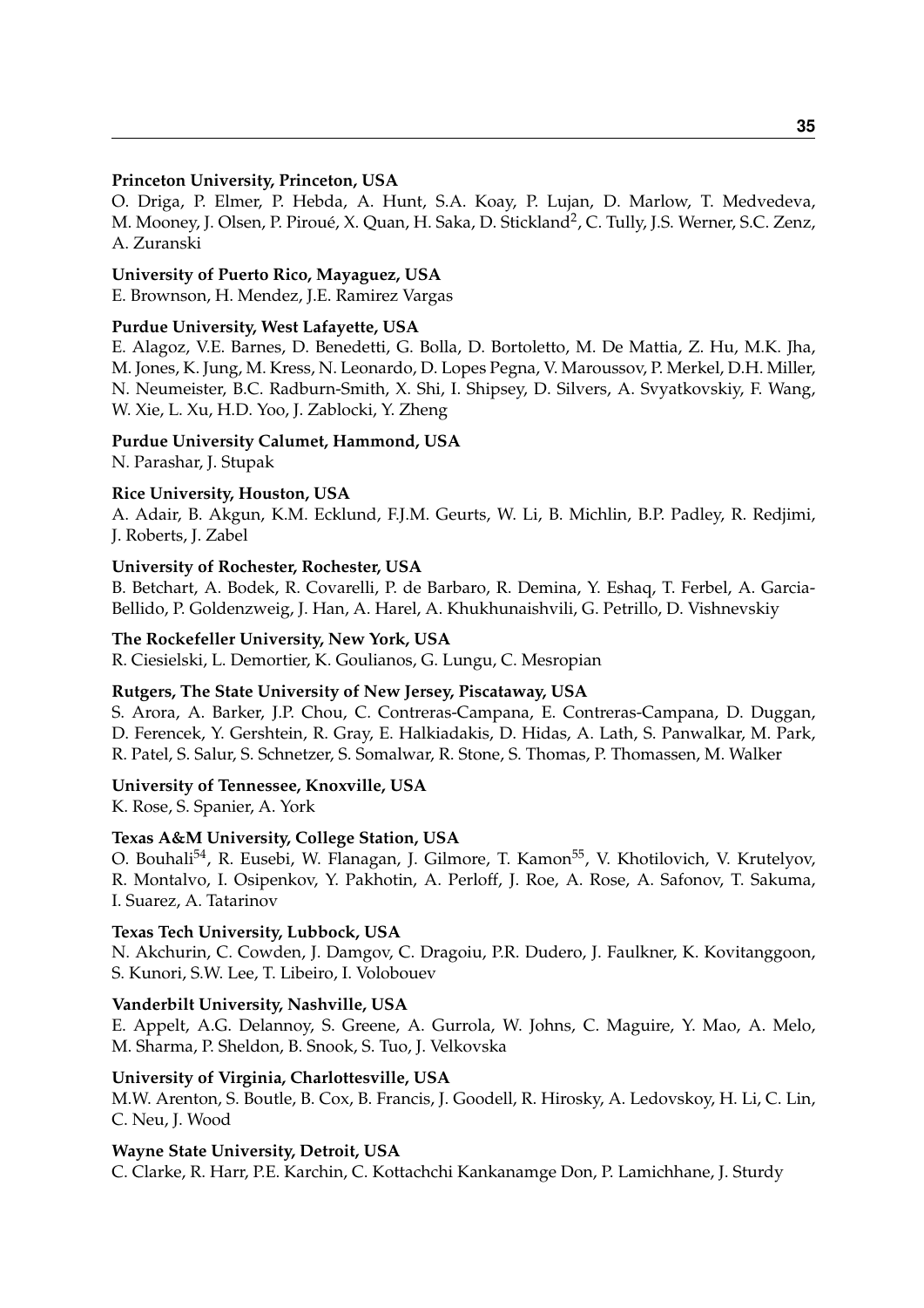**Princeton University, Princeton, USA**

O. Driga, P. Elmer, P. Hebda, A. Hunt, S.A. Koay, P. Lujan, D. Marlow, T. Medvedeva, M. Mooney, J. Olsen, P. Piroué, X. Quan, H. Saka, D. Stickland[2], C. Tully, J.S. Werner, S.C. Zenz, A. Zuranski

**University of Puerto Rico, Mayaguez, USA**

E. Brownson, H. Mendez, J.E. Ramirez Vargas

**Purdue University, West Lafayette, USA**

E. Alagoz, V.E. Barnes, D. Benedetti, G. Bolla, D. Bortoletto, M. De Mattia, Z. Hu, M.K. Jha, M. Jones, K. Jung, M. Kress, N. Leonardo, D. Lopes Pegna, V. Maroussov, P. Merkel, D.H. Miller, N. Neumeister, B.C. Radburn-Smith, X. Shi, I. Shipsey, D. Silvers, A. Svyatkovskiy, F. Wang, W. Xie, L. Xu, H.D. Yoo, J. Zablocki, Y. Zheng

**Purdue University Calumet, Hammond, USA**

N. Parashar, J. Stupak

**Rice University, Houston, USA**

A. Adair, B. Akgun, K.M. Ecklund, F.J.M. Geurts, W. Li, B. Michlin, B.P. Padley, R. Redjimi, J. Roberts, J. Zabel

**University of Rochester, Rochester, USA**

B. Betchart, A. Bodek, R. Covarelli, P. de Barbaro, R. Demina, Y. Eshaq, T. Ferbel, A. Garcia-Bellido, P. Goldenzweig, J. Han, A. Harel, A. Khukhunaishvili, G. Petrillo, D. Vishnevskiy

**The Rockefeller University, New York, USA**

R. Ciesielski, L. Demortier, K. Goulianos, G. Lungu, C. Mesropian

**Rutgers, The State University of New Jersey, Piscataway, USA**

S. Arora, A. Barker, J.P. Chou, C. Contreras-Campana, E. Contreras-Campana, D. Duggan, D. Ferencek, Y. Gershtein, R. Gray, E. Halkiadakis, D. Hidas, A. Lath, S. Panwalkar, M. Park, R. Patel, S. Salur, S. Schnetzer, S. Somalwar, R. Stone, S. Thomas, P. Thomassen, M. Walker

**University of Tennessee, Knoxville, USA**

K. Rose, S. Spanier, A. York

**Texas A&M University, College Station, USA**

O. Bouhali[54], R. Eusebi, W. Flanagan, J. Gilmore, T. Kamon[55], V. Khotilovich, V. Krutelyov, R. Montalvo, I. Osipenkov, Y. Pakhotin, A. Perloff, J. Roe, A. Rose, A. Safonov, T. Sakuma, I. Suarez, A. Tatarinov

**Texas Tech University, Lubbock, USA**

N. Akchurin, C. Cowden, J. Damgov, C. Dragoiu, P.R. Dudero, J. Faulkner, K. Kovitanggoon, S. Kunori, S.W. Lee, T. Libeiro, I. Volobouev

**Vanderbilt University, Nashville, USA**

E. Appelt, A.G. Delannoy, S. Greene, A. Gurrola, W. Johns, C. Maguire, Y. Mao, A. Melo, M. Sharma, P. Sheldon, B. Snook, S. Tuo, J. Velkovska

**University of Virginia, Charlottesville, USA**

M.W. Arenton, S. Boutle, B. Cox, B. Francis, J. Goodell, R. Hirosky, A. Ledovskoy, H. Li, C. Lin, C. Neu, J. Wood

**Wayne State University, Detroit, USA**

C. Clarke, R. Harr, P.E. Karchin, C. Kottachchi Kankanamge Don, P. Lamichhane, J. Sturdy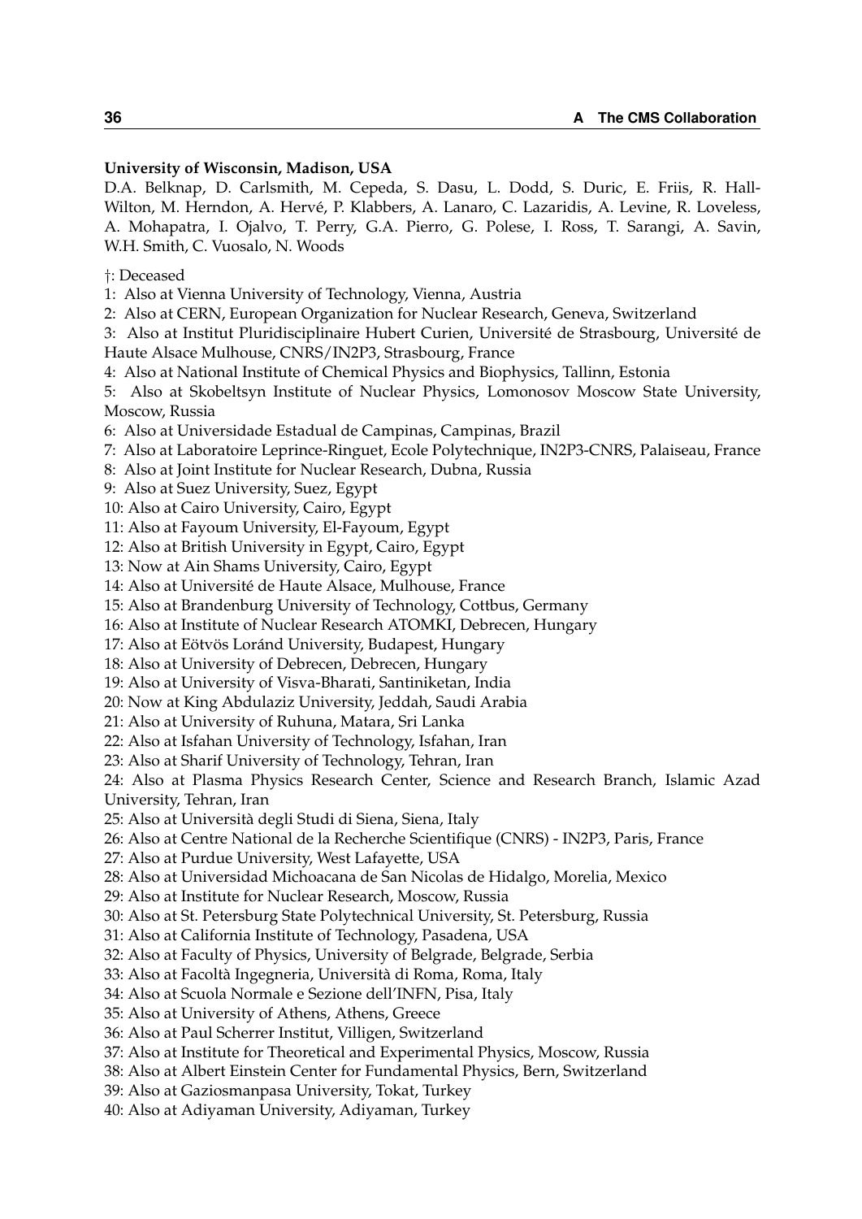**University of Wisconsin, Madison, USA**

D.A. Belknap, D. Carlsmith, M. Cepeda, S. Dasu, L. Dodd, S. Duric, E. Friis, R. Hall-Wilton, M. Herndon, A. Hervé, P. Klabbers, A. Lanaro, C. Lazaridis, A. Levine, R. Loveless, A. Mohapatra, I. Ojalvo, T. Perry, G.A. Pierro, G. Polese, I. Ross, T. Sarangi, A. Savin, W.H. Smith, C. Vuosalo, N. Woods

†: Deceased

1: Also at Vienna University of Technology, Vienna, Austria

2: Also at CERN, European Organization for Nuclear Research, Geneva, Switzerland

3: Also at Institut Pluridisciplinaire Hubert Curien, Université de Strasbourg, Université de Haute Alsace Mulhouse, CNRS/IN2P3, Strasbourg, France

4: Also at National Institute of Chemical Physics and Biophysics, Tallinn, Estonia

5: Also at Skobeltsyn Institute of Nuclear Physics, Lomonosov Moscow State University, Moscow, Russia

6: Also at Universidade Estadual de Campinas, Campinas, Brazil

7: Also at Laboratoire Leprince-Ringuet, Ecole Polytechnique, IN2P3-CNRS, Palaiseau, France

8: Also at Joint Institute for Nuclear Research, Dubna, Russia

9: Also at Suez University, Suez, Egypt

10: Also at Cairo University, Cairo, Egypt

11: Also at Fayoum University, El-Fayoum, Egypt

12: Also at British University in Egypt, Cairo, Egypt

13: Now at Ain Shams University, Cairo, Egypt

14: Also at Université de Haute Alsace, Mulhouse, France

15: Also at Brandenburg University of Technology, Cottbus, Germany

16: Also at Institute of Nuclear Research ATOMKI, Debrecen, Hungary

17: Also at Eötvös Loránd University, Budapest, Hungary

18: Also at University of Debrecen, Debrecen, Hungary

19: Also at University of Visva-Bharati, Santiniketan, India

20: Now at King Abdulaziz University, Jeddah, Saudi Arabia

21: Also at University of Ruhuna, Matara, Sri Lanka

22: Also at Isfahan University of Technology, Isfahan, Iran

23: Also at Sharif University of Technology, Tehran, Iran

24: Also at Plasma Physics Research Center, Science and Research Branch, Islamic Azad University, Tehran, Iran

25: Also at Università degli Studi di Siena, Siena, Italy

26: Also at Centre National de la Recherche Scientifique (CNRS) - IN2P3, Paris, France

27: Also at Purdue University, West Lafayette, USA

28: Also at Universidad Michoacana de San Nicolas de Hidalgo, Morelia, Mexico

29: Also at Institute for Nuclear Research, Moscow, Russia

30: Also at St. Petersburg State Polytechnical University, St. Petersburg, Russia

31: Also at California Institute of Technology, Pasadena, USA

32: Also at Faculty of Physics, University of Belgrade, Belgrade, Serbia

33: Also at Facoltà Ingegneria, Università di Roma, Roma, Italy

34: Also at Scuola Normale e Sezione dell'INFN, Pisa, Italy

35: Also at University of Athens, Athens, Greece

36: Also at Paul Scherrer Institut, Villigen, Switzerland

37: Also at Institute for Theoretical and Experimental Physics, Moscow, Russia

38: Also at Albert Einstein Center for Fundamental Physics, Bern, Switzerland

39: Also at Gaziosmanpasa University, Tokat, Turkey

40: Also at Adiyaman University, Adiyaman, Turkey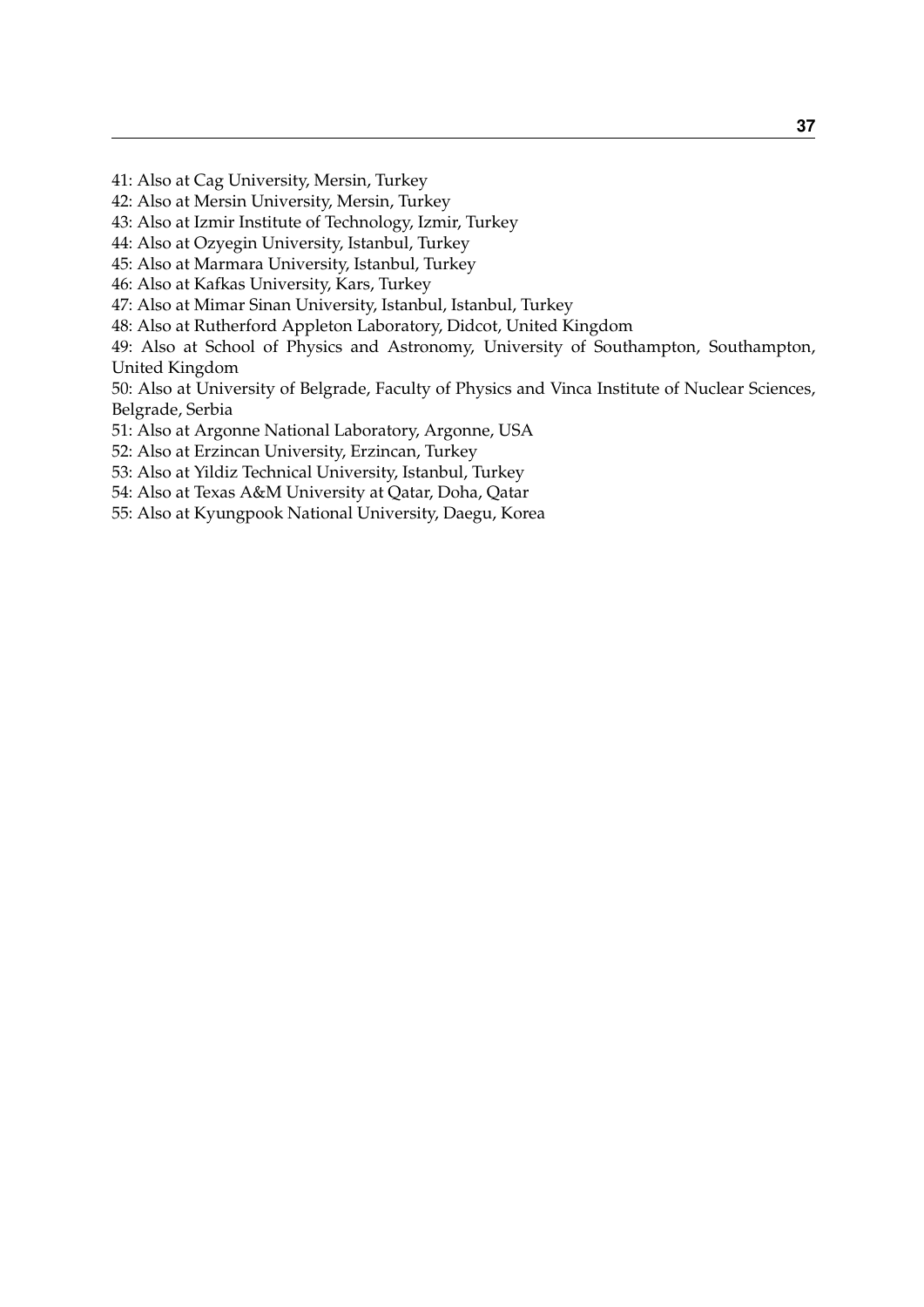41: Also at Cag University, Mersin, Turkey
42: Also at Mersin University, Mersin, Turkey
43: Also at Izmir Institute of Technology, Izmir, Turkey
44: Also at Ozyegin University, Istanbul, Turkey
45: Also at Marmara University, Istanbul, Turkey
46: Also at Kafkas University, Kars, Turkey
47: Also at Mimar Sinan University, Istanbul, Istanbul, Turkey
48: Also at Rutherford Appleton Laboratory, Didcot, United Kingdom
49: Also at School of Physics and Astronomy, University of Southampton, Southampton, United Kingdom
50: Also at University of Belgrade, Faculty of Physics and Vinca Institute of Nuclear Sciences, Belgrade, Serbia
51: Also at Argonne National Laboratory, Argonne, USA
52: Also at Erzincan University, Erzincan, Turkey
53: Also at Yildiz Technical University, Istanbul, Turkey
54: Also at Texas A&M University at Qatar, Doha, Qatar
55: Also at Kyungpook National University, Daegu, Korea